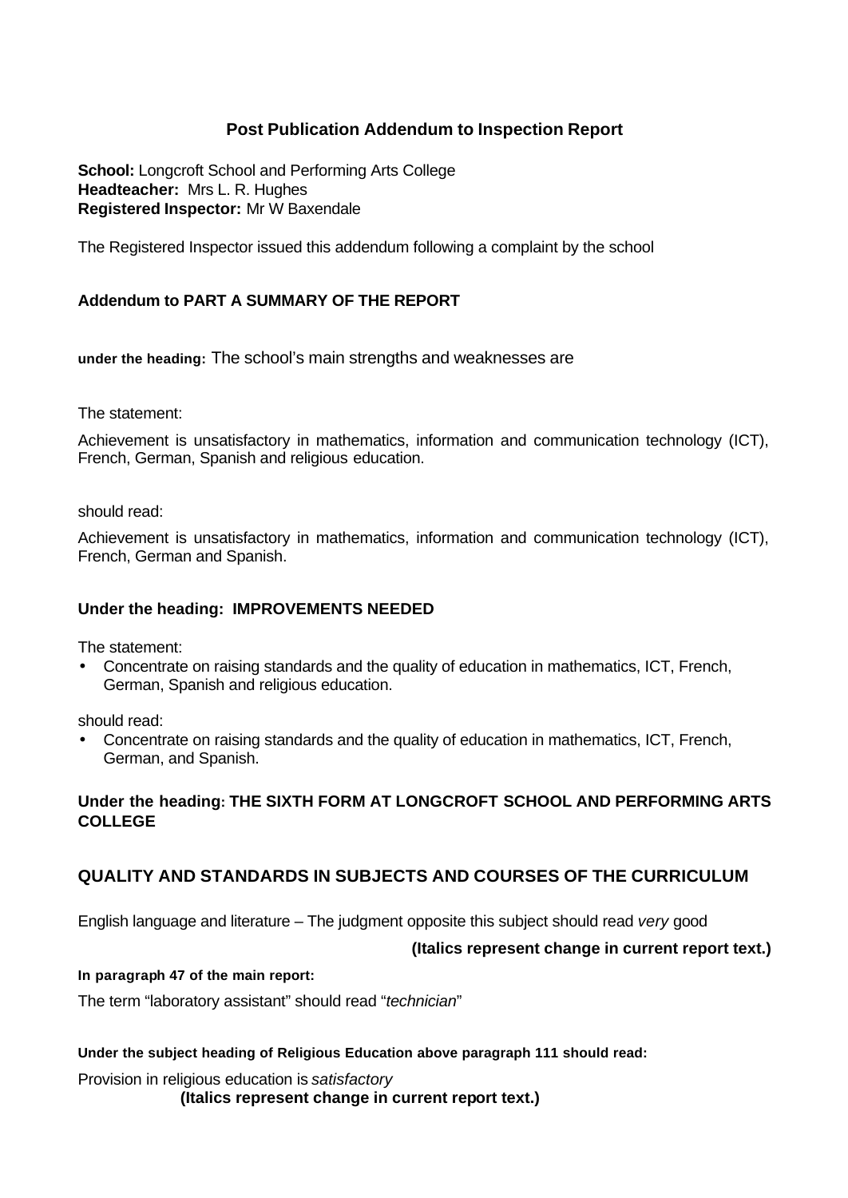## Post Publication Addendum to Inspection Report

**School:** Longcroft School and Performing Arts College
**Headteacher:** Mrs L. R. Hughes
**Registered Inspector:** Mr W Baxendale

The Registered Inspector issued this addendum following a complaint by the school

### Addendum to PART A SUMMARY OF THE REPORT

**under the heading:** The school's main strengths and weaknesses are

The statement:

Achievement is unsatisfactory in mathematics, information and communication technology (ICT), French, German, Spanish and religious education.

should read:

Achievement is unsatisfactory in mathematics, information and communication technology (ICT), French, German and Spanish.

**Under the heading: IMPROVEMENTS NEEDED**

The statement:

- Concentrate on raising standards and the quality of education in mathematics, ICT, French, German, Spanish and religious education.

should read:

- Concentrate on raising standards and the quality of education in mathematics, ICT, French, German, and Spanish.

**Under the heading: THE SIXTH FORM AT LONGCROFT SCHOOL AND PERFORMING ARTS COLLEGE**

### QUALITY AND STANDARDS IN SUBJECTS AND COURSES OF THE CURRICULUM

English language and literature – The judgment opposite this subject should read *very* good

**(Italics represent change in current report text.)**

**In paragraph 47 of the main report:**

The term "laboratory assistant" should read "*technician*"

**Under the subject heading of Religious Education above paragraph 111 should read:**

Provision in religious education is *satisfactory*

**(Italics represent change in current report text.)**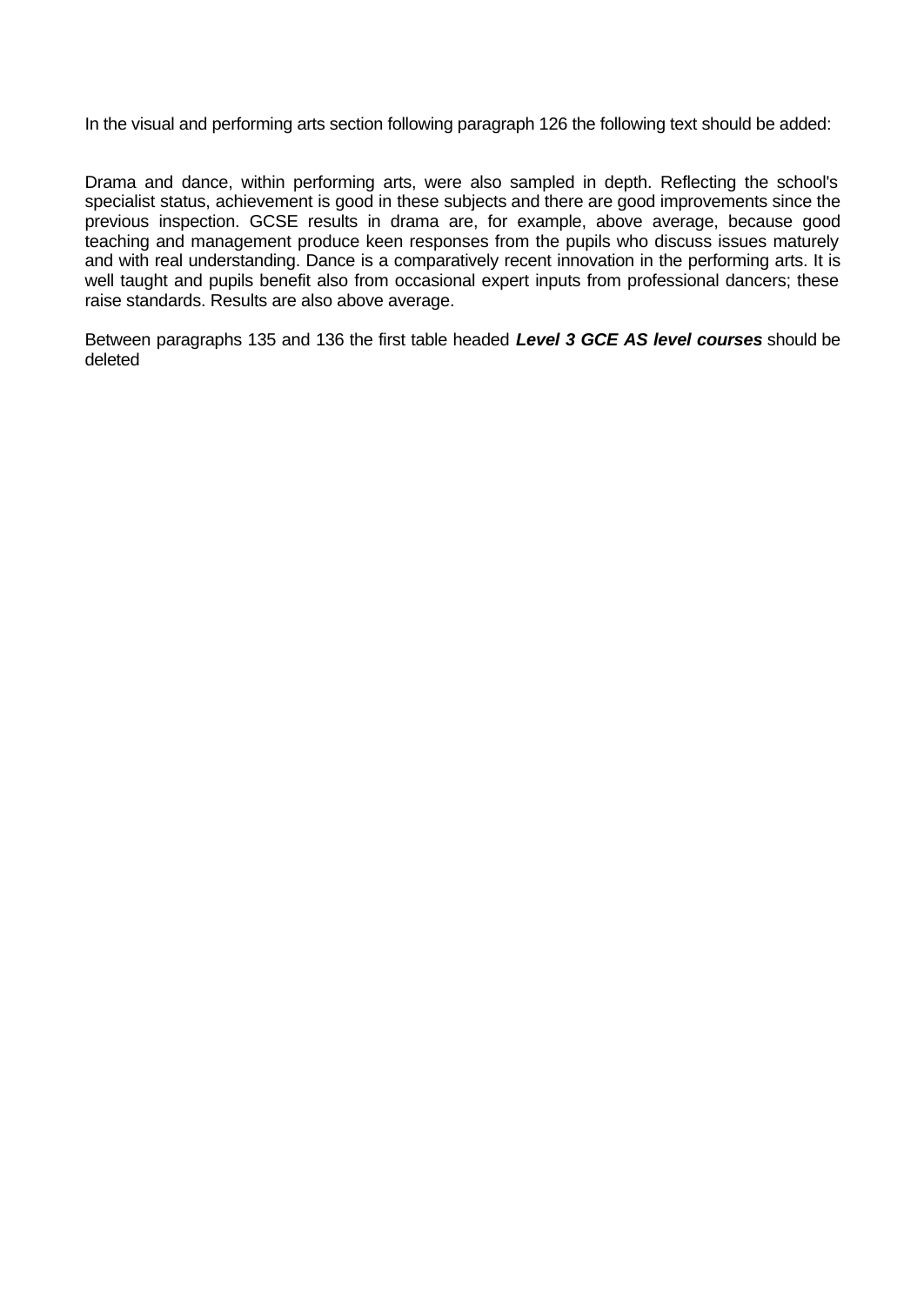In the visual and performing arts section following paragraph 126 the following text should be added:

Drama and dance, within performing arts, were also sampled in depth. Reflecting the school's specialist status, achievement is good in these subjects and there are good improvements since the previous inspection. GCSE results in drama are, for example, above average, because good teaching and management produce keen responses from the pupils who discuss issues maturely and with real understanding. Dance is a comparatively recent innovation in the performing arts. It is well taught and pupils benefit also from occasional expert inputs from professional dancers; these raise standards. Results are also above average.

Between paragraphs 135 and 136 the first table headed ***Level 3 GCE AS level courses*** should be deleted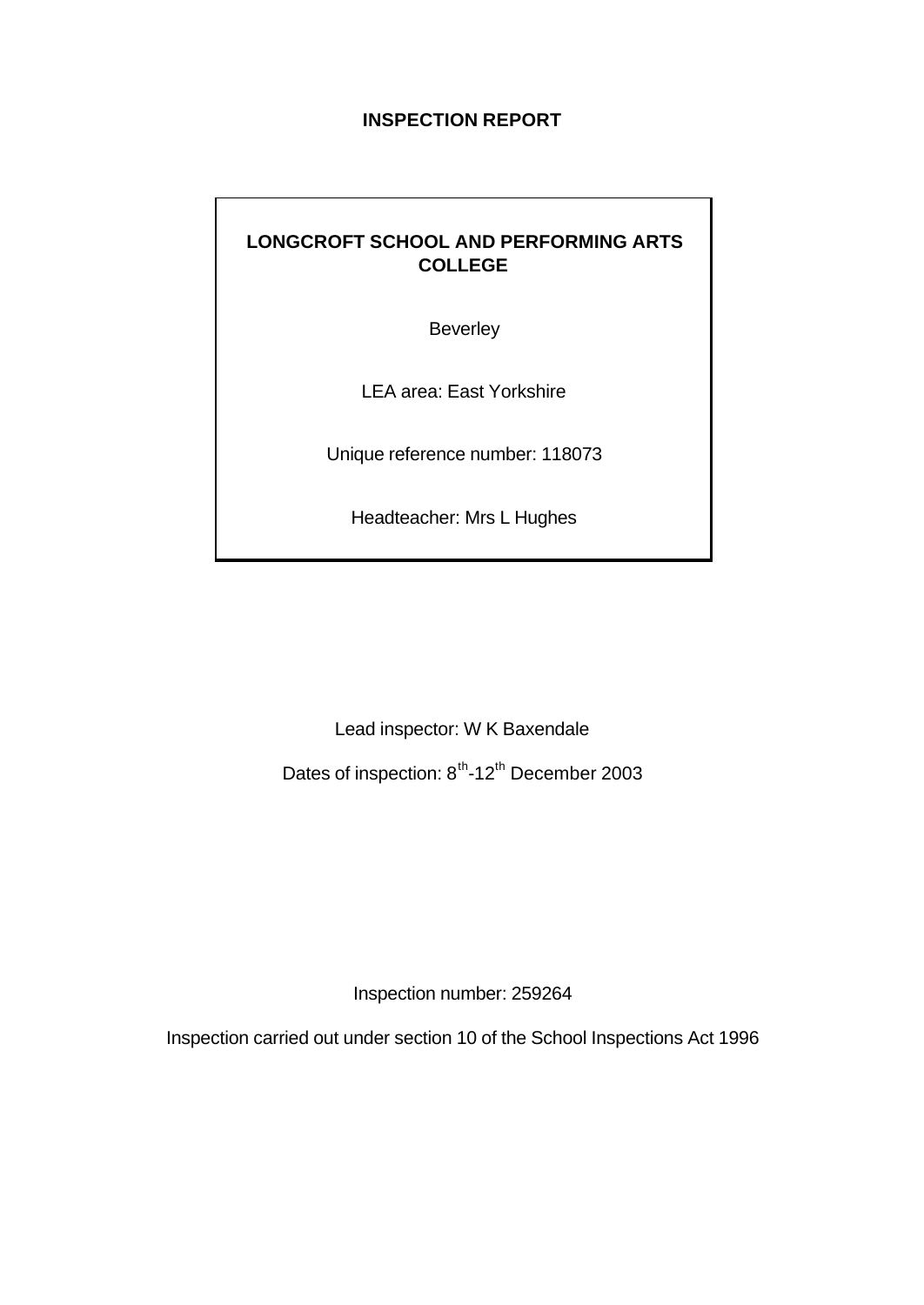**INSPECTION REPORT**

**LONGCROFT SCHOOL AND PERFORMING ARTS COLLEGE**

Beverley

LEA area: East Yorkshire

Unique reference number: 118073

Headteacher: Mrs L Hughes

Lead inspector: W K Baxendale

Dates of inspection: 8th-12th December 2003

Inspection number: 259264

Inspection carried out under section 10 of the School Inspections Act 1996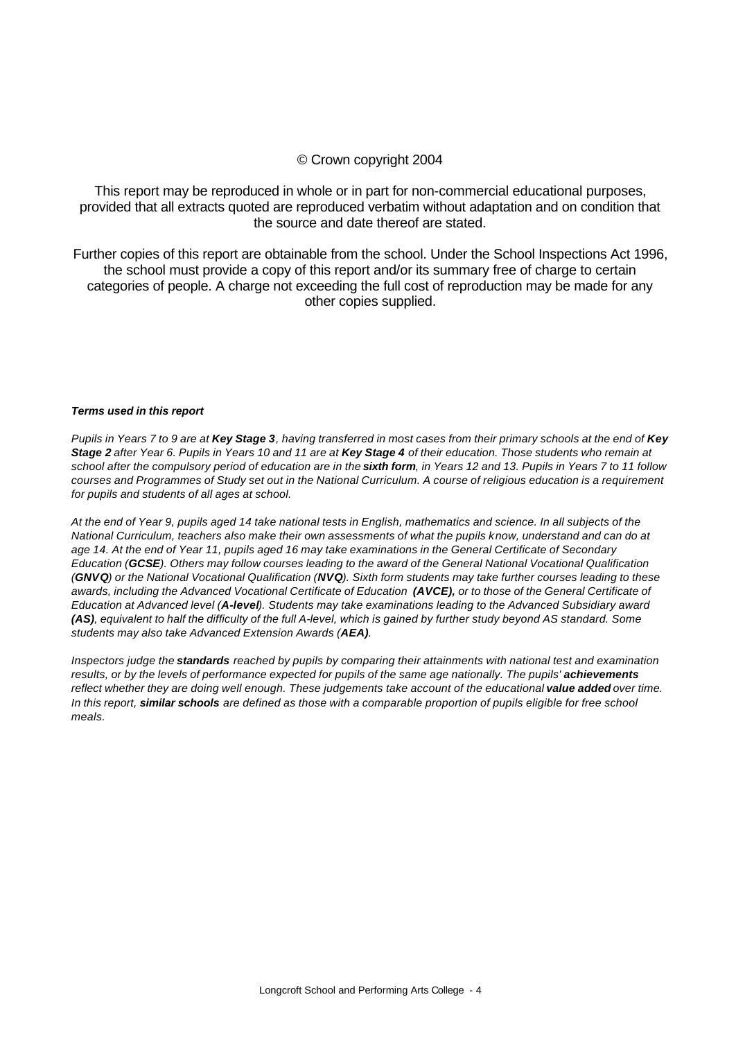© Crown copyright 2004

This report may be reproduced in whole or in part for non-commercial educational purposes, provided that all extracts quoted are reproduced verbatim without adaptation and on condition that the source and date thereof are stated.

Further copies of this report are obtainable from the school. Under the School Inspections Act 1996, the school must provide a copy of this report and/or its summary free of charge to certain categories of people. A charge not exceeding the full cost of reproduction may be made for any other copies supplied.

***Terms used in this report***

*Pupils in Years 7 to 9 are at **Key Stage 3**, having transferred in most cases from their primary schools at the end of **Key Stage 2** after Year 6. Pupils in Years 10 and 11 are at **Key Stage 4** of their education. Those students who remain at school after the compulsory period of education are in the **sixth form**, in Years 12 and 13. Pupils in Years 7 to 11 follow courses and Programmes of Study set out in the National Curriculum. A course of religious education is a requirement for pupils and students of all ages at school.*

*At the end of Year 9, pupils aged 14 take national tests in English, mathematics and science. In all subjects of the National Curriculum, teachers also make their own assessments of what the pupils know, understand and can do at age 14. At the end of Year 11, pupils aged 16 may take examinations in the General Certificate of Secondary Education (**GCSE**). Others may follow courses leading to the award of the General National Vocational Qualification (**GNVQ**) or the National Vocational Qualification (**NVQ**). Sixth form students may take further courses leading to these awards, including the Advanced Vocational Certificate of Education **(AVCE),** or to those of the General Certificate of Education at Advanced level (**A-level**). Students may take examinations leading to the Advanced Subsidiary award **(AS)**, equivalent to half the difficulty of the full A-level, which is gained by further study beyond AS standard. Some students may also take Advanced Extension Awards (**AEA)**.*

*Inspectors judge the **standards** reached by pupils by comparing their attainments with national test and examination results, or by the levels of performance expected for pupils of the same age nationally. The pupils' **achievements** reflect whether they are doing well enough. These judgements take account of the educational **value added** over time. In this report, **similar schools** are defined as those with a comparable proportion of pupils eligible for free school meals.*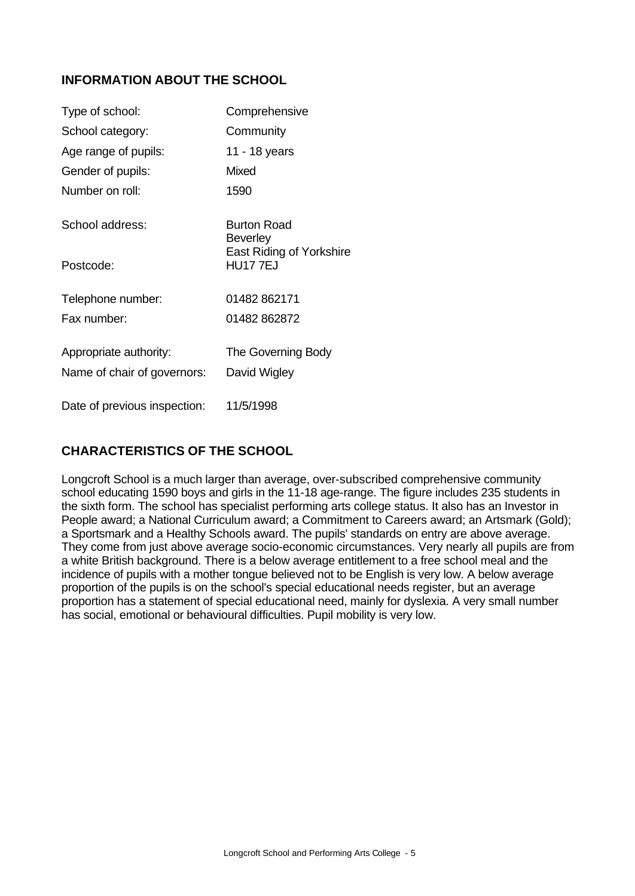## INFORMATION ABOUT THE SCHOOL

| | |
|---|---|
| Type of school: | Comprehensive |
| School category: | Community |
| Age range of pupils: | 11 - 18 years |
| Gender of pupils: | Mixed |
| Number on roll: | 1590 |
| School address: | Burton Road<br>Beverley<br>East Riding of Yorkshire |
| Postcode: | HU17 7EJ |
| Telephone number: | 01482 862171 |
| Fax number: | 01482 862872 |
| Appropriate authority: | The Governing Body |
| Name of chair of governors: | David Wigley |
| Date of previous inspection: | 11/5/1998 |

## CHARACTERISTICS OF THE SCHOOL

Longcroft School is a much larger than average, over-subscribed comprehensive community school educating 1590 boys and girls in the 11-18 age-range. The figure includes 235 students in the sixth form. The school has specialist performing arts college status. It also has an Investor in People award; a National Curriculum award; a Commitment to Careers award; an Artsmark (Gold); a Sportsmark and a Healthy Schools award. The pupils' standards on entry are above average. They come from just above average socio-economic circumstances. Very nearly all pupils are from a white British background. There is a below average entitlement to a free school meal and the incidence of pupils with a mother tongue believed not to be English is very low. A below average proportion of the pupils is on the school's special educational needs register, but an average proportion has a statement of special educational need, mainly for dyslexia. A very small number has social, emotional or behavioural difficulties. Pupil mobility is very low.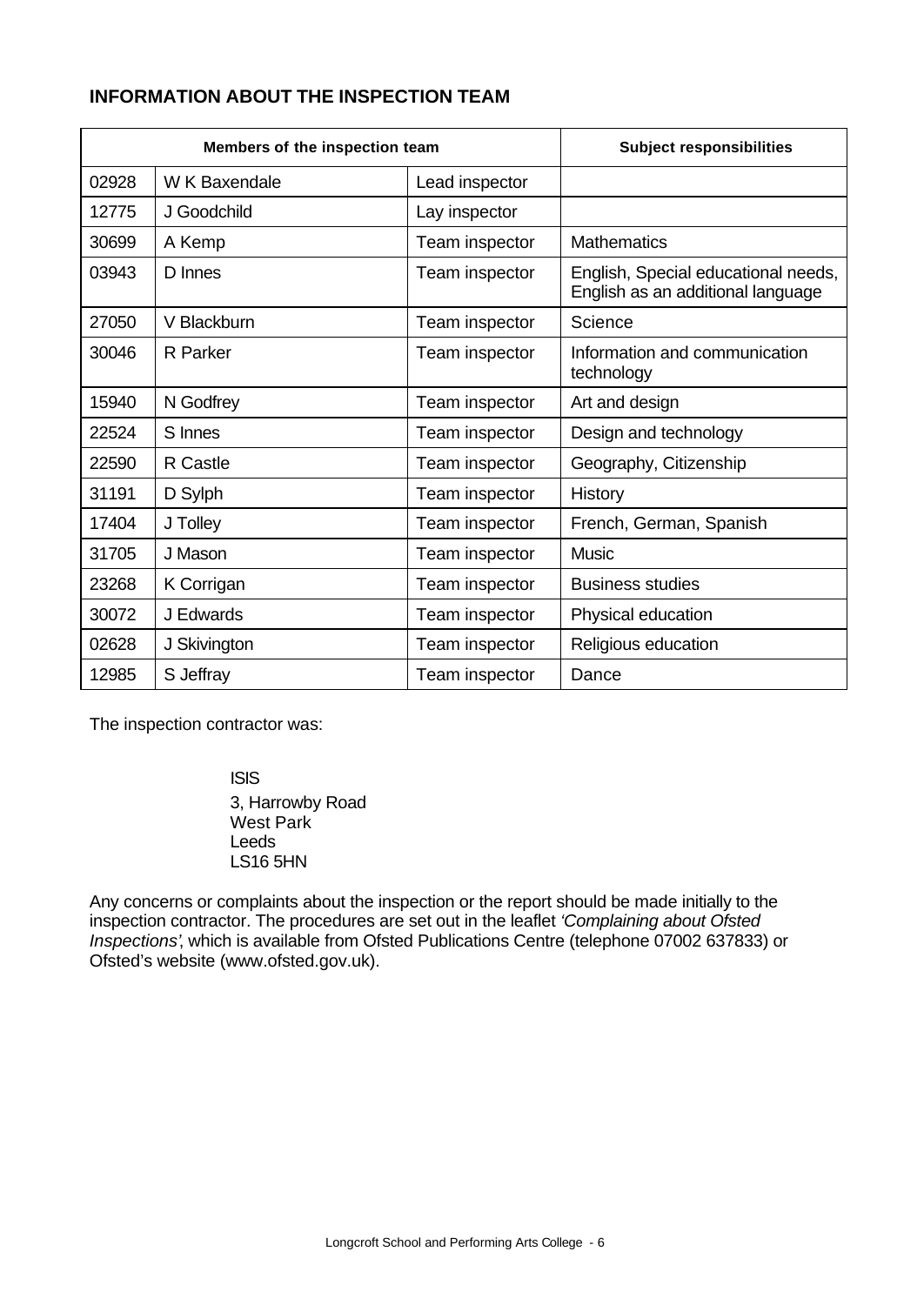## INFORMATION ABOUT THE INSPECTION TEAM

| Members of the inspection team | | | Subject responsibilities |
|---|---|---|---|
| 02928 | W K Baxendale | Lead inspector | |
| 12775 | J Goodchild | Lay inspector | |
| 30699 | A Kemp | Team inspector | Mathematics |
| 03943 | D Innes | Team inspector | English, Special educational needs, English as an additional language |
| 27050 | V Blackburn | Team inspector | Science |
| 30046 | R Parker | Team inspector | Information and communication technology |
| 15940 | N Godfrey | Team inspector | Art and design |
| 22524 | S Innes | Team inspector | Design and technology |
| 22590 | R Castle | Team inspector | Geography, Citizenship |
| 31191 | D Sylph | Team inspector | History |
| 17404 | J Tolley | Team inspector | French, German, Spanish |
| 31705 | J Mason | Team inspector | Music |
| 23268 | K Corrigan | Team inspector | Business studies |
| 30072 | J Edwards | Team inspector | Physical education |
| 02628 | J Skivington | Team inspector | Religious education |
| 12985 | S Jeffray | Team inspector | Dance |

The inspection contractor was:

ISIS
3, Harrowby Road
West Park
Leeds
LS16 5HN

Any concerns or complaints about the inspection or the report should be made initially to the inspection contractor. The procedures are set out in the leaflet *'Complaining about Ofsted Inspections'*, which is available from Ofsted Publications Centre (telephone 07002 637833) or Ofsted's website (www.ofsted.gov.uk).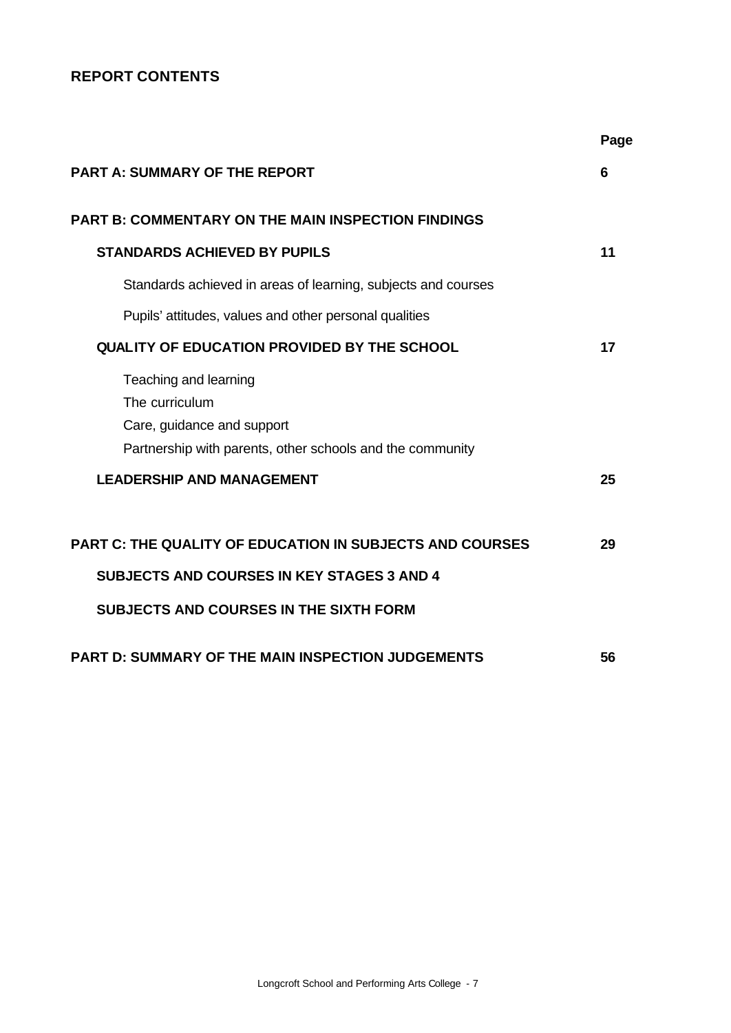## REPORT CONTENTS

| | Page |
|---|---|
| **PART A: SUMMARY OF THE REPORT** | **6** |
| **PART B: COMMENTARY ON THE MAIN INSPECTION FINDINGS** | |
| **STANDARDS ACHIEVED BY PUPILS** | **11** |
| Standards achieved in areas of learning, subjects and courses | |
| Pupils' attitudes, values and other personal qualities | |
| **QUALITY OF EDUCATION PROVIDED BY THE SCHOOL** | **17** |
| Teaching and learning<br>The curriculum<br>Care, guidance and support<br>Partnership with parents, other schools and the community | |
| **LEADERSHIP AND MANAGEMENT** | **25** |
| **PART C: THE QUALITY OF EDUCATION IN SUBJECTS AND COURSES** | **29** |
| **SUBJECTS AND COURSES IN KEY STAGES 3 AND 4** | |
| **SUBJECTS AND COURSES IN THE SIXTH FORM** | |
| **PART D: SUMMARY OF THE MAIN INSPECTION JUDGEMENTS** | **56** |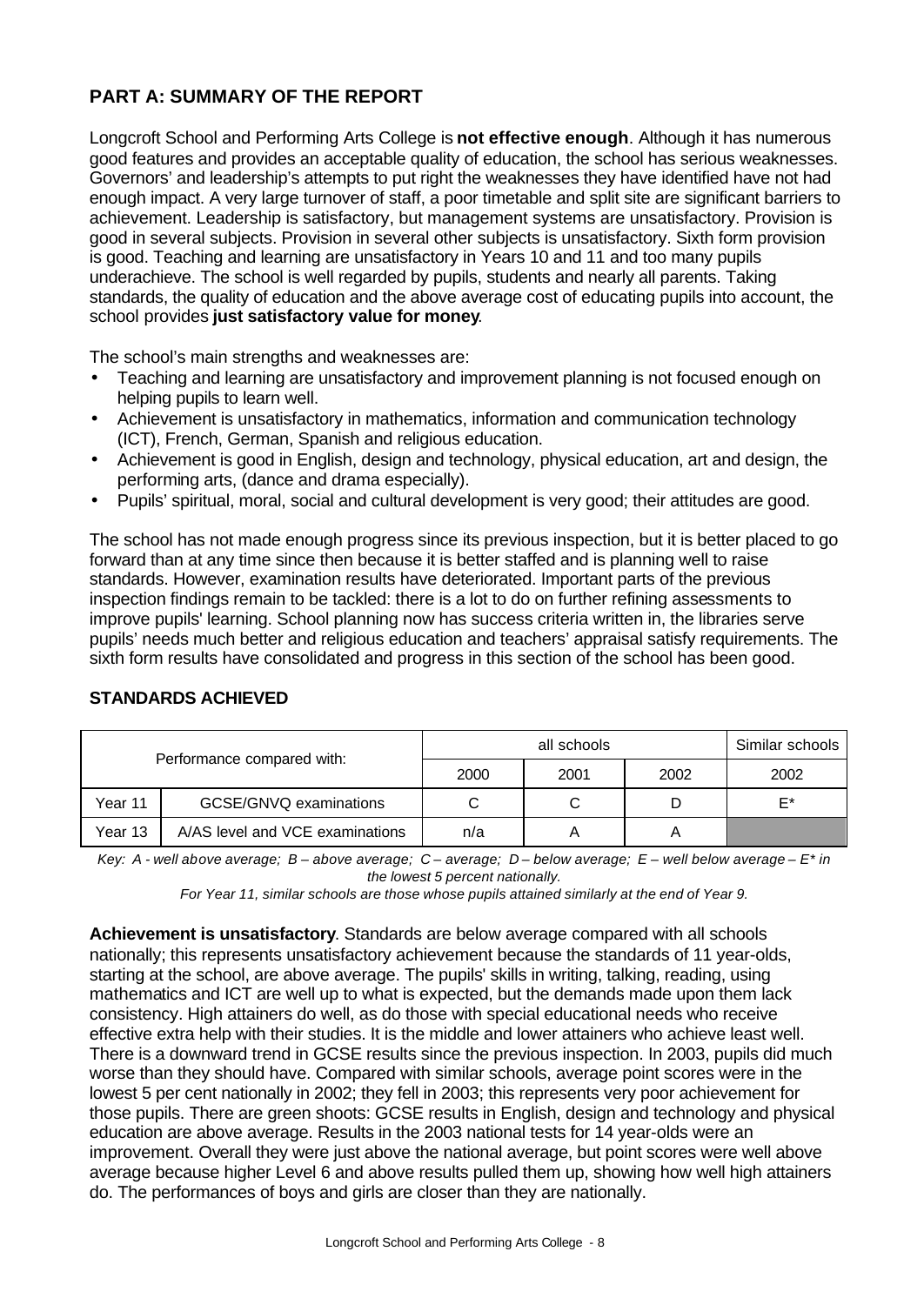## PART A: SUMMARY OF THE REPORT

Longcroft School and Performing Arts College is **not effective enough**. Although it has numerous good features and provides an acceptable quality of education, the school has serious weaknesses. Governors' and leadership's attempts to put right the weaknesses they have identified have not had enough impact. A very large turnover of staff, a poor timetable and split site are significant barriers to achievement. Leadership is satisfactory, but management systems are unsatisfactory. Provision is good in several subjects. Provision in several other subjects is unsatisfactory. Sixth form provision is good. Teaching and learning are unsatisfactory in Years 10 and 11 and too many pupils underachieve. The school is well regarded by pupils, students and nearly all parents. Taking standards, the quality of education and the above average cost of educating pupils into account, the school provides **just satisfactory value for money**.

The school's main strengths and weaknesses are:

- Teaching and learning are unsatisfactory and improvement planning is not focused enough on helping pupils to learn well.
- Achievement is unsatisfactory in mathematics, information and communication technology (ICT), French, German, Spanish and religious education.
- Achievement is good in English, design and technology, physical education, art and design, the performing arts, (dance and drama especially).
- Pupils' spiritual, moral, social and cultural development is very good; their attitudes are good.

The school has not made enough progress since its previous inspection, but it is better placed to go forward than at any time since then because it is better staffed and is planning well to raise standards. However, examination results have deteriorated. Important parts of the previous inspection findings remain to be tackled: there is a lot to do on further refining assessments to improve pupils' learning. School planning now has success criteria written in, the libraries serve pupils' needs much better and religious education and teachers' appraisal satisfy requirements. The sixth form results have consolidated and progress in this section of the school has been good.

### STANDARDS ACHIEVED

| Performance compared with: | | all schools | | | Similar schools |
|---|---|---|---|---|---|
| | | 2000 | 2001 | 2002 | 2002 |
| Year 11 | GCSE/GNVQ examinations | C | C | D | E* |
| Year 13 | A/AS level and VCE examinations | n/a | A | A | |

*Key: A - well above average; B – above average; C – average; D – below average; E – well below average – E* in the lowest 5 percent nationally.*

*For Year 11, similar schools are those whose pupils attained similarly at the end of Year 9.*

**Achievement is unsatisfactory**. Standards are below average compared with all schools nationally; this represents unsatisfactory achievement because the standards of 11 year-olds, starting at the school, are above average. The pupils' skills in writing, talking, reading, using mathematics and ICT are well up to what is expected, but the demands made upon them lack consistency. High attainers do well, as do those with special educational needs who receive effective extra help with their studies. It is the middle and lower attainers who achieve least well. There is a downward trend in GCSE results since the previous inspection. In 2003, pupils did much worse than they should have. Compared with similar schools, average point scores were in the lowest 5 per cent nationally in 2002; they fell in 2003; this represents very poor achievement for those pupils. There are green shoots: GCSE results in English, design and technology and physical education are above average. Results in the 2003 national tests for 14 year-olds were an improvement. Overall they were just above the national average, but point scores were well above average because higher Level 6 and above results pulled them up, showing how well high attainers do. The performances of boys and girls are closer than they are nationally.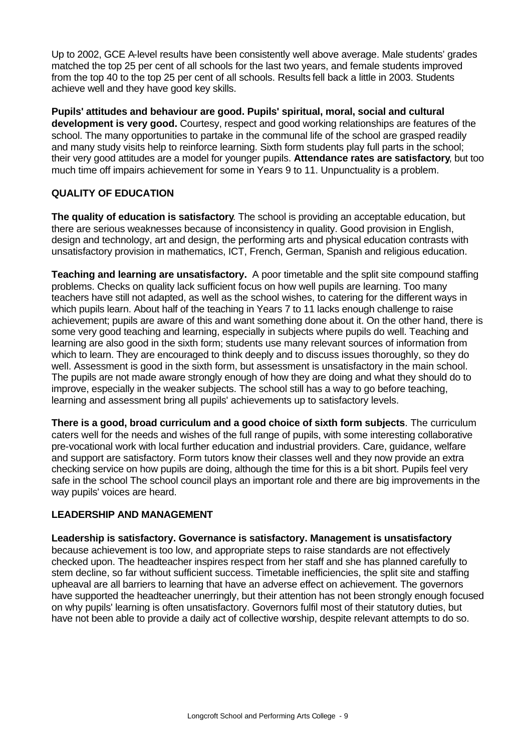Up to 2002, GCE A-level results have been consistently well above average. Male students' grades matched the top 25 per cent of all schools for the last two years, and female students improved from the top 40 to the top 25 per cent of all schools. Results fell back a little in 2003. Students achieve well and they have good key skills.

**Pupils' attitudes and behaviour are good. Pupils' spiritual, moral, social and cultural development is very good.** Courtesy, respect and good working relationships are features of the school. The many opportunities to partake in the communal life of the school are grasped readily and many study visits help to reinforce learning. Sixth form students play full parts in the school; their very good attitudes are a model for younger pupils. **Attendance rates are satisfactory**, but too much time off impairs achievement for some in Years 9 to 11. Unpunctuality is a problem.

## QUALITY OF EDUCATION

**The quality of education is satisfactory**. The school is providing an acceptable education, but there are serious weaknesses because of inconsistency in quality. Good provision in English, design and technology, art and design, the performing arts and physical education contrasts with unsatisfactory provision in mathematics, ICT, French, German, Spanish and religious education.

**Teaching and learning are unsatisfactory.** A poor timetable and the split site compound staffing problems. Checks on quality lack sufficient focus on how well pupils are learning. Too many teachers have still not adapted, as well as the school wishes, to catering for the different ways in which pupils learn. About half of the teaching in Years 7 to 11 lacks enough challenge to raise achievement; pupils are aware of this and want something done about it. On the other hand, there is some very good teaching and learning, especially in subjects where pupils do well. Teaching and learning are also good in the sixth form; students use many relevant sources of information from which to learn. They are encouraged to think deeply and to discuss issues thoroughly, so they do well. Assessment is good in the sixth form, but assessment is unsatisfactory in the main school. The pupils are not made aware strongly enough of how they are doing and what they should do to improve, especially in the weaker subjects. The school still has a way to go before teaching, learning and assessment bring all pupils' achievements up to satisfactory levels.

**There is a good, broad curriculum and a good choice of sixth form subjects**. The curriculum caters well for the needs and wishes of the full range of pupils, with some interesting collaborative pre-vocational work with local further education and industrial providers. Care, guidance, welfare and support are satisfactory. Form tutors know their classes well and they now provide an extra checking service on how pupils are doing, although the time for this is a bit short. Pupils feel very safe in the school The school council plays an important role and there are big improvements in the way pupils' voices are heard.

## LEADERSHIP AND MANAGEMENT

**Leadership is satisfactory. Governance is satisfactory. Management is unsatisfactory** because achievement is too low, and appropriate steps to raise standards are not effectively checked upon. The headteacher inspires respect from her staff and she has planned carefully to stem decline, so far without sufficient success. Timetable inefficiencies, the split site and staffing upheaval are all barriers to learning that have an adverse effect on achievement. The governors have supported the headteacher unerringly, but their attention has not been strongly enough focused on why pupils' learning is often unsatisfactory. Governors fulfil most of their statutory duties, but have not been able to provide a daily act of collective worship, despite relevant attempts to do so.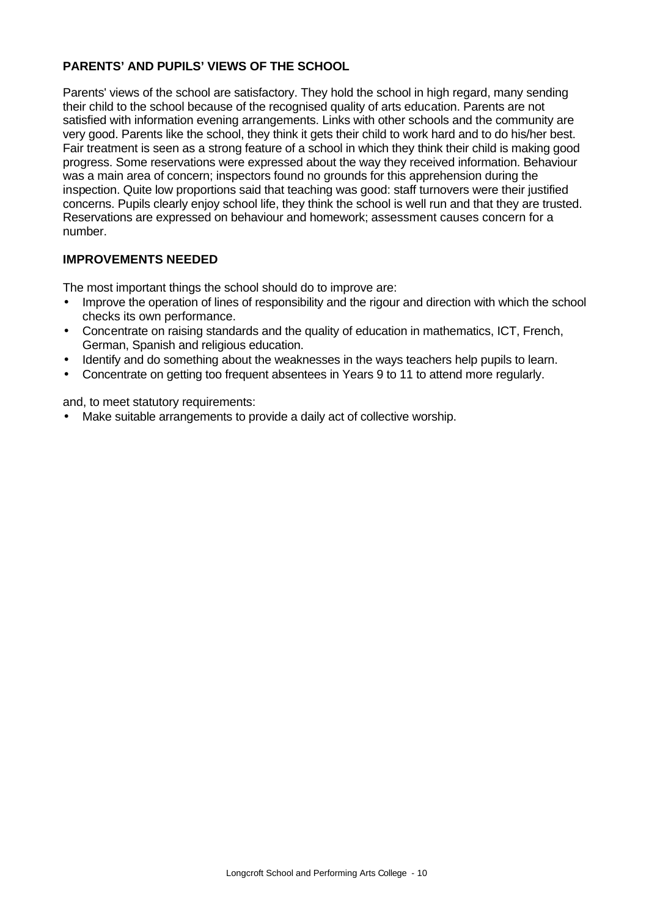## PARENTS' AND PUPILS' VIEWS OF THE SCHOOL

Parents' views of the school are satisfactory. They hold the school in high regard, many sending their child to the school because of the recognised quality of arts education. Parents are not satisfied with information evening arrangements. Links with other schools and the community are very good. Parents like the school, they think it gets their child to work hard and to do his/her best. Fair treatment is seen as a strong feature of a school in which they think their child is making good progress. Some reservations were expressed about the way they received information. Behaviour was a main area of concern; inspectors found no grounds for this apprehension during the inspection. Quite low proportions said that teaching was good: staff turnovers were their justified concerns. Pupils clearly enjoy school life, they think the school is well run and that they are trusted. Reservations are expressed on behaviour and homework; assessment causes concern for a number.

## IMPROVEMENTS NEEDED

The most important things the school should do to improve are:

- Improve the operation of lines of responsibility and the rigour and direction with which the school checks its own performance.
- Concentrate on raising standards and the quality of education in mathematics, ICT, French, German, Spanish and religious education.
- Identify and do something about the weaknesses in the ways teachers help pupils to learn.
- Concentrate on getting too frequent absentees in Years 9 to 11 to attend more regularly.

and, to meet statutory requirements:

- Make suitable arrangements to provide a daily act of collective worship.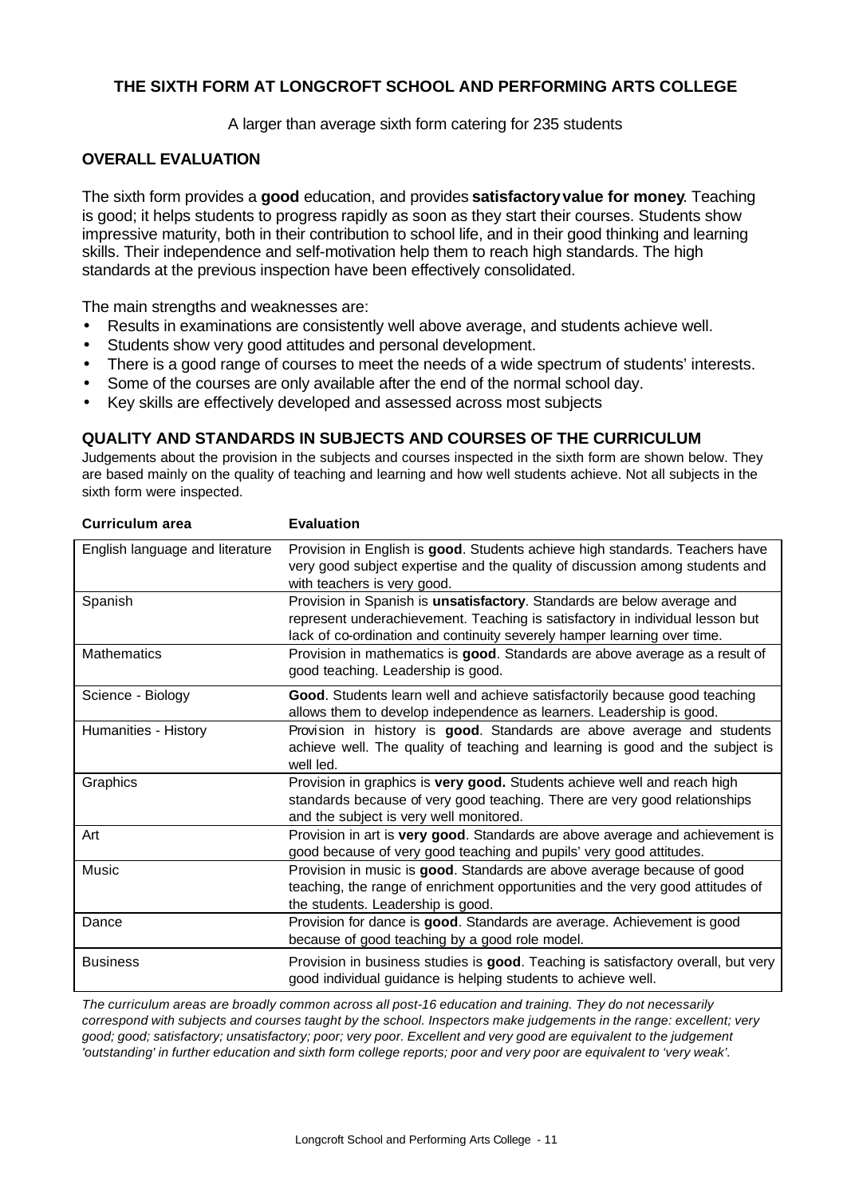## THE SIXTH FORM AT LONGCROFT SCHOOL AND PERFORMING ARTS COLLEGE

A larger than average sixth form catering for 235 students

### OVERALL EVALUATION

The sixth form provides a **good** education, and provides **satisfactory value for money**. Teaching is good; it helps students to progress rapidly as soon as they start their courses. Students show impressive maturity, both in their contribution to school life, and in their good thinking and learning skills. Their independence and self-motivation help them to reach high standards. The high standards at the previous inspection have been effectively consolidated.

The main strengths and weaknesses are:

- Results in examinations are consistently well above average, and students achieve well.
- Students show very good attitudes and personal development.
- There is a good range of courses to meet the needs of a wide spectrum of students' interests.
- Some of the courses are only available after the end of the normal school day.
- Key skills are effectively developed and assessed across most subjects

### QUALITY AND STANDARDS IN SUBJECTS AND COURSES OF THE CURRICULUM

Judgements about the provision in the subjects and courses inspected in the sixth form are shown below. They are based mainly on the quality of teaching and learning and how well students achieve. Not all subjects in the sixth form were inspected.

| Curriculum area | Evaluation |
|---|---|
| English language and literature | Provision in English is **good**. Students achieve high standards. Teachers have very good subject expertise and the quality of discussion among students and with teachers is very good. |
| Spanish | Provision in Spanish is **unsatisfactory**. Standards are below average and represent underachievement. Teaching is satisfactory in individual lesson but lack of co-ordination and continuity severely hamper learning over time. |
| Mathematics | Provision in mathematics is **good**. Standards are above average as a result of good teaching. Leadership is good. |
| Science - Biology | **Good**. Students learn well and achieve satisfactorily because good teaching allows them to develop independence as learners. Leadership is good. |
| Humanities - History | Provision in history is **good**. Standards are above average and students achieve well. The quality of teaching and learning is good and the subject is well led. |
| Graphics | Provision in graphics is **very good.** Students achieve well and reach high standards because of very good teaching. There are very good relationships and the subject is very well monitored. |
| Art | Provision in art is **very good**. Standards are above average and achievement is good because of very good teaching and pupils' very good attitudes. |
| Music | Provision in music is **good**. Standards are above average because of good teaching, the range of enrichment opportunities and the very good attitudes of the students. Leadership is good. |
| Dance | Provision for dance is **good**. Standards are average. Achievement is good because of good teaching by a good role model. |
| Business | Provision in business studies is **good**. Teaching is satisfactory overall, but very good individual guidance is helping students to achieve well. |

*The curriculum areas are broadly common across all post-16 education and training. They do not necessarily correspond with subjects and courses taught by the school. Inspectors make judgements in the range: excellent; very good; good; satisfactory; unsatisfactory; poor; very poor. Excellent and very good are equivalent to the judgement 'outstanding' in further education and sixth form college reports; poor and very poor are equivalent to 'very weak'.*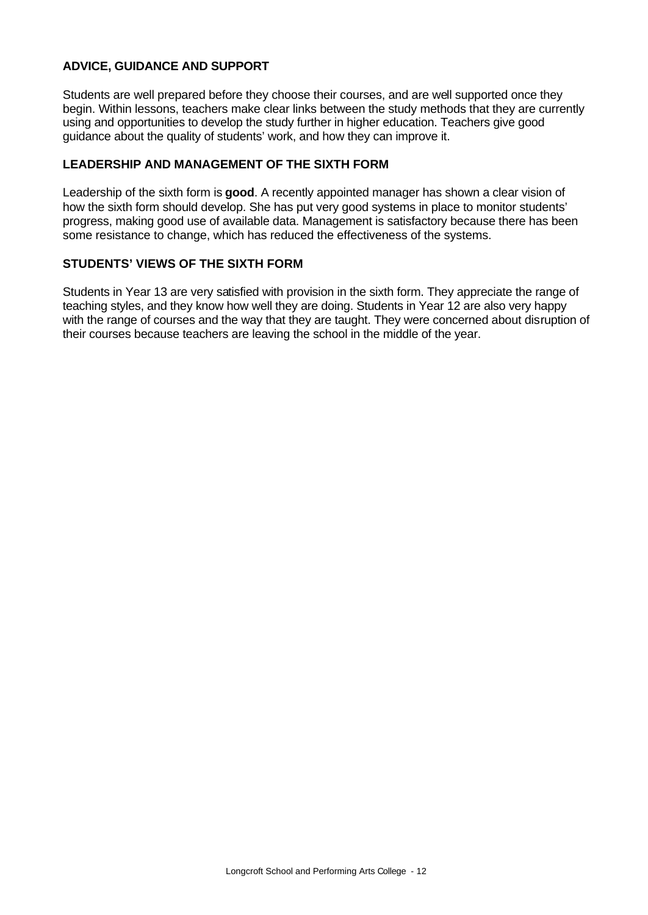### ADVICE, GUIDANCE AND SUPPORT

Students are well prepared before they choose their courses, and are well supported once they begin. Within lessons, teachers make clear links between the study methods that they are currently using and opportunities to develop the study further in higher education. Teachers give good guidance about the quality of students' work, and how they can improve it.

### LEADERSHIP AND MANAGEMENT OF THE SIXTH FORM

Leadership of the sixth form is **good**. A recently appointed manager has shown a clear vision of how the sixth form should develop. She has put very good systems in place to monitor students' progress, making good use of available data. Management is satisfactory because there has been some resistance to change, which has reduced the effectiveness of the systems.

### STUDENTS' VIEWS OF THE SIXTH FORM

Students in Year 13 are very satisfied with provision in the sixth form. They appreciate the range of teaching styles, and they know how well they are doing. Students in Year 12 are also very happy with the range of courses and the way that they are taught. They were concerned about disruption of their courses because teachers are leaving the school in the middle of the year.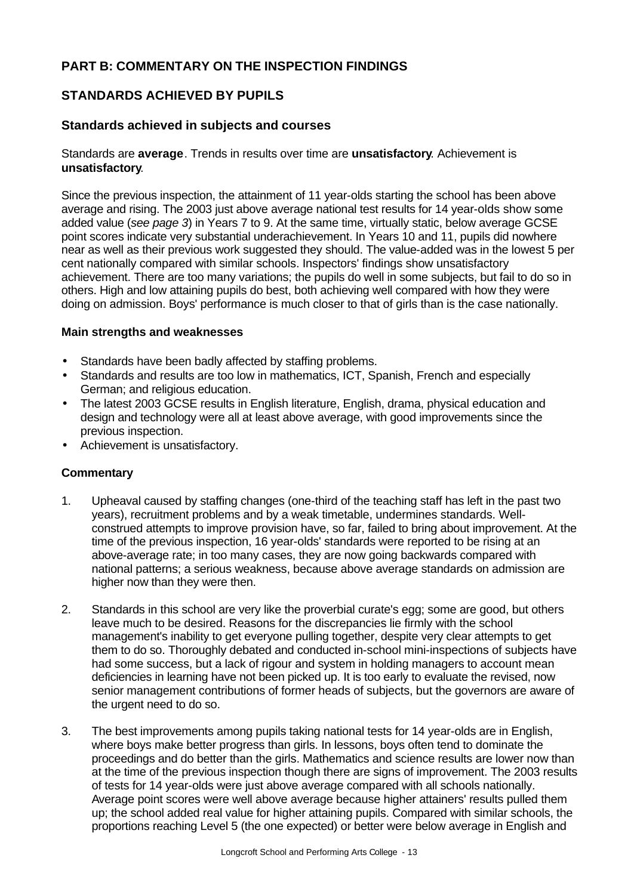# PART B: COMMENTARY ON THE INSPECTION FINDINGS

## STANDARDS ACHIEVED BY PUPILS

### Standards achieved in subjects and courses

Standards are **average**. Trends in results over time are **unsatisfactory**. Achievement is **unsatisfactory**.

Since the previous inspection, the attainment of 11 year-olds starting the school has been above average and rising. The 2003 just above average national test results for 14 year-olds show some added value (*see page 3*) in Years 7 to 9. At the same time, virtually static, below average GCSE point scores indicate very substantial underachievement. In Years 10 and 11, pupils did nowhere near as well as their previous work suggested they should. The value-added was in the lowest 5 per cent nationally compared with similar schools. Inspectors' findings show unsatisfactory achievement. There are too many variations; the pupils do well in some subjects, but fail to do so in others. High and low attaining pupils do best, both achieving well compared with how they were doing on admission. Boys' performance is much closer to that of girls than is the case nationally.

**Main strengths and weaknesses**

- Standards have been badly affected by staffing problems.
- Standards and results are too low in mathematics, ICT, Spanish, French and especially German; and religious education.
- The latest 2003 GCSE results in English literature, English, drama, physical education and design and technology were all at least above average, with good improvements since the previous inspection.
- Achievement is unsatisfactory.

**Commentary**

1. Upheaval caused by staffing changes (one-third of the teaching staff has left in the past two years), recruitment problems and by a weak timetable, undermines standards. Well-construed attempts to improve provision have, so far, failed to bring about improvement. At the time of the previous inspection, 16 year-olds' standards were reported to be rising at an above-average rate; in too many cases, they are now going backwards compared with national patterns; a serious weakness, because above average standards on admission are higher now than they were then.

2. Standards in this school are very like the proverbial curate's egg; some are good, but others leave much to be desired. Reasons for the discrepancies lie firmly with the school management's inability to get everyone pulling together, despite very clear attempts to get them to do so. Thoroughly debated and conducted in-school mini-inspections of subjects have had some success, but a lack of rigour and system in holding managers to account mean deficiencies in learning have not been picked up. It is too early to evaluate the revised, now senior management contributions of former heads of subjects, but the governors are aware of the urgent need to do so.

3. The best improvements among pupils taking national tests for 14 year-olds are in English, where boys make better progress than girls. In lessons, boys often tend to dominate the proceedings and do better than the girls. Mathematics and science results are lower now than at the time of the previous inspection though there are signs of improvement. The 2003 results of tests for 14 year-olds were just above average compared with all schools nationally. Average point scores were well above average because higher attainers' results pulled them up; the school added real value for higher attaining pupils. Compared with similar schools, the proportions reaching Level 5 (the one expected) or better were below average in English and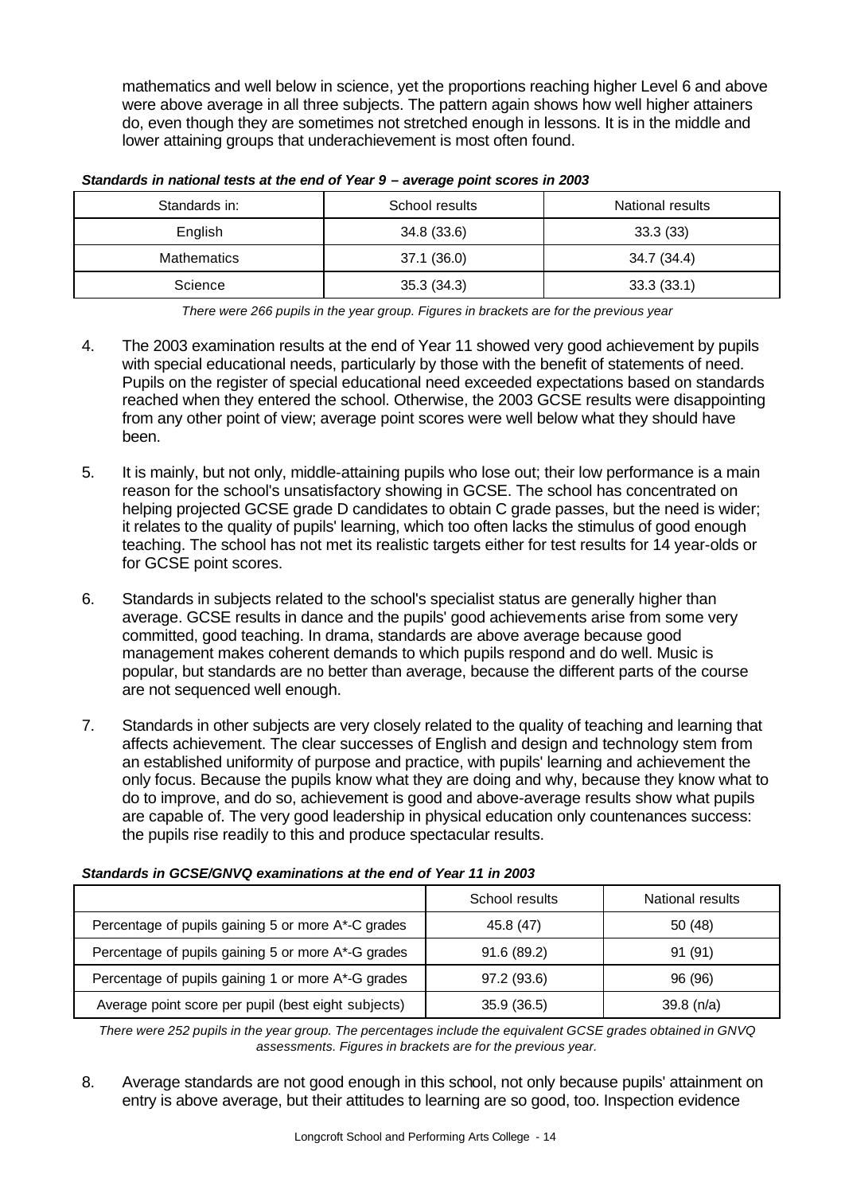mathematics and well below in science, yet the proportions reaching higher Level 6 and above were above average in all three subjects. The pattern again shows how well higher attainers do, even though they are sometimes not stretched enough in lessons. It is in the middle and lower attaining groups that underachievement is most often found.

***Standards in national tests at the end of Year 9 – average point scores in 2003***

| Standards in: | School results | National results |
|---|---|---|
| English | 34.8 (33.6) | 33.3 (33) |
| Mathematics | 37.1 (36.0) | 34.7 (34.4) |
| Science | 35.3 (34.3) | 33.3 (33.1) |

*There were 266 pupils in the year group. Figures in brackets are for the previous year*

4. The 2003 examination results at the end of Year 11 showed very good achievement by pupils with special educational needs, particularly by those with the benefit of statements of need. Pupils on the register of special educational need exceeded expectations based on standards reached when they entered the school. Otherwise, the 2003 GCSE results were disappointing from any other point of view; average point scores were well below what they should have been.

5. It is mainly, but not only, middle-attaining pupils who lose out; their low performance is a main reason for the school's unsatisfactory showing in GCSE. The school has concentrated on helping projected GCSE grade D candidates to obtain C grade passes, but the need is wider; it relates to the quality of pupils' learning, which too often lacks the stimulus of good enough teaching. The school has not met its realistic targets either for test results for 14 year-olds or for GCSE point scores.

6. Standards in subjects related to the school's specialist status are generally higher than average. GCSE results in dance and the pupils' good achievements arise from some very committed, good teaching. In drama, standards are above average because good management makes coherent demands to which pupils respond and do well. Music is popular, but standards are no better than average, because the different parts of the course are not sequenced well enough.

7. Standards in other subjects are very closely related to the quality of teaching and learning that affects achievement. The clear successes of English and design and technology stem from an established uniformity of purpose and practice, with pupils' learning and achievement the only focus. Because the pupils know what they are doing and why, because they know what to do to improve, and do so, achievement is good and above-average results show what pupils are capable of. The very good leadership in physical education only countenances success: the pupils rise readily to this and produce spectacular results.

***Standards in GCSE/GNVQ examinations at the end of Year 11 in 2003***

| | School results | National results |
|---|---|---|
| Percentage of pupils gaining 5 or more A*-C grades | 45.8 (47) | 50 (48) |
| Percentage of pupils gaining 5 or more A*-G grades | 91.6 (89.2) | 91 (91) |
| Percentage of pupils gaining 1 or more A*-G grades | 97.2 (93.6) | 96 (96) |
| Average point score per pupil (best eight subjects) | 35.9 (36.5) | 39.8 (n/a) |

*There were 252 pupils in the year group. The percentages include the equivalent GCSE grades obtained in GNVQ assessments. Figures in brackets are for the previous year.*

8. Average standards are not good enough in this school, not only because pupils' attainment on entry is above average, but their attitudes to learning are so good, too. Inspection evidence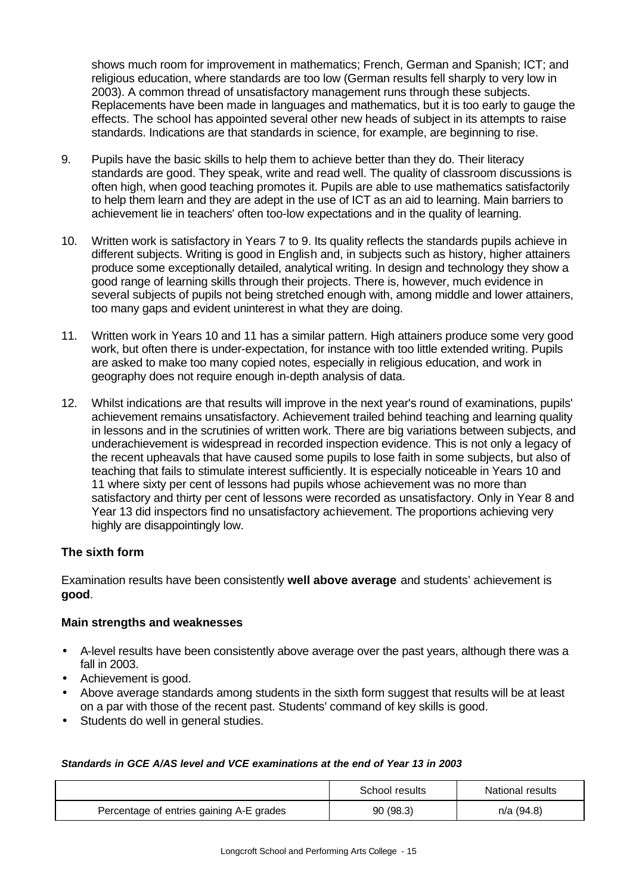shows much room for improvement in mathematics; French, German and Spanish; ICT; and religious education, where standards are too low (German results fell sharply to very low in 2003). A common thread of unsatisfactory management runs through these subjects. Replacements have been made in languages and mathematics, but it is too early to gauge the effects. The school has appointed several other new heads of subject in its attempts to raise standards. Indications are that standards in science, for example, are beginning to rise.

9. Pupils have the basic skills to help them to achieve better than they do. Their literacy standards are good. They speak, write and read well. The quality of classroom discussions is often high, when good teaching promotes it. Pupils are able to use mathematics satisfactorily to help them learn and they are adept in the use of ICT as an aid to learning. Main barriers to achievement lie in teachers' often too-low expectations and in the quality of learning.

10. Written work is satisfactory in Years 7 to 9. Its quality reflects the standards pupils achieve in different subjects. Writing is good in English and, in subjects such as history, higher attainers produce some exceptionally detailed, analytical writing. In design and technology they show a good range of learning skills through their projects. There is, however, much evidence in several subjects of pupils not being stretched enough with, among middle and lower attainers, too many gaps and evident uninterest in what they are doing.

11. Written work in Years 10 and 11 has a similar pattern. High attainers produce some very good work, but often there is under-expectation, for instance with too little extended writing. Pupils are asked to make too many copied notes, especially in religious education, and work in geography does not require enough in-depth analysis of data.

12. Whilst indications are that results will improve in the next year's round of examinations, pupils' achievement remains unsatisfactory. Achievement trailed behind teaching and learning quality in lessons and in the scrutinies of written work. There are big variations between subjects, and underachievement is widespread in recorded inspection evidence. This is not only a legacy of the recent upheavals that have caused some pupils to lose faith in some subjects, but also of teaching that fails to stimulate interest sufficiently. It is especially noticeable in Years 10 and 11 where sixty per cent of lessons had pupils whose achievement was no more than satisfactory and thirty per cent of lessons were recorded as unsatisfactory. Only in Year 8 and Year 13 did inspectors find no unsatisfactory achievement. The proportions achieving very highly are disappointingly low.

### The sixth form

Examination results have been consistently **well above average** and students' achievement is **good**.

### Main strengths and weaknesses

- A-level results have been consistently above average over the past years, although there was a fall in 2003.
- Achievement is good.
- Above average standards among students in the sixth form suggest that results will be at least on a par with those of the recent past. Students' command of key skills is good.
- Students do well in general studies.

***Standards in GCE A/AS level and VCE examinations at the end of Year 13 in 2003***

| | School results | National results |
|---|---|---|
| Percentage of entries gaining A-E grades | 90 (98.3) | n/a (94.8) |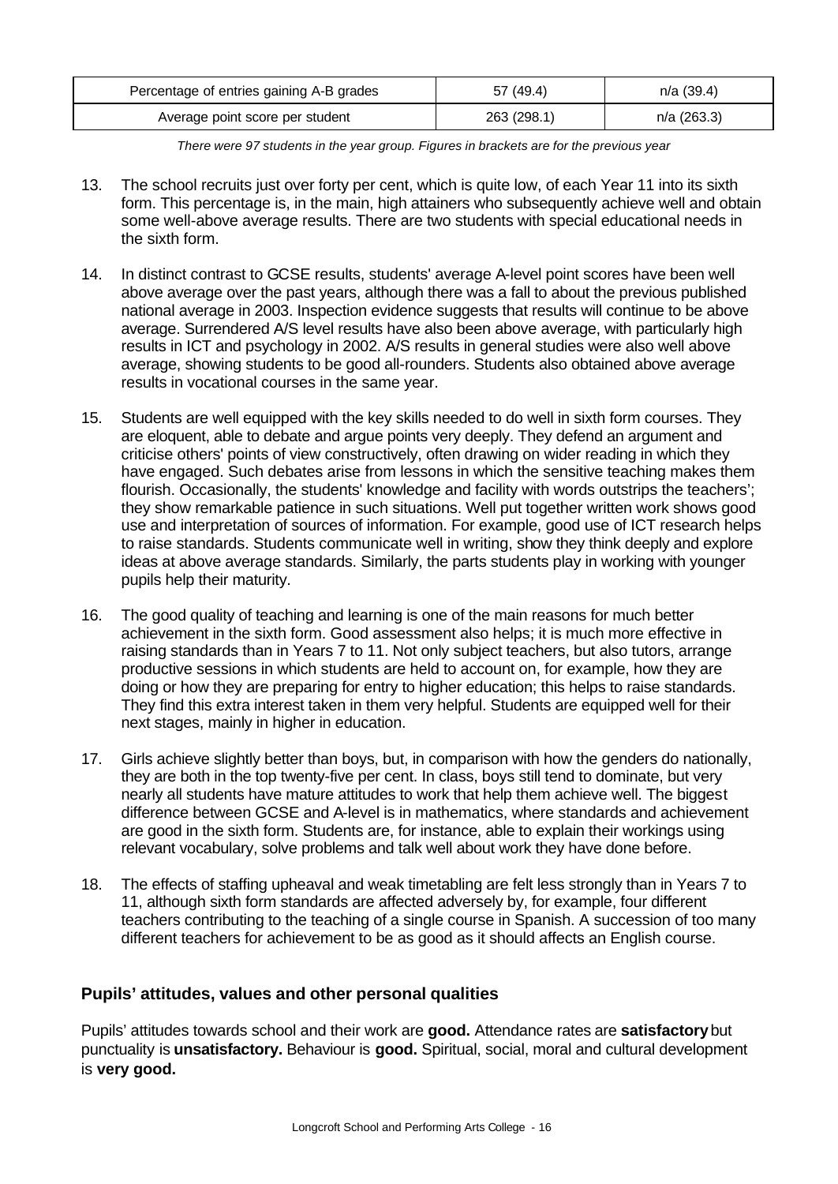| Percentage of entries gaining A-B grades | 57 (49.4) | n/a (39.4) |
| --- | --- | --- |
| Average point score per student | 263 (298.1) | n/a (263.3) |

*There were 97 students in the year group. Figures in brackets are for the previous year*

13. The school recruits just over forty per cent, which is quite low, of each Year 11 into its sixth form. This percentage is, in the main, high attainers who subsequently achieve well and obtain some well-above average results. There are two students with special educational needs in the sixth form.

14. In distinct contrast to GCSE results, students' average A-level point scores have been well above average over the past years, although there was a fall to about the previous published national average in 2003. Inspection evidence suggests that results will continue to be above average. Surrendered A/S level results have also been above average, with particularly high results in ICT and psychology in 2002. A/S results in general studies were also well above average, showing students to be good all-rounders. Students also obtained above average results in vocational courses in the same year.

15. Students are well equipped with the key skills needed to do well in sixth form courses. They are eloquent, able to debate and argue points very deeply. They defend an argument and criticise others' points of view constructively, often drawing on wider reading in which they have engaged. Such debates arise from lessons in which the sensitive teaching makes them flourish. Occasionally, the students' knowledge and facility with words outstrips the teachers'; they show remarkable patience in such situations. Well put together written work shows good use and interpretation of sources of information. For example, good use of ICT research helps to raise standards. Students communicate well in writing, show they think deeply and explore ideas at above average standards. Similarly, the parts students play in working with younger pupils help their maturity.

16. The good quality of teaching and learning is one of the main reasons for much better achievement in the sixth form. Good assessment also helps; it is much more effective in raising standards than in Years 7 to 11. Not only subject teachers, but also tutors, arrange productive sessions in which students are held to account on, for example, how they are doing or how they are preparing for entry to higher education; this helps to raise standards. They find this extra interest taken in them very helpful. Students are equipped well for their next stages, mainly in higher in education.

17. Girls achieve slightly better than boys, but, in comparison with how the genders do nationally, they are both in the top twenty-five per cent. In class, boys still tend to dominate, but very nearly all students have mature attitudes to work that help them achieve well. The biggest difference between GCSE and A-level is in mathematics, where standards and achievement are good in the sixth form. Students are, for instance, able to explain their workings using relevant vocabulary, solve problems and talk well about work they have done before.

18. The effects of staffing upheaval and weak timetabling are felt less strongly than in Years 7 to 11, although sixth form standards are affected adversely by, for example, four different teachers contributing to the teaching of a single course in Spanish. A succession of too many different teachers for achievement to be as good as it should affects an English course.

## Pupils' attitudes, values and other personal qualities

Pupils' attitudes towards school and their work are **good.** Attendance rates are **satisfactory** but punctuality is **unsatisfactory.** Behaviour is **good.** Spiritual, social, moral and cultural development is **very good.**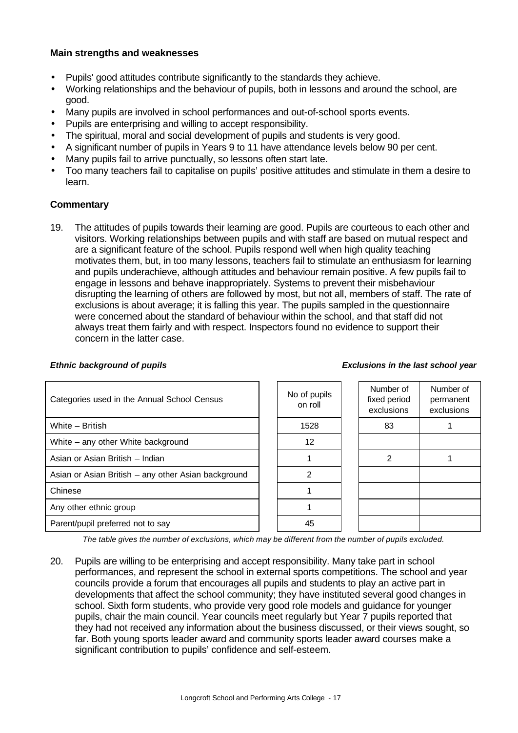### Main strengths and weaknesses

- Pupils' good attitudes contribute significantly to the standards they achieve.
- Working relationships and the behaviour of pupils, both in lessons and around the school, are good.
- Many pupils are involved in school performances and out-of-school sports events.
- Pupils are enterprising and willing to accept responsibility.
- The spiritual, moral and social development of pupils and students is very good.
- A significant number of pupils in Years 9 to 11 have attendance levels below 90 per cent.
- Many pupils fail to arrive punctually, so lessons often start late.
- Too many teachers fail to capitalise on pupils' positive attitudes and stimulate in them a desire to learn.

### Commentary

19. The attitudes of pupils towards their learning are good. Pupils are courteous to each other and visitors. Working relationships between pupils and with staff are based on mutual respect and are a significant feature of the school. Pupils respond well when high quality teaching motivates them, but, in too many lessons, teachers fail to stimulate an enthusiasm for learning and pupils underachieve, although attitudes and behaviour remain positive. A few pupils fail to engage in lessons and behave inappropriately. Systems to prevent their misbehaviour disrupting the learning of others are followed by most, but not all, members of staff. The rate of exclusions is about average; it is falling this year. The pupils sampled in the questionnaire were concerned about the standard of behaviour within the school, and that staff did not always treat them fairly and with respect. Inspectors found no evidence to support their concern in the latter case.

***Ethnic background of pupils*** ***Exclusions in the last school year***

| Categories used in the Annual School Census | No of pupils on roll | Number of fixed period exclusions | Number of permanent exclusions |
|---|---|---|---|
| White – British | 1528 | 83 | 1 |
| White – any other White background | 12 | | |
| Asian or Asian British – Indian | 1 | 2 | 1 |
| Asian or Asian British – any other Asian background | 2 | | |
| Chinese | 1 | | |
| Any other ethnic group | 1 | | |
| Parent/pupil preferred not to say | 45 | | |

*The table gives the number of exclusions, which may be different from the number of pupils excluded.*

20. Pupils are willing to be enterprising and accept responsibility. Many take part in school performances, and represent the school in external sports competitions. The school and year councils provide a forum that encourages all pupils and students to play an active part in developments that affect the school community; they have instituted several good changes in school. Sixth form students, who provide very good role models and guidance for younger pupils, chair the main council. Year councils meet regularly but Year 7 pupils reported that they had not received any information about the business discussed, or their views sought, so far. Both young sports leader award and community sports leader award courses make a significant contribution to pupils' confidence and self-esteem.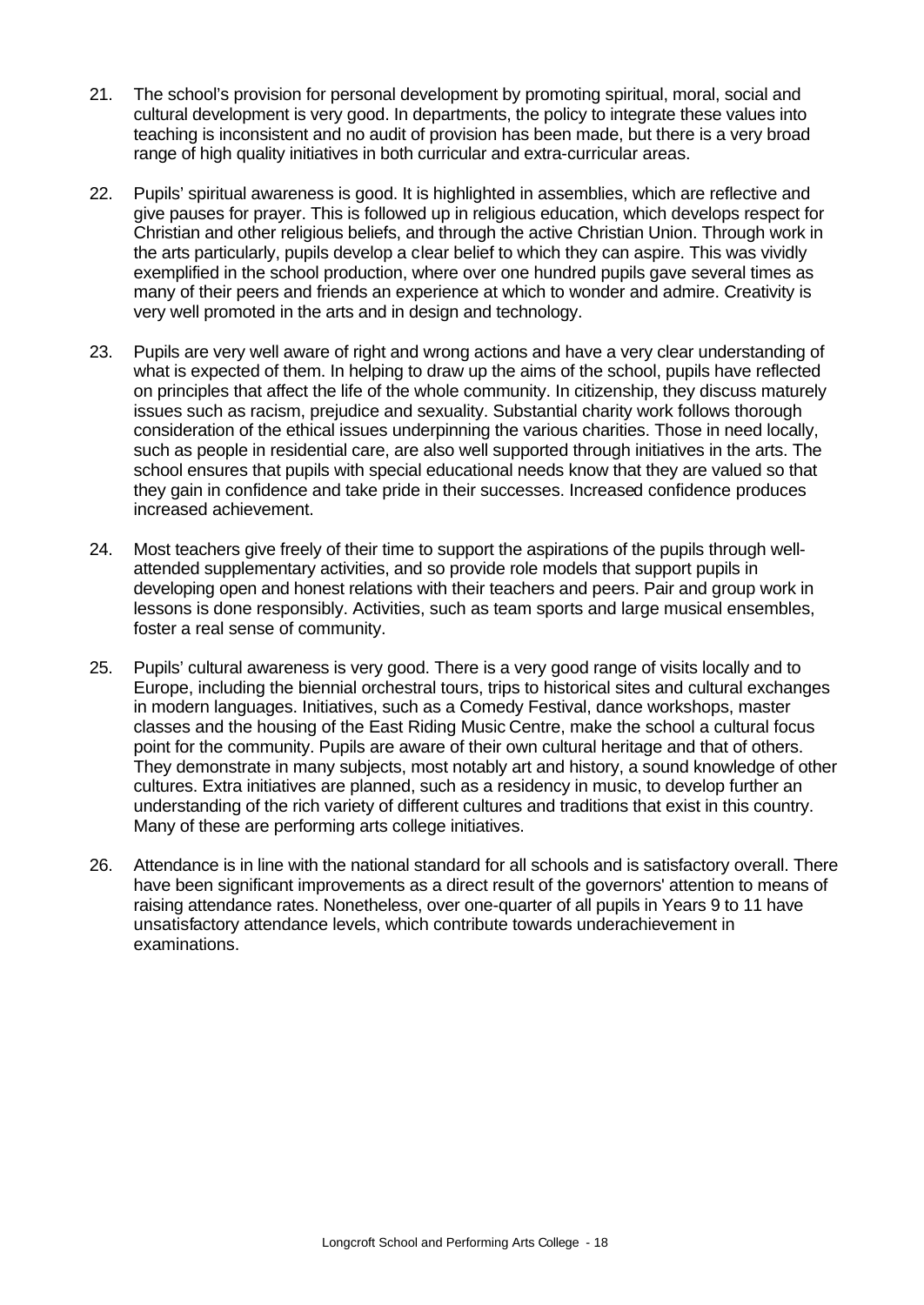21. The school's provision for personal development by promoting spiritual, moral, social and cultural development is very good. In departments, the policy to integrate these values into teaching is inconsistent and no audit of provision has been made, but there is a very broad range of high quality initiatives in both curricular and extra-curricular areas.

22. Pupils' spiritual awareness is good. It is highlighted in assemblies, which are reflective and give pauses for prayer. This is followed up in religious education, which develops respect for Christian and other religious beliefs, and through the active Christian Union. Through work in the arts particularly, pupils develop a clear belief to which they can aspire. This was vividly exemplified in the school production, where over one hundred pupils gave several times as many of their peers and friends an experience at which to wonder and admire. Creativity is very well promoted in the arts and in design and technology.

23. Pupils are very well aware of right and wrong actions and have a very clear understanding of what is expected of them. In helping to draw up the aims of the school, pupils have reflected on principles that affect the life of the whole community. In citizenship, they discuss maturely issues such as racism, prejudice and sexuality. Substantial charity work follows thorough consideration of the ethical issues underpinning the various charities. Those in need locally, such as people in residential care, are also well supported through initiatives in the arts. The school ensures that pupils with special educational needs know that they are valued so that they gain in confidence and take pride in their successes. Increased confidence produces increased achievement.

24. Most teachers give freely of their time to support the aspirations of the pupils through well-attended supplementary activities, and so provide role models that support pupils in developing open and honest relations with their teachers and peers. Pair and group work in lessons is done responsibly. Activities, such as team sports and large musical ensembles, foster a real sense of community.

25. Pupils' cultural awareness is very good. There is a very good range of visits locally and to Europe, including the biennial orchestral tours, trips to historical sites and cultural exchanges in modern languages. Initiatives, such as a Comedy Festival, dance workshops, master classes and the housing of the East Riding Music Centre, make the school a cultural focus point for the community. Pupils are aware of their own cultural heritage and that of others. They demonstrate in many subjects, most notably art and history, a sound knowledge of other cultures. Extra initiatives are planned, such as a residency in music, to develop further an understanding of the rich variety of different cultures and traditions that exist in this country. Many of these are performing arts college initiatives.

26. Attendance is in line with the national standard for all schools and is satisfactory overall. There have been significant improvements as a direct result of the governors' attention to means of raising attendance rates. Nonetheless, over one-quarter of all pupils in Years 9 to 11 have unsatisfactory attendance levels, which contribute towards underachievement in examinations.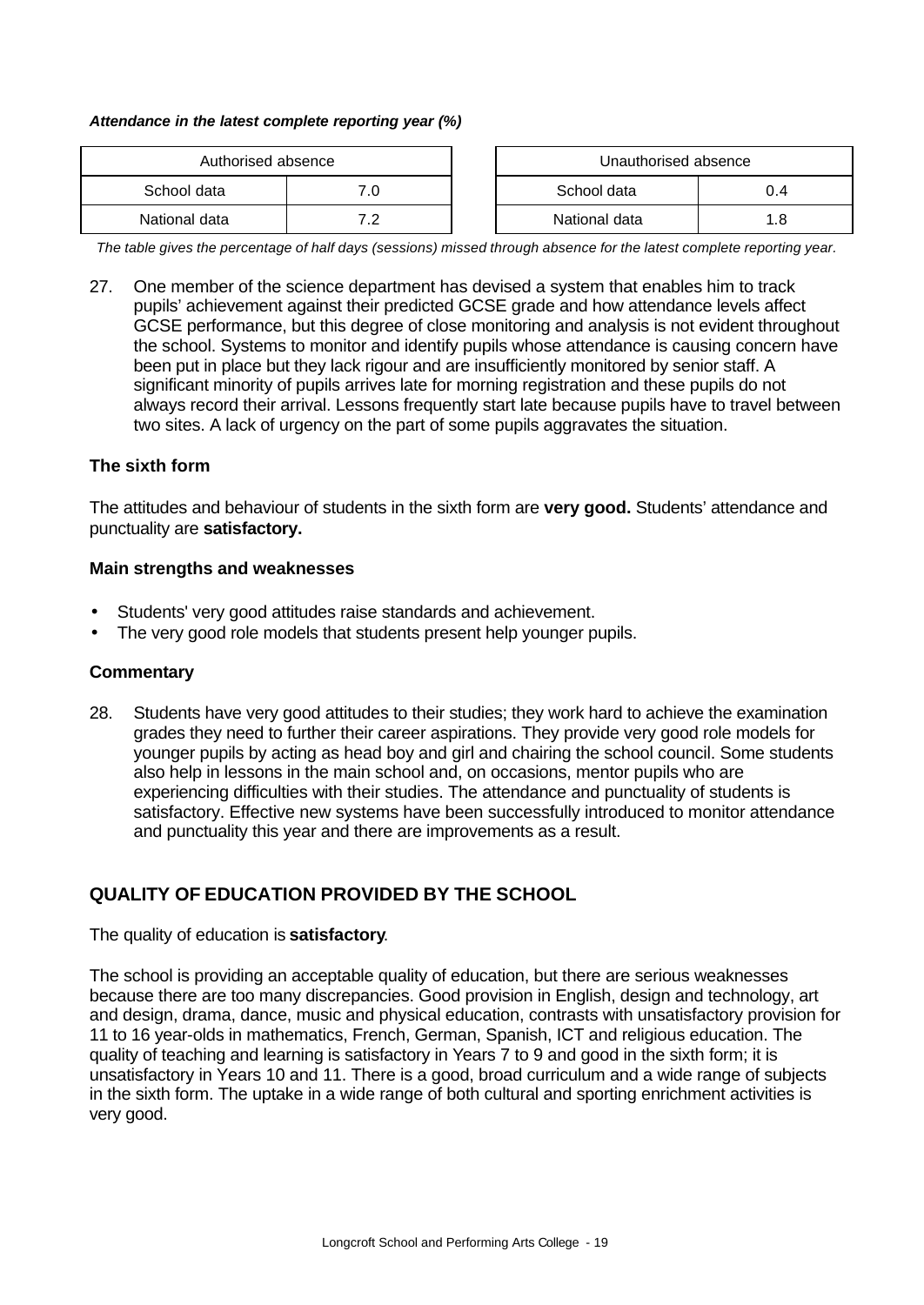***Attendance in the latest complete reporting year (%)***

| Authorised absence | |
|---|---|
| School data | 7.0 |
| National data | 7.2 |

| Unauthorised absence | |
|---|---|
| School data | 0.4 |
| National data | 1.8 |

*The table gives the percentage of half days (sessions) missed through absence for the latest complete reporting year.*

27. One member of the science department has devised a system that enables him to track pupils' achievement against their predicted GCSE grade and how attendance levels affect GCSE performance, but this degree of close monitoring and analysis is not evident throughout the school. Systems to monitor and identify pupils whose attendance is causing concern have been put in place but they lack rigour and are insufficiently monitored by senior staff. A significant minority of pupils arrives late for morning registration and these pupils do not always record their arrival. Lessons frequently start late because pupils have to travel between two sites. A lack of urgency on the part of some pupils aggravates the situation.

### The sixth form

The attitudes and behaviour of students in the sixth form are **very good.** Students' attendance and punctuality are **satisfactory.**

#### Main strengths and weaknesses

- Students' very good attitudes raise standards and achievement.
- The very good role models that students present help younger pupils.

#### Commentary

28. Students have very good attitudes to their studies; they work hard to achieve the examination grades they need to further their career aspirations. They provide very good role models for younger pupils by acting as head boy and girl and chairing the school council. Some students also help in lessons in the main school and, on occasions, mentor pupils who are experiencing difficulties with their studies. The attendance and punctuality of students is satisfactory. Effective new systems have been successfully introduced to monitor attendance and punctuality this year and there are improvements as a result.

## QUALITY OF EDUCATION PROVIDED BY THE SCHOOL

The quality of education is **satisfactory**.

The school is providing an acceptable quality of education, but there are serious weaknesses because there are too many discrepancies. Good provision in English, design and technology, art and design, drama, dance, music and physical education, contrasts with unsatisfactory provision for 11 to 16 year-olds in mathematics, French, German, Spanish, ICT and religious education. The quality of teaching and learning is satisfactory in Years 7 to 9 and good in the sixth form; it is unsatisfactory in Years 10 and 11. There is a good, broad curriculum and a wide range of subjects in the sixth form. The uptake in a wide range of both cultural and sporting enrichment activities is very good.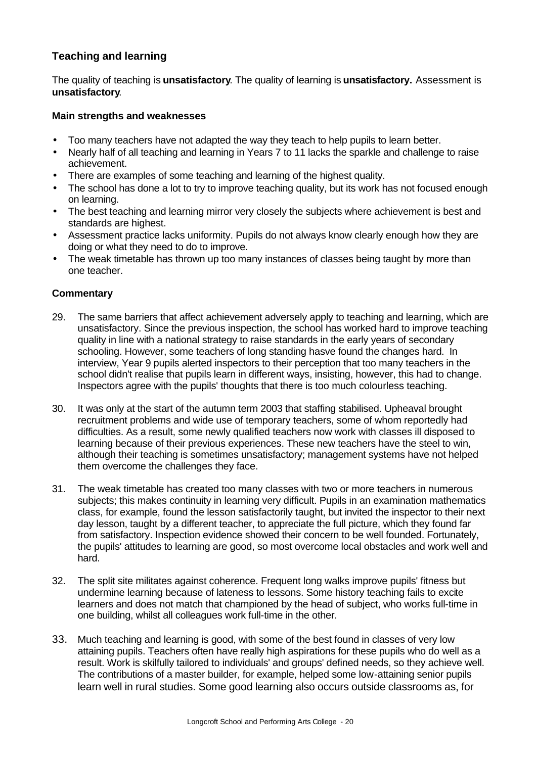## Teaching and learning

The quality of teaching is **unsatisfactory**. The quality of learning is **unsatisfactory.** Assessment is **unsatisfactory**.

### Main strengths and weaknesses

- Too many teachers have not adapted the way they teach to help pupils to learn better.
- Nearly half of all teaching and learning in Years 7 to 11 lacks the sparkle and challenge to raise achievement.
- There are examples of some teaching and learning of the highest quality.
- The school has done a lot to try to improve teaching quality, but its work has not focused enough on learning.
- The best teaching and learning mirror very closely the subjects where achievement is best and standards are highest.
- Assessment practice lacks uniformity. Pupils do not always know clearly enough how they are doing or what they need to do to improve.
- The weak timetable has thrown up too many instances of classes being taught by more than one teacher.

### Commentary

29. The same barriers that affect achievement adversely apply to teaching and learning, which are unsatisfactory. Since the previous inspection, the school has worked hard to improve teaching quality in line with a national strategy to raise standards in the early years of secondary schooling. However, some teachers of long standing hasve found the changes hard. In interview, Year 9 pupils alerted inspectors to their perception that too many teachers in the school didn't realise that pupils learn in different ways, insisting, however, this had to change. Inspectors agree with the pupils' thoughts that there is too much colourless teaching.

30. It was only at the start of the autumn term 2003 that staffing stabilised. Upheaval brought recruitment problems and wide use of temporary teachers, some of whom reportedly had difficulties. As a result, some newly qualified teachers now work with classes ill disposed to learning because of their previous experiences. These new teachers have the steel to win, although their teaching is sometimes unsatisfactory; management systems have not helped them overcome the challenges they face.

31. The weak timetable has created too many classes with two or more teachers in numerous subjects; this makes continuity in learning very difficult. Pupils in an examination mathematics class, for example, found the lesson satisfactorily taught, but invited the inspector to their next day lesson, taught by a different teacher, to appreciate the full picture, which they found far from satisfactory. Inspection evidence showed their concern to be well founded. Fortunately, the pupils' attitudes to learning are good, so most overcome local obstacles and work well and hard.

32. The split site militates against coherence. Frequent long walks improve pupils' fitness but undermine learning because of lateness to lessons. Some history teaching fails to excite learners and does not match that championed by the head of subject, who works full-time in one building, whilst all colleagues work full-time in the other.

33. Much teaching and learning is good, with some of the best found in classes of very low attaining pupils. Teachers often have really high aspirations for these pupils who do well as a result. Work is skilfully tailored to individuals' and groups' defined needs, so they achieve well. The contributions of a master builder, for example, helped some low-attaining senior pupils learn well in rural studies. Some good learning also occurs outside classrooms as, for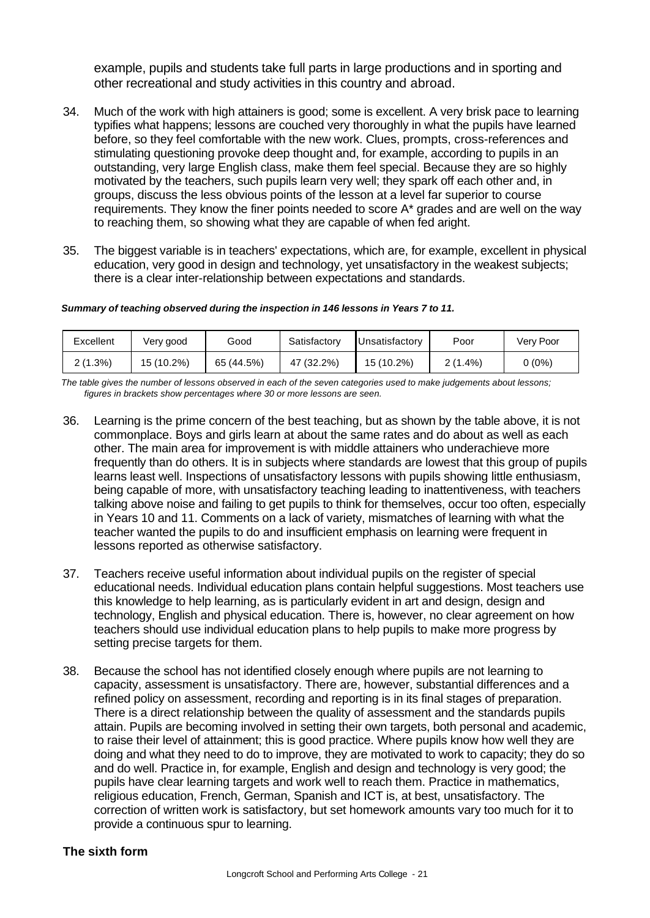example, pupils and students take full parts in large productions and in sporting and other recreational and study activities in this country and abroad.

34. Much of the work with high attainers is good; some is excellent. A very brisk pace to learning typifies what happens; lessons are couched very thoroughly in what the pupils have learned before, so they feel comfortable with the new work. Clues, prompts, cross-references and stimulating questioning provoke deep thought and, for example, according to pupils in an outstanding, very large English class, make them feel special. Because they are so highly motivated by the teachers, such pupils learn very well; they spark off each other and, in groups, discuss the less obvious points of the lesson at a level far superior to course requirements. They know the finer points needed to score A* grades and are well on the way to reaching them, so showing what they are capable of when fed aright.

35. The biggest variable is in teachers' expectations, which are, for example, excellent in physical education, very good in design and technology, yet unsatisfactory in the weakest subjects; there is a clear inter-relationship between expectations and standards.

***Summary of teaching observed during the inspection in 146 lessons in Years 7 to 11.***

| Excellent | Very good | Good | Satisfactory | Unsatisfactory | Poor | Very Poor |
|---|---|---|---|---|---|---|
| 2 (1.3%) | 15 (10.2%) | 65 (44.5%) | 47 (32.2%) | 15 (10.2%) | 2 (1.4%) | 0 (0%) |

*The table gives the number of lessons observed in each of the seven categories used to make judgements about lessons; figures in brackets show percentages where 30 or more lessons are seen.*

36. Learning is the prime concern of the best teaching, but as shown by the table above, it is not commonplace. Boys and girls learn at about the same rates and do about as well as each other. The main area for improvement is with middle attainers who underachieve more frequently than do others. It is in subjects where standards are lowest that this group of pupils learns least well. Inspections of unsatisfactory lessons with pupils showing little enthusiasm, being capable of more, with unsatisfactory teaching leading to inattentiveness, with teachers talking above noise and failing to get pupils to think for themselves, occur too often, especially in Years 10 and 11. Comments on a lack of variety, mismatches of learning with what the teacher wanted the pupils to do and insufficient emphasis on learning were frequent in lessons reported as otherwise satisfactory.

37. Teachers receive useful information about individual pupils on the register of special educational needs. Individual education plans contain helpful suggestions. Most teachers use this knowledge to help learning, as is particularly evident in art and design, design and technology, English and physical education. There is, however, no clear agreement on how teachers should use individual education plans to help pupils to make more progress by setting precise targets for them.

38. Because the school has not identified closely enough where pupils are not learning to capacity, assessment is unsatisfactory. There are, however, substantial differences and a refined policy on assessment, recording and reporting is in its final stages of preparation. There is a direct relationship between the quality of assessment and the standards pupils attain. Pupils are becoming involved in setting their own targets, both personal and academic, to raise their level of attainment; this is good practice. Where pupils know how well they are doing and what they need to do to improve, they are motivated to work to capacity; they do so and do well. Practice in, for example, English and design and technology is very good; the pupils have clear learning targets and work well to reach them. Practice in mathematics, religious education, French, German, Spanish and ICT is, at best, unsatisfactory. The correction of written work is satisfactory, but set homework amounts vary too much for it to provide a continuous spur to learning.

**The sixth form**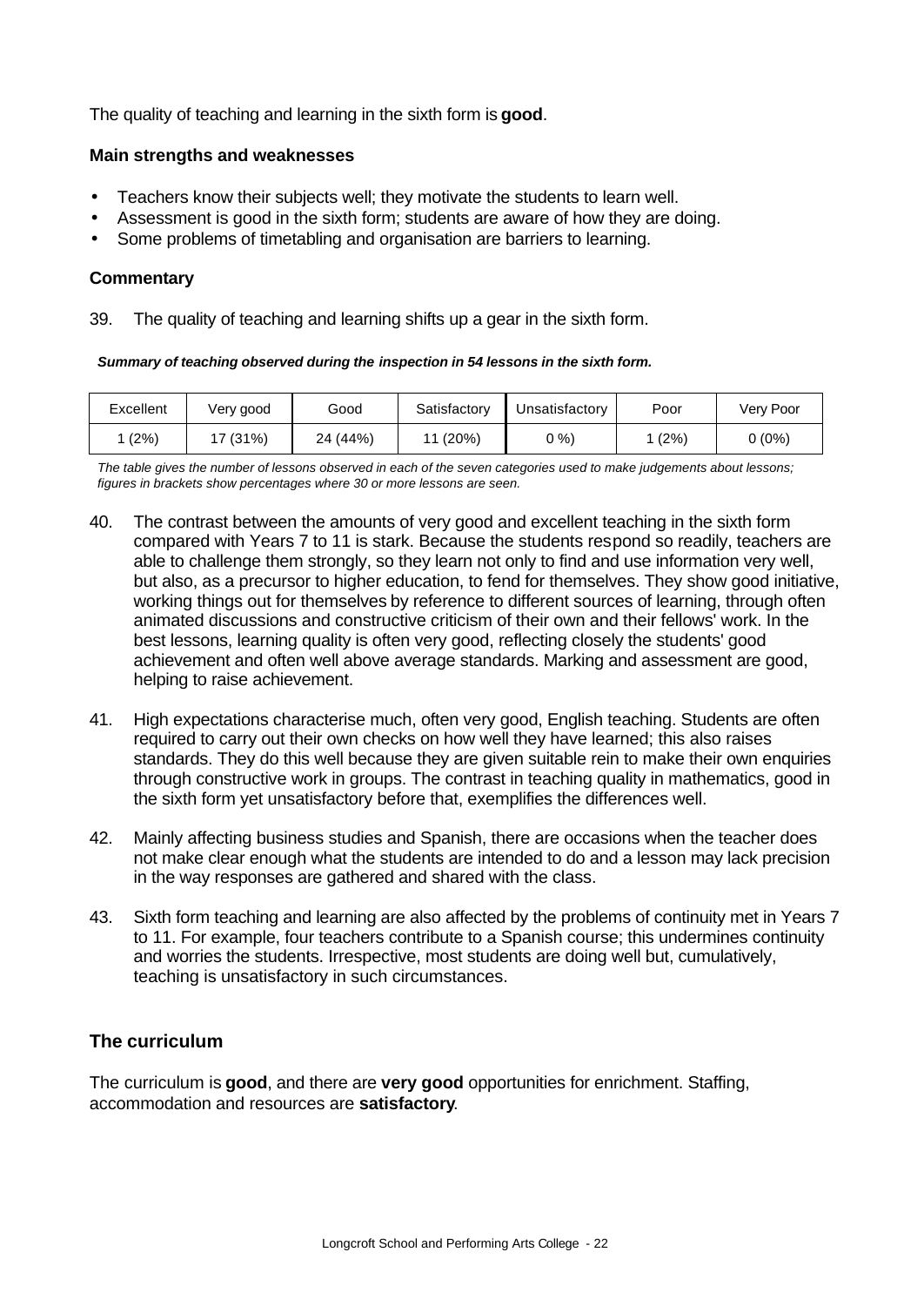The quality of teaching and learning in the sixth form is **good**.

### Main strengths and weaknesses

- Teachers know their subjects well; they motivate the students to learn well.
- Assessment is good in the sixth form; students are aware of how they are doing.
- Some problems of timetabling and organisation are barriers to learning.

### Commentary

39. The quality of teaching and learning shifts up a gear in the sixth form.

***Summary of teaching observed during the inspection in 54 lessons in the sixth form.***

| Excellent | Very good | Good | Satisfactory | Unsatisfactory | Poor | Very Poor |
|---|---|---|---|---|---|---|
| 1 (2%) | 17 (31%) | 24 (44%) | 11 (20%) | 0 %) | 1 (2%) | 0 (0%) |

*The table gives the number of lessons observed in each of the seven categories used to make judgements about lessons; figures in brackets show percentages where 30 or more lessons are seen.*

40. The contrast between the amounts of very good and excellent teaching in the sixth form compared with Years 7 to 11 is stark. Because the students respond so readily, teachers are able to challenge them strongly, so they learn not only to find and use information very well, but also, as a precursor to higher education, to fend for themselves. They show good initiative, working things out for themselves by reference to different sources of learning, through often animated discussions and constructive criticism of their own and their fellows' work. In the best lessons, learning quality is often very good, reflecting closely the students' good achievement and often well above average standards. Marking and assessment are good, helping to raise achievement.

41. High expectations characterise much, often very good, English teaching. Students are often required to carry out their own checks on how well they have learned; this also raises standards. They do this well because they are given suitable rein to make their own enquiries through constructive work in groups. The contrast in teaching quality in mathematics, good in the sixth form yet unsatisfactory before that, exemplifies the differences well.

42. Mainly affecting business studies and Spanish, there are occasions when the teacher does not make clear enough what the students are intended to do and a lesson may lack precision in the way responses are gathered and shared with the class.

43. Sixth form teaching and learning are also affected by the problems of continuity met in Years 7 to 11. For example, four teachers contribute to a Spanish course; this undermines continuity and worries the students. Irrespective, most students are doing well but, cumulatively, teaching is unsatisfactory in such circumstances.

## The curriculum

The curriculum is **good**, and there are **very good** opportunities for enrichment. Staffing, accommodation and resources are **satisfactory**.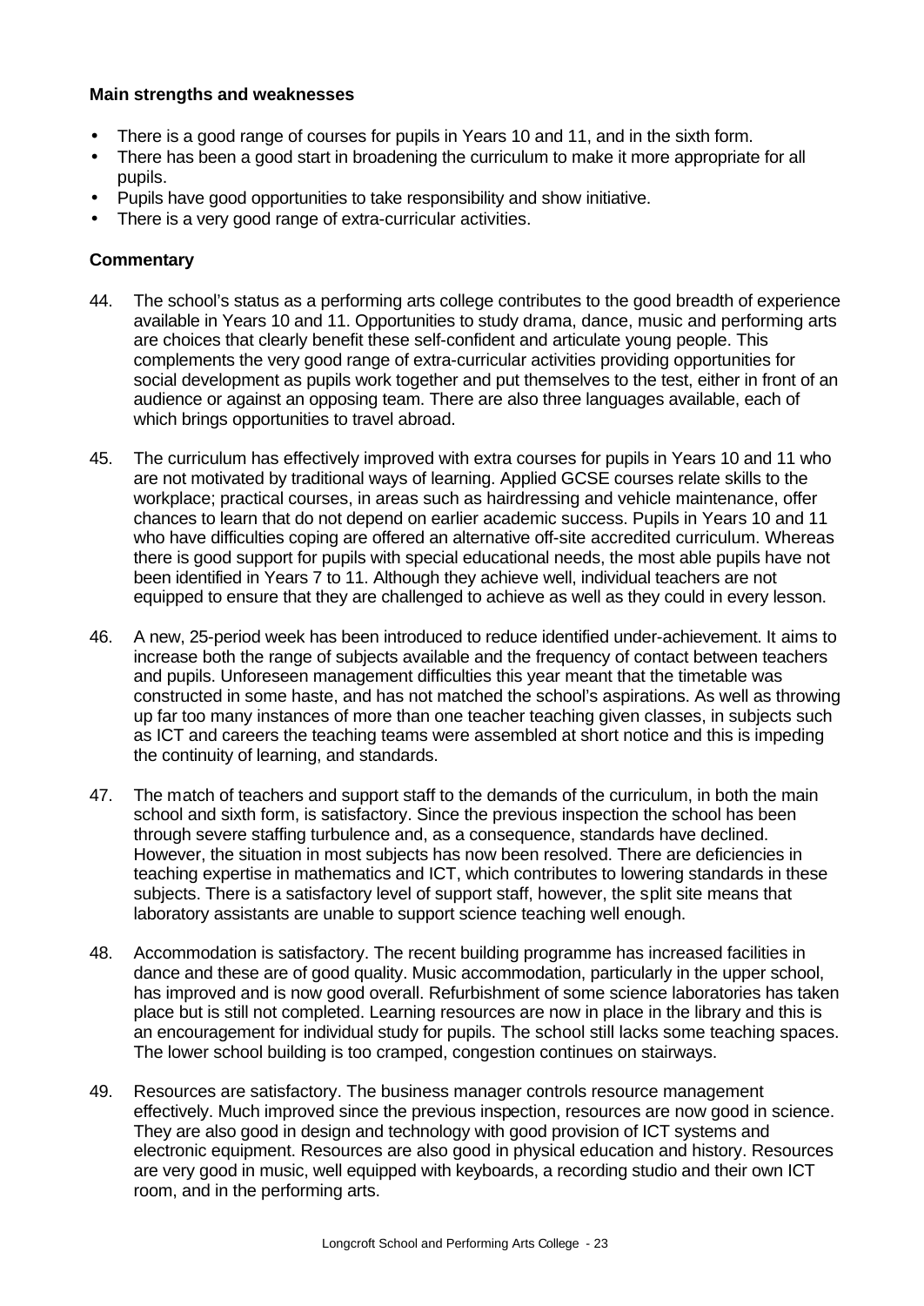**Main strengths and weaknesses**

- There is a good range of courses for pupils in Years 10 and 11, and in the sixth form.
- There has been a good start in broadening the curriculum to make it more appropriate for all pupils.
- Pupils have good opportunities to take responsibility and show initiative.
- There is a very good range of extra-curricular activities.

**Commentary**

44. The school's status as a performing arts college contributes to the good breadth of experience available in Years 10 and 11. Opportunities to study drama, dance, music and performing arts are choices that clearly benefit these self-confident and articulate young people. This complements the very good range of extra-curricular activities providing opportunities for social development as pupils work together and put themselves to the test, either in front of an audience or against an opposing team. There are also three languages available, each of which brings opportunities to travel abroad.

45. The curriculum has effectively improved with extra courses for pupils in Years 10 and 11 who are not motivated by traditional ways of learning. Applied GCSE courses relate skills to the workplace; practical courses, in areas such as hairdressing and vehicle maintenance, offer chances to learn that do not depend on earlier academic success. Pupils in Years 10 and 11 who have difficulties coping are offered an alternative off-site accredited curriculum. Whereas there is good support for pupils with special educational needs, the most able pupils have not been identified in Years 7 to 11. Although they achieve well, individual teachers are not equipped to ensure that they are challenged to achieve as well as they could in every lesson.

46. A new, 25-period week has been introduced to reduce identified under-achievement. It aims to increase both the range of subjects available and the frequency of contact between teachers and pupils. Unforeseen management difficulties this year meant that the timetable was constructed in some haste, and has not matched the school's aspirations. As well as throwing up far too many instances of more than one teacher teaching given classes, in subjects such as ICT and careers the teaching teams were assembled at short notice and this is impeding the continuity of learning, and standards.

47. The match of teachers and support staff to the demands of the curriculum, in both the main school and sixth form, is satisfactory. Since the previous inspection the school has been through severe staffing turbulence and, as a consequence, standards have declined. However, the situation in most subjects has now been resolved. There are deficiencies in teaching expertise in mathematics and ICT, which contributes to lowering standards in these subjects. There is a satisfactory level of support staff, however, the split site means that laboratory assistants are unable to support science teaching well enough.

48. Accommodation is satisfactory. The recent building programme has increased facilities in dance and these are of good quality. Music accommodation, particularly in the upper school, has improved and is now good overall. Refurbishment of some science laboratories has taken place but is still not completed. Learning resources are now in place in the library and this is an encouragement for individual study for pupils. The school still lacks some teaching spaces. The lower school building is too cramped, congestion continues on stairways.

49. Resources are satisfactory. The business manager controls resource management effectively. Much improved since the previous inspection, resources are now good in science. They are also good in design and technology with good provision of ICT systems and electronic equipment. Resources are also good in physical education and history. Resources are very good in music, well equipped with keyboards, a recording studio and their own ICT room, and in the performing arts.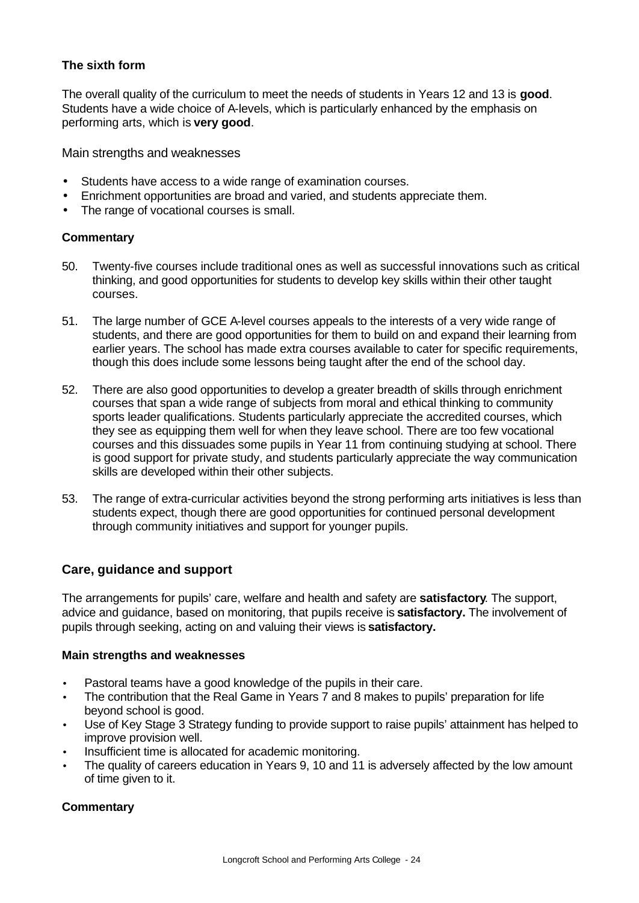### The sixth form

The overall quality of the curriculum to meet the needs of students in Years 12 and 13 is **good**. Students have a wide choice of A-levels, which is particularly enhanced by the emphasis on performing arts, which is **very good**.

Main strengths and weaknesses

- Students have access to a wide range of examination courses.
- Enrichment opportunities are broad and varied, and students appreciate them.
- The range of vocational courses is small.

#### Commentary

50. Twenty-five courses include traditional ones as well as successful innovations such as critical thinking, and good opportunities for students to develop key skills within their other taught courses.

51. The large number of GCE A-level courses appeals to the interests of a very wide range of students, and there are good opportunities for them to build on and expand their learning from earlier years. The school has made extra courses available to cater for specific requirements, though this does include some lessons being taught after the end of the school day.

52. There are also good opportunities to develop a greater breadth of skills through enrichment courses that span a wide range of subjects from moral and ethical thinking to community sports leader qualifications. Students particularly appreciate the accredited courses, which they see as equipping them well for when they leave school. There are too few vocational courses and this dissuades some pupils in Year 11 from continuing studying at school. There is good support for private study, and students particularly appreciate the way communication skills are developed within their other subjects.

53. The range of extra-curricular activities beyond the strong performing arts initiatives is less than students expect, though there are good opportunities for continued personal development through community initiatives and support for younger pupils.

## Care, guidance and support

The arrangements for pupils' care, welfare and health and safety are **satisfactory**. The support, advice and guidance, based on monitoring, that pupils receive is **satisfactory.** The involvement of pupils through seeking, acting on and valuing their views is **satisfactory.**

#### Main strengths and weaknesses

- Pastoral teams have a good knowledge of the pupils in their care.
- The contribution that the Real Game in Years 7 and 8 makes to pupils' preparation for life beyond school is good.
- Use of Key Stage 3 Strategy funding to provide support to raise pupils' attainment has helped to improve provision well.
- Insufficient time is allocated for academic monitoring.
- The quality of careers education in Years 9, 10 and 11 is adversely affected by the low amount of time given to it.

#### Commentary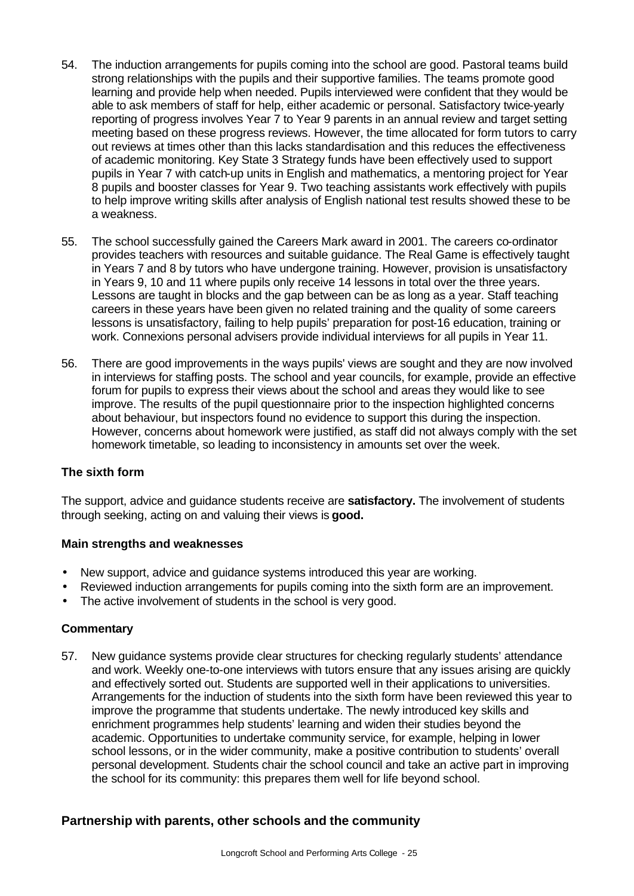54. The induction arrangements for pupils coming into the school are good. Pastoral teams build strong relationships with the pupils and their supportive families. The teams promote good learning and provide help when needed. Pupils interviewed were confident that they would be able to ask members of staff for help, either academic or personal. Satisfactory twice-yearly reporting of progress involves Year 7 to Year 9 parents in an annual review and target setting meeting based on these progress reviews. However, the time allocated for form tutors to carry out reviews at times other than this lacks standardisation and this reduces the effectiveness of academic monitoring. Key State 3 Strategy funds have been effectively used to support pupils in Year 7 with catch-up units in English and mathematics, a mentoring project for Year 8 pupils and booster classes for Year 9. Two teaching assistants work effectively with pupils to help improve writing skills after analysis of English national test results showed these to be a weakness.

55. The school successfully gained the Careers Mark award in 2001. The careers co-ordinator provides teachers with resources and suitable guidance. The Real Game is effectively taught in Years 7 and 8 by tutors who have undergone training. However, provision is unsatisfactory in Years 9, 10 and 11 where pupils only receive 14 lessons in total over the three years. Lessons are taught in blocks and the gap between can be as long as a year. Staff teaching careers in these years have been given no related training and the quality of some careers lessons is unsatisfactory, failing to help pupils' preparation for post-16 education, training or work. Connexions personal advisers provide individual interviews for all pupils in Year 11.

56. There are good improvements in the ways pupils' views are sought and they are now involved in interviews for staffing posts. The school and year councils, for example, provide an effective forum for pupils to express their views about the school and areas they would like to see improve. The results of the pupil questionnaire prior to the inspection highlighted concerns about behaviour, but inspectors found no evidence to support this during the inspection. However, concerns about homework were justified, as staff did not always comply with the set homework timetable, so leading to inconsistency in amounts set over the week.

### The sixth form

The support, advice and guidance students receive are **satisfactory.** The involvement of students through seeking, acting on and valuing their views is **good.**

#### Main strengths and weaknesses

- New support, advice and guidance systems introduced this year are working.
- Reviewed induction arrangements for pupils coming into the sixth form are an improvement.
- The active involvement of students in the school is very good.

#### Commentary

57. New guidance systems provide clear structures for checking regularly students' attendance and work. Weekly one-to-one interviews with tutors ensure that any issues arising are quickly and effectively sorted out. Students are supported well in their applications to universities. Arrangements for the induction of students into the sixth form have been reviewed this year to improve the programme that students undertake. The newly introduced key skills and enrichment programmes help students' learning and widen their studies beyond the academic. Opportunities to undertake community service, for example, helping in lower school lessons, or in the wider community, make a positive contribution to students' overall personal development. Students chair the school council and take an active part in improving the school for its community: this prepares them well for life beyond school.

## Partnership with parents, other schools and the community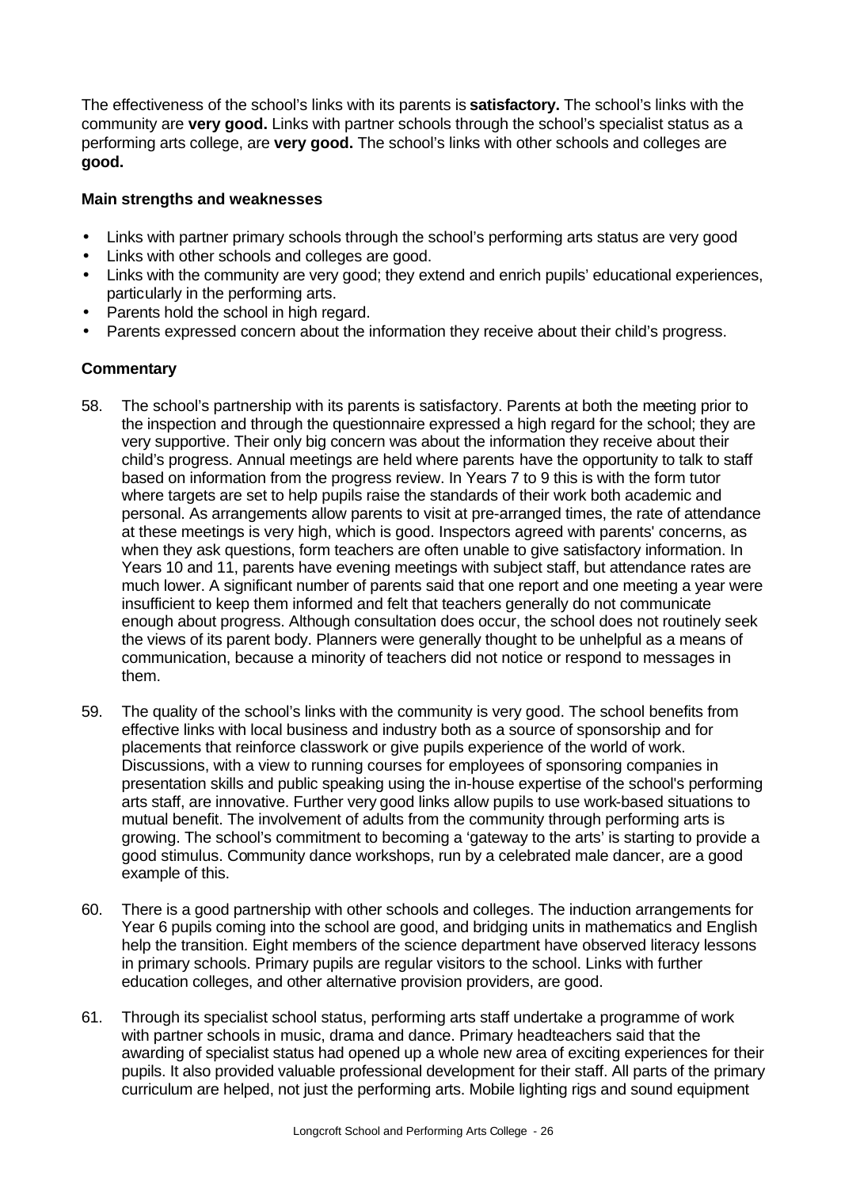The effectiveness of the school's links with its parents is **satisfactory.** The school's links with the community are **very good.** Links with partner schools through the school's specialist status as a performing arts college, are **very good.** The school's links with other schools and colleges are **good.**

**Main strengths and weaknesses**

- Links with partner primary schools through the school's performing arts status are very good
- Links with other schools and colleges are good.
- Links with the community are very good; they extend and enrich pupils' educational experiences, particularly in the performing arts.
- Parents hold the school in high regard.
- Parents expressed concern about the information they receive about their child's progress.

**Commentary**

58. The school's partnership with its parents is satisfactory. Parents at both the meeting prior to the inspection and through the questionnaire expressed a high regard for the school; they are very supportive. Their only big concern was about the information they receive about their child's progress. Annual meetings are held where parents have the opportunity to talk to staff based on information from the progress review. In Years 7 to 9 this is with the form tutor where targets are set to help pupils raise the standards of their work both academic and personal. As arrangements allow parents to visit at pre-arranged times, the rate of attendance at these meetings is very high, which is good. Inspectors agreed with parents' concerns, as when they ask questions, form teachers are often unable to give satisfactory information. In Years 10 and 11, parents have evening meetings with subject staff, but attendance rates are much lower. A significant number of parents said that one report and one meeting a year were insufficient to keep them informed and felt that teachers generally do not communicate enough about progress. Although consultation does occur, the school does not routinely seek the views of its parent body. Planners were generally thought to be unhelpful as a means of communication, because a minority of teachers did not notice or respond to messages in them.

59. The quality of the school's links with the community is very good. The school benefits from effective links with local business and industry both as a source of sponsorship and for placements that reinforce classwork or give pupils experience of the world of work. Discussions, with a view to running courses for employees of sponsoring companies in presentation skills and public speaking using the in-house expertise of the school's performing arts staff, are innovative. Further very good links allow pupils to use work-based situations to mutual benefit. The involvement of adults from the community through performing arts is growing. The school's commitment to becoming a 'gateway to the arts' is starting to provide a good stimulus. Community dance workshops, run by a celebrated male dancer, are a good example of this.

60. There is a good partnership with other schools and colleges. The induction arrangements for Year 6 pupils coming into the school are good, and bridging units in mathematics and English help the transition. Eight members of the science department have observed literacy lessons in primary schools. Primary pupils are regular visitors to the school. Links with further education colleges, and other alternative provision providers, are good.

61. Through its specialist school status, performing arts staff undertake a programme of work with partner schools in music, drama and dance. Primary headteachers said that the awarding of specialist status had opened up a whole new area of exciting experiences for their pupils. It also provided valuable professional development for their staff. All parts of the primary curriculum are helped, not just the performing arts. Mobile lighting rigs and sound equipment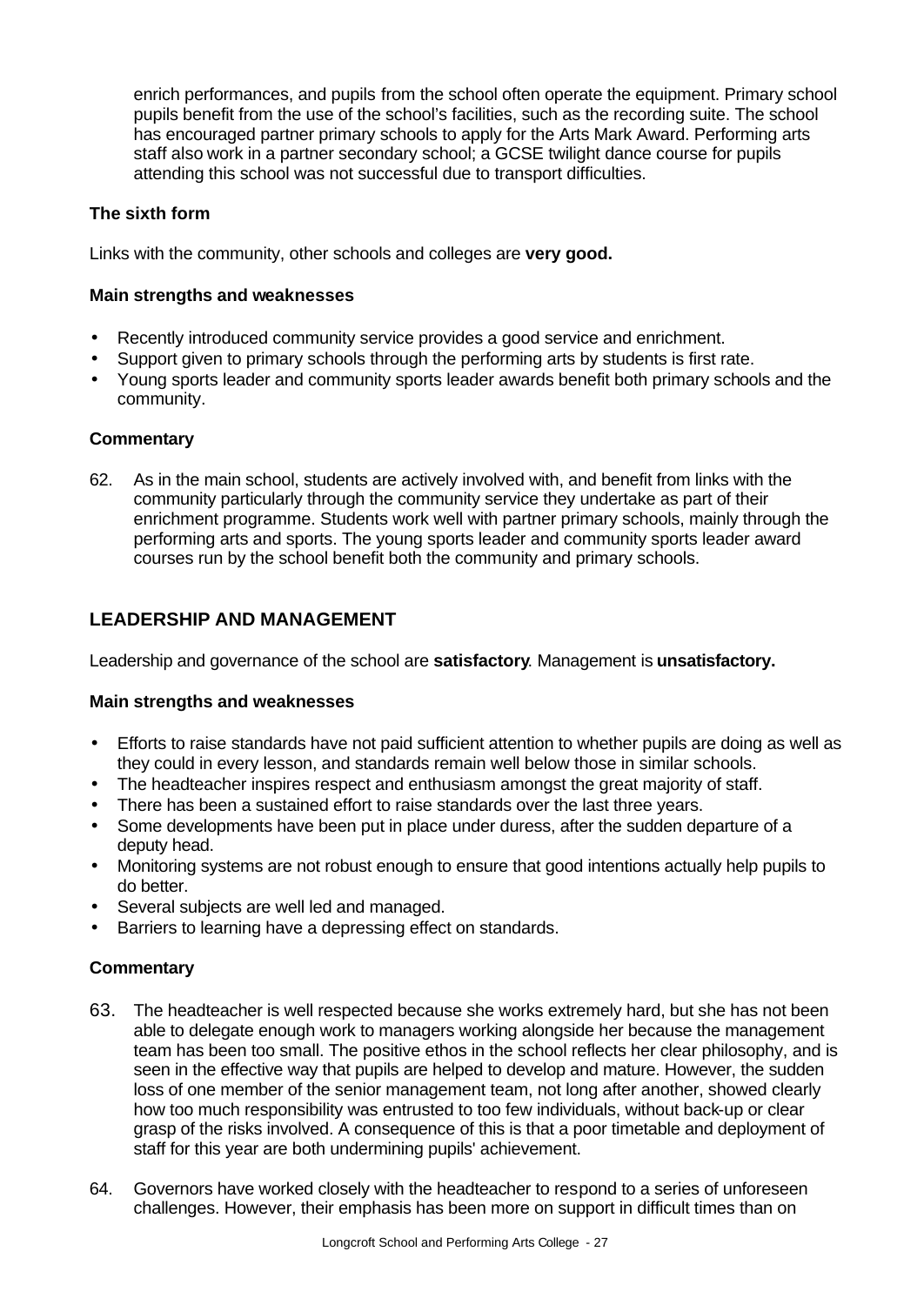enrich performances, and pupils from the school often operate the equipment. Primary school pupils benefit from the use of the school's facilities, such as the recording suite. The school has encouraged partner primary schools to apply for the Arts Mark Award. Performing arts staff also work in a partner secondary school; a GCSE twilight dance course for pupils attending this school was not successful due to transport difficulties.

**The sixth form**

Links with the community, other schools and colleges are **very good.**

**Main strengths and weaknesses**

- Recently introduced community service provides a good service and enrichment.
- Support given to primary schools through the performing arts by students is first rate.
- Young sports leader and community sports leader awards benefit both primary schools and the community.

**Commentary**

62. As in the main school, students are actively involved with, and benefit from links with the community particularly through the community service they undertake as part of their enrichment programme. Students work well with partner primary schools, mainly through the performing arts and sports. The young sports leader and community sports leader award courses run by the school benefit both the community and primary schools.

## LEADERSHIP AND MANAGEMENT

Leadership and governance of the school are **satisfactory**. Management is **unsatisfactory.**

**Main strengths and weaknesses**

- Efforts to raise standards have not paid sufficient attention to whether pupils are doing as well as they could in every lesson, and standards remain well below those in similar schools.
- The headteacher inspires respect and enthusiasm amongst the great majority of staff.
- There has been a sustained effort to raise standards over the last three years.
- Some developments have been put in place under duress, after the sudden departure of a deputy head.
- Monitoring systems are not robust enough to ensure that good intentions actually help pupils to do better.
- Several subjects are well led and managed.
- Barriers to learning have a depressing effect on standards.

**Commentary**

63. The headteacher is well respected because she works extremely hard, but she has not been able to delegate enough work to managers working alongside her because the management team has been too small. The positive ethos in the school reflects her clear philosophy, and is seen in the effective way that pupils are helped to develop and mature. However, the sudden loss of one member of the senior management team, not long after another, showed clearly how too much responsibility was entrusted to too few individuals, without back-up or clear grasp of the risks involved. A consequence of this is that a poor timetable and deployment of staff for this year are both undermining pupils' achievement.

64. Governors have worked closely with the headteacher to respond to a series of unforeseen challenges. However, their emphasis has been more on support in difficult times than on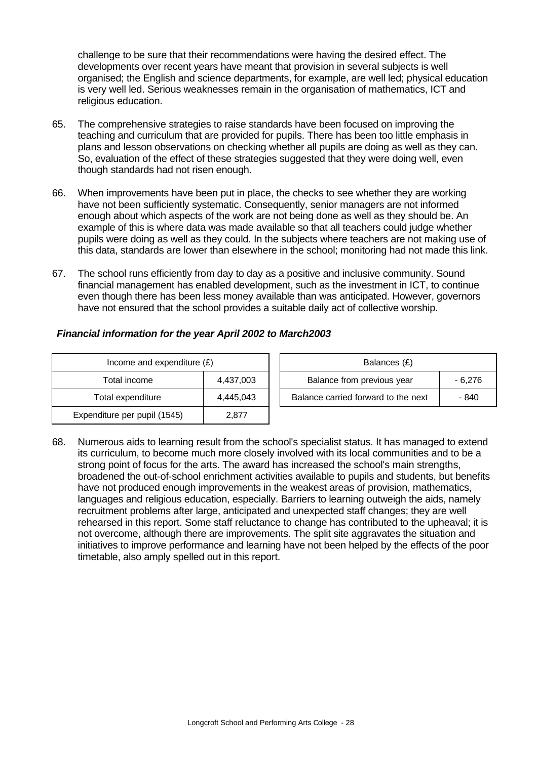challenge to be sure that their recommendations were having the desired effect. The developments over recent years have meant that provision in several subjects is well organised; the English and science departments, for example, are well led; physical education is very well led. Serious weaknesses remain in the organisation of mathematics, ICT and religious education.

65. The comprehensive strategies to raise standards have been focused on improving the teaching and curriculum that are provided for pupils. There has been too little emphasis in plans and lesson observations on checking whether all pupils are doing as well as they can. So, evaluation of the effect of these strategies suggested that they were doing well, even though standards had not risen enough.

66. When improvements have been put in place, the checks to see whether they are working have not been sufficiently systematic. Consequently, senior managers are not informed enough about which aspects of the work are not being done as well as they should be. An example of this is where data was made available so that all teachers could judge whether pupils were doing as well as they could. In the subjects where teachers are not making use of this data, standards are lower than elsewhere in the school; monitoring had not made this link.

67. The school runs efficiently from day to day as a positive and inclusive community. Sound financial management has enabled development, such as the investment in ICT, to continue even though there has been less money available than was anticipated. However, governors have not ensured that the school provides a suitable daily act of collective worship.

***Financial information for the year April 2002 to March2003***

| Income and expenditure (£) | |
|---|---|
| Total income | 4,437,003 |
| Total expenditure | 4,445,043 |
| Expenditure per pupil (1545) | 2,877 |

| Balances (£) | |
|---|---|
| Balance from previous year | - 6,276 |
| Balance carried forward to the next | - 840 |

68. Numerous aids to learning result from the school's specialist status. It has managed to extend its curriculum, to become much more closely involved with its local communities and to be a strong point of focus for the arts. The award has increased the school's main strengths, broadened the out-of-school enrichment activities available to pupils and students, but benefits have not produced enough improvements in the weakest areas of provision, mathematics, languages and religious education, especially. Barriers to learning outweigh the aids, namely recruitment problems after large, anticipated and unexpected staff changes; they are well rehearsed in this report. Some staff reluctance to change has contributed to the upheaval; it is not overcome, although there are improvements. The split site aggravates the situation and initiatives to improve performance and learning have not been helped by the effects of the poor timetable, also amply spelled out in this report.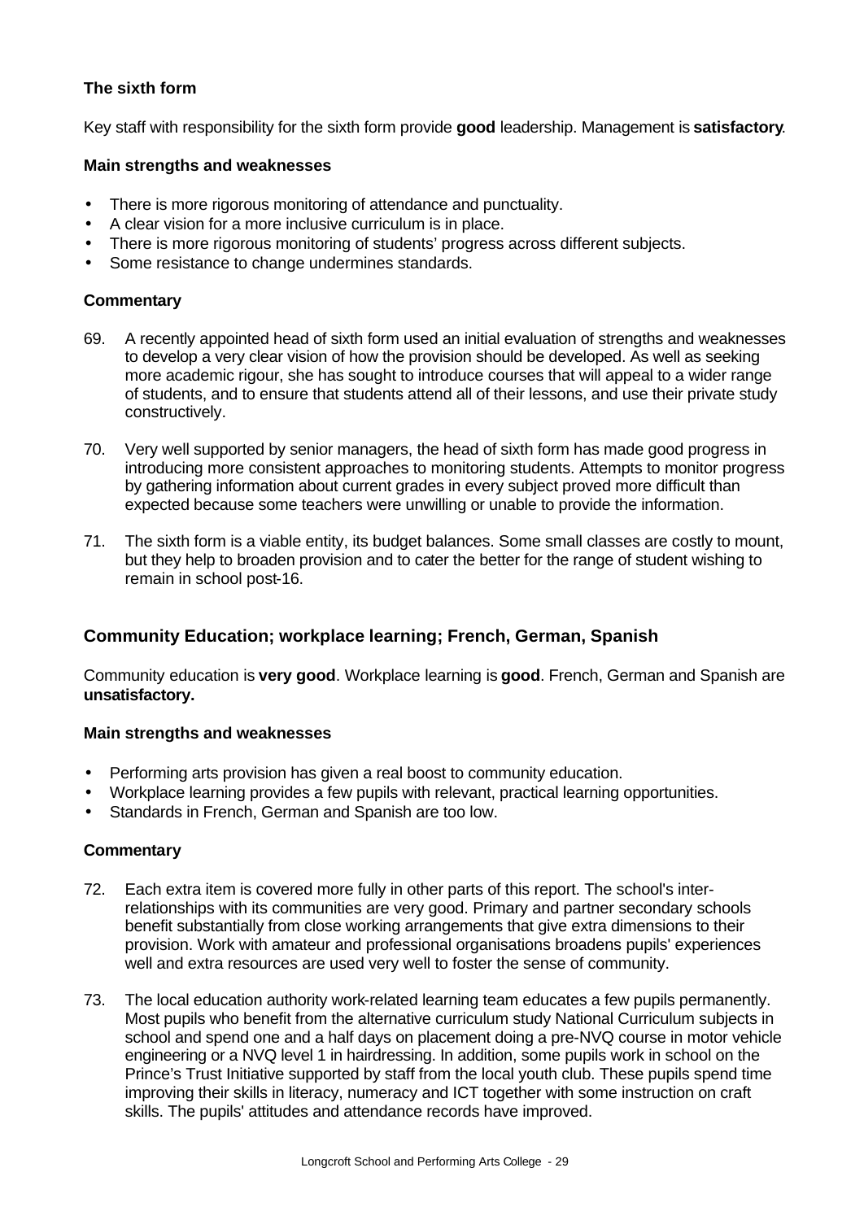### The sixth form

Key staff with responsibility for the sixth form provide **good** leadership. Management is **satisfactory**.

#### Main strengths and weaknesses

- There is more rigorous monitoring of attendance and punctuality.
- A clear vision for a more inclusive curriculum is in place.
- There is more rigorous monitoring of students' progress across different subjects.
- Some resistance to change undermines standards.

#### Commentary

69. A recently appointed head of sixth form used an initial evaluation of strengths and weaknesses to develop a very clear vision of how the provision should be developed. As well as seeking more academic rigour, she has sought to introduce courses that will appeal to a wider range of students, and to ensure that students attend all of their lessons, and use their private study constructively.

70. Very well supported by senior managers, the head of sixth form has made good progress in introducing more consistent approaches to monitoring students. Attempts to monitor progress by gathering information about current grades in every subject proved more difficult than expected because some teachers were unwilling or unable to provide the information.

71. The sixth form is a viable entity, its budget balances. Some small classes are costly to mount, but they help to broaden provision and to cater the better for the range of student wishing to remain in school post-16.

### Community Education; workplace learning; French, German, Spanish

Community education is **very good**. Workplace learning is **good**. French, German and Spanish are **unsatisfactory.**

#### Main strengths and weaknesses

- Performing arts provision has given a real boost to community education.
- Workplace learning provides a few pupils with relevant, practical learning opportunities.
- Standards in French, German and Spanish are too low.

#### Commentary

72. Each extra item is covered more fully in other parts of this report. The school's inter-relationships with its communities are very good. Primary and partner secondary schools benefit substantially from close working arrangements that give extra dimensions to their provision. Work with amateur and professional organisations broadens pupils' experiences well and extra resources are used very well to foster the sense of community.

73. The local education authority work-related learning team educates a few pupils permanently. Most pupils who benefit from the alternative curriculum study National Curriculum subjects in school and spend one and a half days on placement doing a pre-NVQ course in motor vehicle engineering or a NVQ level 1 in hairdressing. In addition, some pupils work in school on the Prince's Trust Initiative supported by staff from the local youth club. These pupils spend time improving their skills in literacy, numeracy and ICT together with some instruction on craft skills. The pupils' attitudes and attendance records have improved.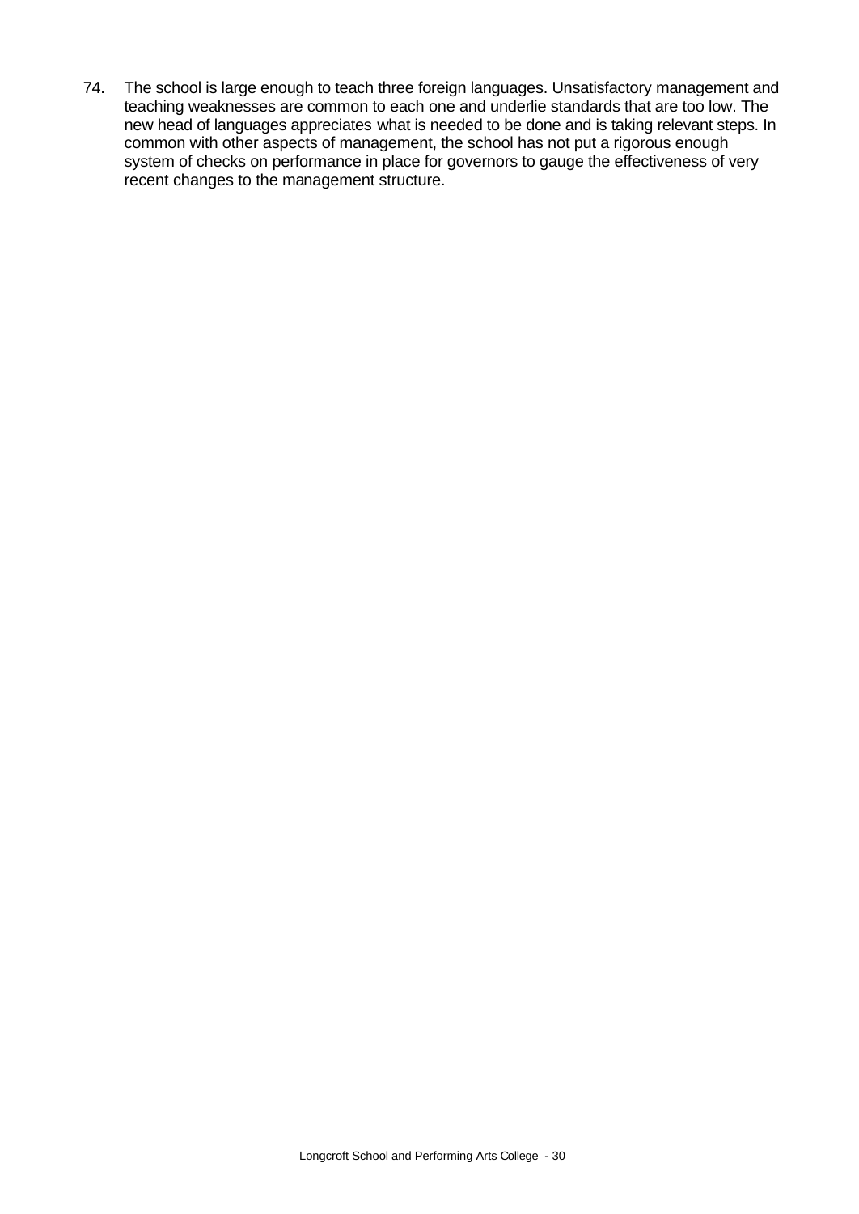74. The school is large enough to teach three foreign languages. Unsatisfactory management and teaching weaknesses are common to each one and underlie standards that are too low. The new head of languages appreciates what is needed to be done and is taking relevant steps. In common with other aspects of management, the school has not put a rigorous enough system of checks on performance in place for governors to gauge the effectiveness of very recent changes to the management structure.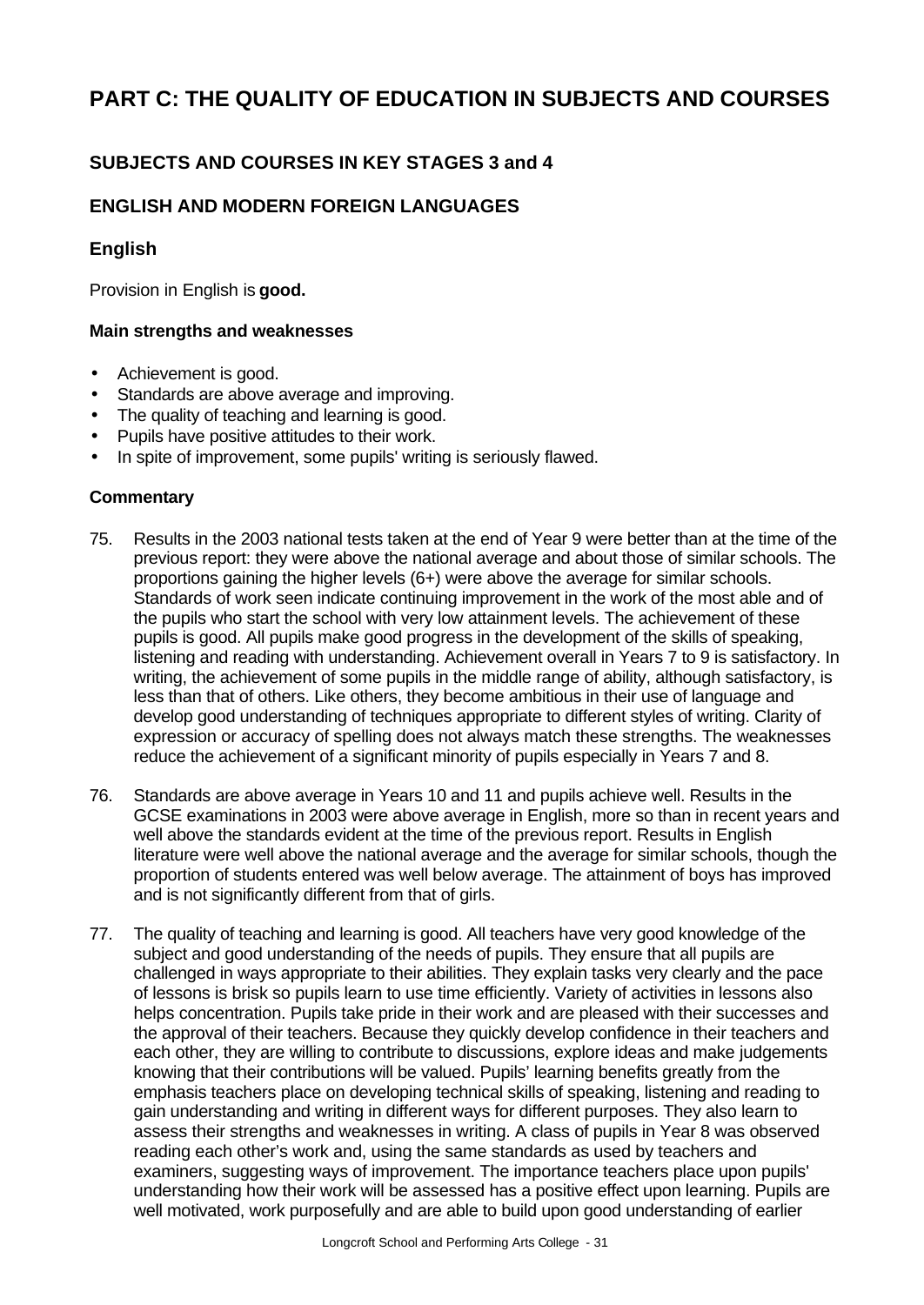# PART C: THE QUALITY OF EDUCATION IN SUBJECTS AND COURSES

## SUBJECTS AND COURSES IN KEY STAGES 3 and 4

## ENGLISH AND MODERN FOREIGN LANGUAGES

### English

Provision in English is **good.**

#### Main strengths and weaknesses

- Achievement is good.
- Standards are above average and improving.
- The quality of teaching and learning is good.
- Pupils have positive attitudes to their work.
- In spite of improvement, some pupils' writing is seriously flawed.

#### Commentary

75. Results in the 2003 national tests taken at the end of Year 9 were better than at the time of the previous report: they were above the national average and about those of similar schools. The proportions gaining the higher levels (6+) were above the average for similar schools. Standards of work seen indicate continuing improvement in the work of the most able and of the pupils who start the school with very low attainment levels. The achievement of these pupils is good. All pupils make good progress in the development of the skills of speaking, listening and reading with understanding. Achievement overall in Years 7 to 9 is satisfactory. In writing, the achievement of some pupils in the middle range of ability, although satisfactory, is less than that of others. Like others, they become ambitious in their use of language and develop good understanding of techniques appropriate to different styles of writing. Clarity of expression or accuracy of spelling does not always match these strengths. The weaknesses reduce the achievement of a significant minority of pupils especially in Years 7 and 8.

76. Standards are above average in Years 10 and 11 and pupils achieve well. Results in the GCSE examinations in 2003 were above average in English, more so than in recent years and well above the standards evident at the time of the previous report. Results in English literature were well above the national average and the average for similar schools, though the proportion of students entered was well below average. The attainment of boys has improved and is not significantly different from that of girls.

77. The quality of teaching and learning is good. All teachers have very good knowledge of the subject and good understanding of the needs of pupils. They ensure that all pupils are challenged in ways appropriate to their abilities. They explain tasks very clearly and the pace of lessons is brisk so pupils learn to use time efficiently. Variety of activities in lessons also helps concentration. Pupils take pride in their work and are pleased with their successes and the approval of their teachers. Because they quickly develop confidence in their teachers and each other, they are willing to contribute to discussions, explore ideas and make judgements knowing that their contributions will be valued. Pupils' learning benefits greatly from the emphasis teachers place on developing technical skills of speaking, listening and reading to gain understanding and writing in different ways for different purposes. They also learn to assess their strengths and weaknesses in writing. A class of pupils in Year 8 was observed reading each other's work and, using the same standards as used by teachers and examiners, suggesting ways of improvement. The importance teachers place upon pupils' understanding how their work will be assessed has a positive effect upon learning. Pupils are well motivated, work purposefully and are able to build upon good understanding of earlier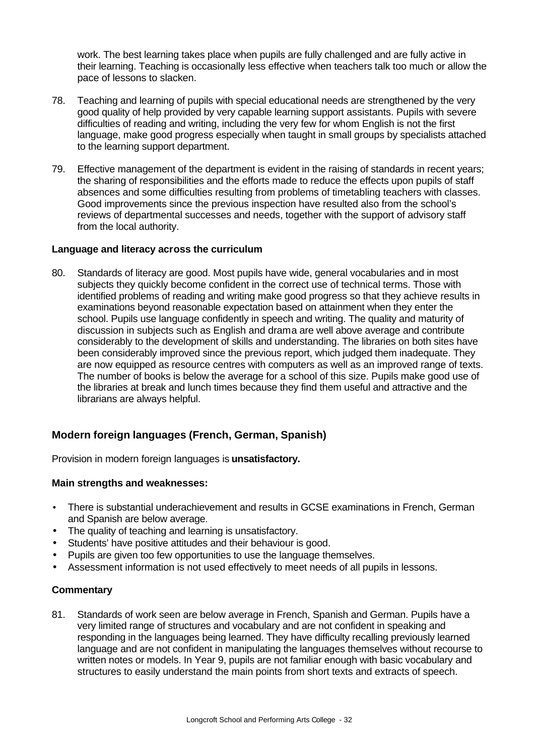work. The best learning takes place when pupils are fully challenged and are fully active in their learning. Teaching is occasionally less effective when teachers talk too much or allow the pace of lessons to slacken.

78. Teaching and learning of pupils with special educational needs are strengthened by the very good quality of help provided by very capable learning support assistants. Pupils with severe difficulties of reading and writing, including the very few for whom English is not the first language, make good progress especially when taught in small groups by specialists attached to the learning support department.

79. Effective management of the department is evident in the raising of standards in recent years; the sharing of responsibilities and the efforts made to reduce the effects upon pupils of staff absences and some difficulties resulting from problems of timetabling teachers with classes. Good improvements since the previous inspection have resulted also from the school's reviews of departmental successes and needs, together with the support of advisory staff from the local authority.

**Language and literacy across the curriculum**

80. Standards of literacy are good. Most pupils have wide, general vocabularies and in most subjects they quickly become confident in the correct use of technical terms. Those with identified problems of reading and writing make good progress so that they achieve results in examinations beyond reasonable expectation based on attainment when they enter the school. Pupils use language confidently in speech and writing. The quality and maturity of discussion in subjects such as English and drama are well above average and contribute considerably to the development of skills and understanding. The libraries on both sites have been considerably improved since the previous report, which judged them inadequate. They are now equipped as resource centres with computers as well as an improved range of texts. The number of books is below the average for a school of this size. Pupils make good use of the libraries at break and lunch times because they find them useful and attractive and the librarians are always helpful.

## Modern foreign languages (French, German, Spanish)

Provision in modern foreign languages is **unsatisfactory.**

**Main strengths and weaknesses:**

- There is substantial underachievement and results in GCSE examinations in French, German and Spanish are below average.
- The quality of teaching and learning is unsatisfactory.
- Students' have positive attitudes and their behaviour is good.
- Pupils are given too few opportunities to use the language themselves.
- Assessment information is not used effectively to meet needs of all pupils in lessons.

**Commentary**

81. Standards of work seen are below average in French, Spanish and German. Pupils have a very limited range of structures and vocabulary and are not confident in speaking and responding in the languages being learned. They have difficulty recalling previously learned language and are not confident in manipulating the languages themselves without recourse to written notes or models. In Year 9, pupils are not familiar enough with basic vocabulary and structures to easily understand the main points from short texts and extracts of speech.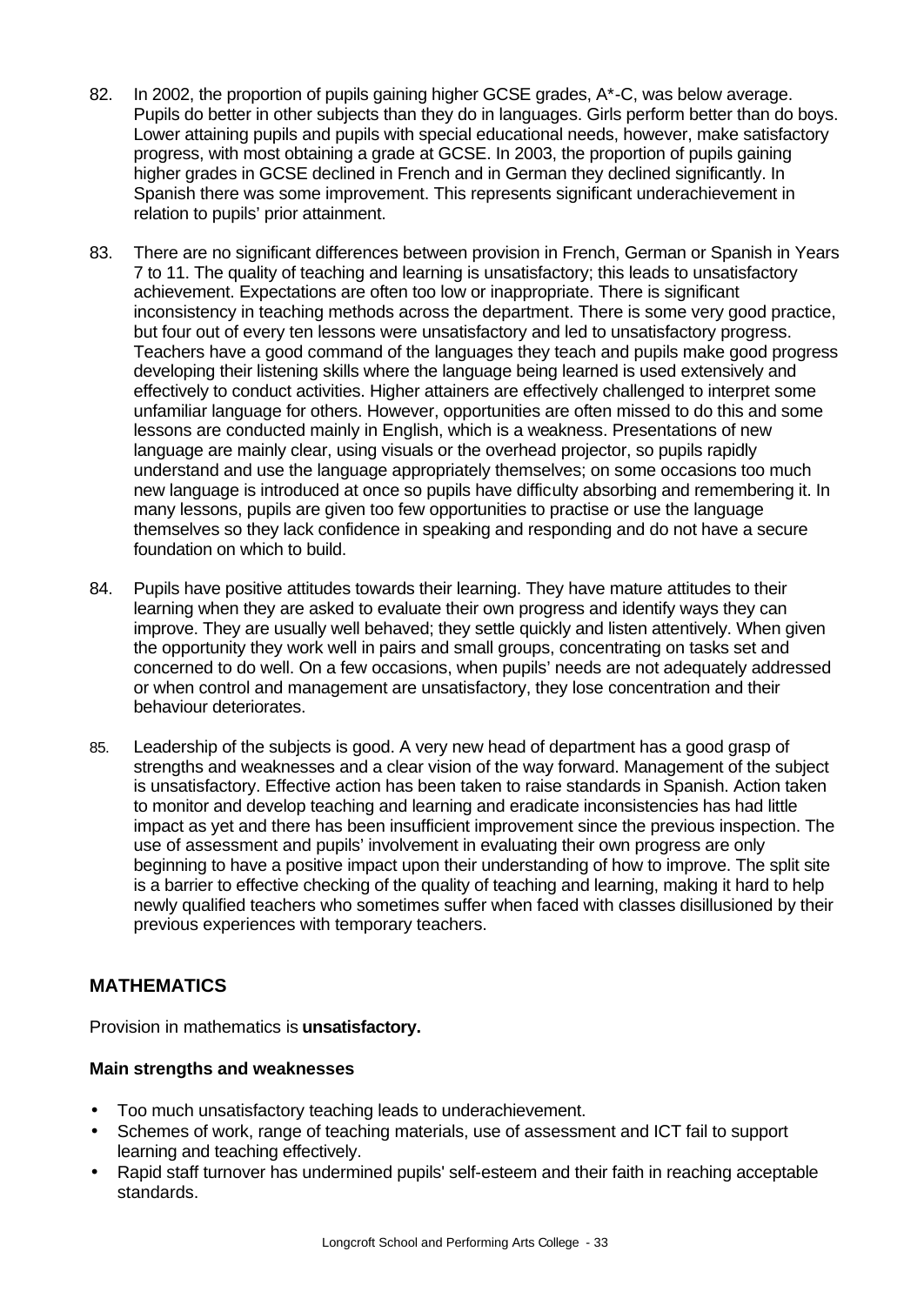82. In 2002, the proportion of pupils gaining higher GCSE grades, A*-C, was below average. Pupils do better in other subjects than they do in languages. Girls perform better than do boys. Lower attaining pupils and pupils with special educational needs, however, make satisfactory progress, with most obtaining a grade at GCSE. In 2003, the proportion of pupils gaining higher grades in GCSE declined in French and in German they declined significantly. In Spanish there was some improvement. This represents significant underachievement in relation to pupils' prior attainment.

83. There are no significant differences between provision in French, German or Spanish in Years 7 to 11. The quality of teaching and learning is unsatisfactory; this leads to unsatisfactory achievement. Expectations are often too low or inappropriate. There is significant inconsistency in teaching methods across the department. There is some very good practice, but four out of every ten lessons were unsatisfactory and led to unsatisfactory progress. Teachers have a good command of the languages they teach and pupils make good progress developing their listening skills where the language being learned is used extensively and effectively to conduct activities. Higher attainers are effectively challenged to interpret some unfamiliar language for others. However, opportunities are often missed to do this and some lessons are conducted mainly in English, which is a weakness. Presentations of new language are mainly clear, using visuals or the overhead projector, so pupils rapidly understand and use the language appropriately themselves; on some occasions too much new language is introduced at once so pupils have difficulty absorbing and remembering it. In many lessons, pupils are given too few opportunities to practise or use the language themselves so they lack confidence in speaking and responding and do not have a secure foundation on which to build.

84. Pupils have positive attitudes towards their learning. They have mature attitudes to their learning when they are asked to evaluate their own progress and identify ways they can improve. They are usually well behaved; they settle quickly and listen attentively. When given the opportunity they work well in pairs and small groups, concentrating on tasks set and concerned to do well. On a few occasions, when pupils' needs are not adequately addressed or when control and management are unsatisfactory, they lose concentration and their behaviour deteriorates.

85. Leadership of the subjects is good. A very new head of department has a good grasp of strengths and weaknesses and a clear vision of the way forward. Management of the subject is unsatisfactory. Effective action has been taken to raise standards in Spanish. Action taken to monitor and develop teaching and learning and eradicate inconsistencies has had little impact as yet and there has been insufficient improvement since the previous inspection. The use of assessment and pupils' involvement in evaluating their own progress are only beginning to have a positive impact upon their understanding of how to improve. The split site is a barrier to effective checking of the quality of teaching and learning, making it hard to help newly qualified teachers who sometimes suffer when faced with classes disillusioned by their previous experiences with temporary teachers.

## MATHEMATICS

Provision in mathematics is **unsatisfactory.**

**Main strengths and weaknesses**

- Too much unsatisfactory teaching leads to underachievement.
- Schemes of work, range of teaching materials, use of assessment and ICT fail to support learning and teaching effectively.
- Rapid staff turnover has undermined pupils' self-esteem and their faith in reaching acceptable standards.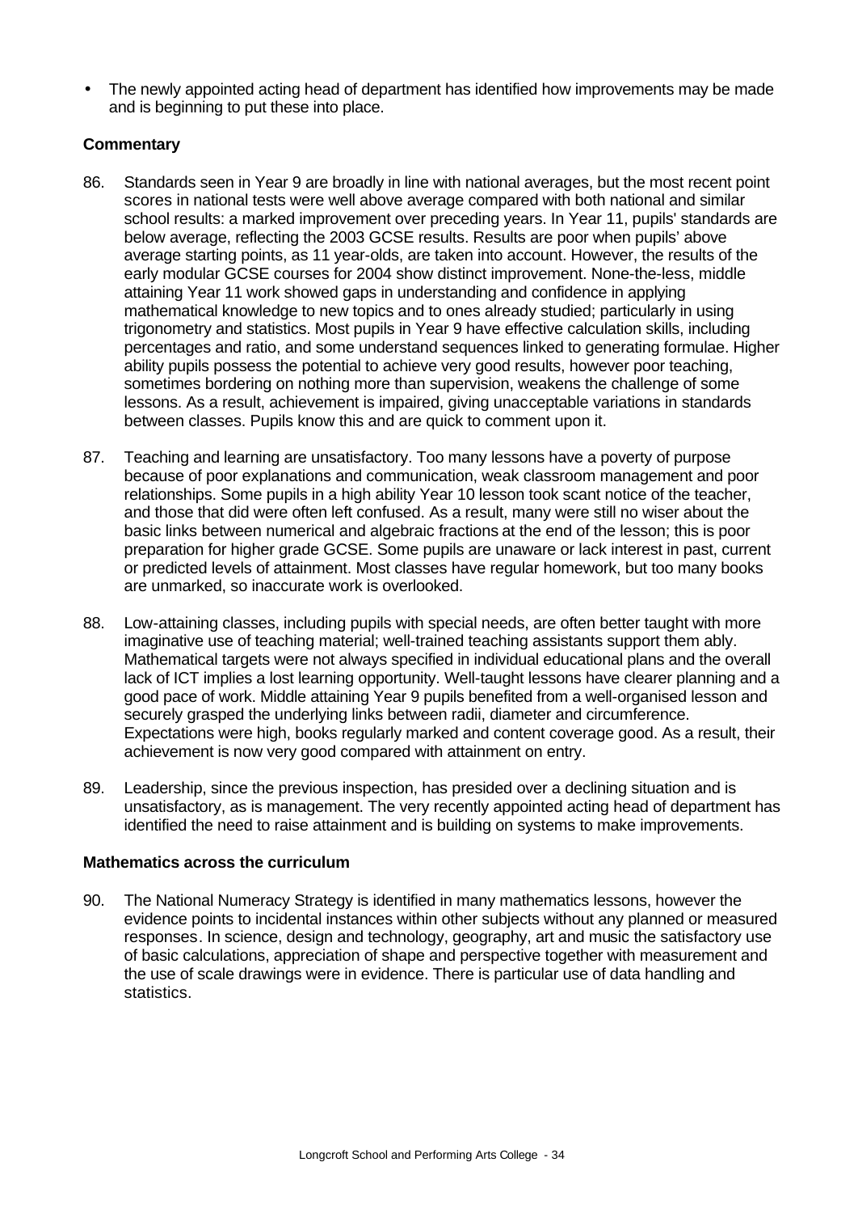- The newly appointed acting head of department has identified how improvements may be made and is beginning to put these into place.

### Commentary

86. Standards seen in Year 9 are broadly in line with national averages, but the most recent point scores in national tests were well above average compared with both national and similar school results: a marked improvement over preceding years. In Year 11, pupils' standards are below average, reflecting the 2003 GCSE results. Results are poor when pupils' above average starting points, as 11 year-olds, are taken into account. However, the results of the early modular GCSE courses for 2004 show distinct improvement. None-the-less, middle attaining Year 11 work showed gaps in understanding and confidence in applying mathematical knowledge to new topics and to ones already studied; particularly in using trigonometry and statistics. Most pupils in Year 9 have effective calculation skills, including percentages and ratio, and some understand sequences linked to generating formulae. Higher ability pupils possess the potential to achieve very good results, however poor teaching, sometimes bordering on nothing more than supervision, weakens the challenge of some lessons. As a result, achievement is impaired, giving unacceptable variations in standards between classes. Pupils know this and are quick to comment upon it.

87. Teaching and learning are unsatisfactory. Too many lessons have a poverty of purpose because of poor explanations and communication, weak classroom management and poor relationships. Some pupils in a high ability Year 10 lesson took scant notice of the teacher, and those that did were often left confused. As a result, many were still no wiser about the basic links between numerical and algebraic fractions at the end of the lesson; this is poor preparation for higher grade GCSE. Some pupils are unaware or lack interest in past, current or predicted levels of attainment. Most classes have regular homework, but too many books are unmarked, so inaccurate work is overlooked.

88. Low-attaining classes, including pupils with special needs, are often better taught with more imaginative use of teaching material; well-trained teaching assistants support them ably. Mathematical targets were not always specified in individual educational plans and the overall lack of ICT implies a lost learning opportunity. Well-taught lessons have clearer planning and a good pace of work. Middle attaining Year 9 pupils benefited from a well-organised lesson and securely grasped the underlying links between radii, diameter and circumference. Expectations were high, books regularly marked and content coverage good. As a result, their achievement is now very good compared with attainment on entry.

89. Leadership, since the previous inspection, has presided over a declining situation and is unsatisfactory, as is management. The very recently appointed acting head of department has identified the need to raise attainment and is building on systems to make improvements.

### Mathematics across the curriculum

90. The National Numeracy Strategy is identified in many mathematics lessons, however the evidence points to incidental instances within other subjects without any planned or measured responses. In science, design and technology, geography, art and music the satisfactory use of basic calculations, appreciation of shape and perspective together with measurement and the use of scale drawings were in evidence. There is particular use of data handling and statistics.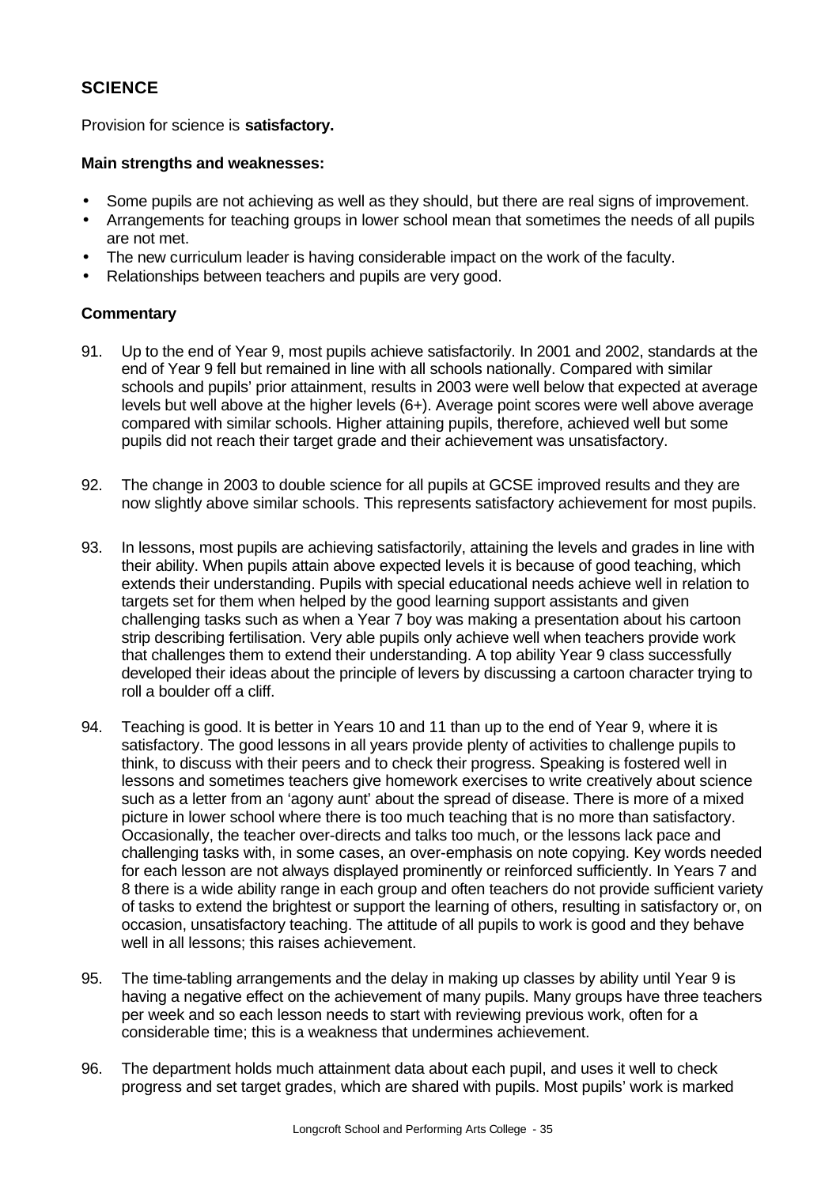## SCIENCE

Provision for science is **satisfactory.**

**Main strengths and weaknesses:**

- Some pupils are not achieving as well as they should, but there are real signs of improvement.
- Arrangements for teaching groups in lower school mean that sometimes the needs of all pupils are not met.
- The new curriculum leader is having considerable impact on the work of the faculty.
- Relationships between teachers and pupils are very good.

**Commentary**

91. Up to the end of Year 9, most pupils achieve satisfactorily. In 2001 and 2002, standards at the end of Year 9 fell but remained in line with all schools nationally. Compared with similar schools and pupils' prior attainment, results in 2003 were well below that expected at average levels but well above at the higher levels (6+). Average point scores were well above average compared with similar schools. Higher attaining pupils, therefore, achieved well but some pupils did not reach their target grade and their achievement was unsatisfactory.

92. The change in 2003 to double science for all pupils at GCSE improved results and they are now slightly above similar schools. This represents satisfactory achievement for most pupils.

93. In lessons, most pupils are achieving satisfactorily, attaining the levels and grades in line with their ability. When pupils attain above expected levels it is because of good teaching, which extends their understanding. Pupils with special educational needs achieve well in relation to targets set for them when helped by the good learning support assistants and given challenging tasks such as when a Year 7 boy was making a presentation about his cartoon strip describing fertilisation. Very able pupils only achieve well when teachers provide work that challenges them to extend their understanding. A top ability Year 9 class successfully developed their ideas about the principle of levers by discussing a cartoon character trying to roll a boulder off a cliff.

94. Teaching is good. It is better in Years 10 and 11 than up to the end of Year 9, where it is satisfactory. The good lessons in all years provide plenty of activities to challenge pupils to think, to discuss with their peers and to check their progress. Speaking is fostered well in lessons and sometimes teachers give homework exercises to write creatively about science such as a letter from an 'agony aunt' about the spread of disease. There is more of a mixed picture in lower school where there is too much teaching that is no more than satisfactory. Occasionally, the teacher over-directs and talks too much, or the lessons lack pace and challenging tasks with, in some cases, an over-emphasis on note copying. Key words needed for each lesson are not always displayed prominently or reinforced sufficiently. In Years 7 and 8 there is a wide ability range in each group and often teachers do not provide sufficient variety of tasks to extend the brightest or support the learning of others, resulting in satisfactory or, on occasion, unsatisfactory teaching. The attitude of all pupils to work is good and they behave well in all lessons; this raises achievement.

95. The time-tabling arrangements and the delay in making up classes by ability until Year 9 is having a negative effect on the achievement of many pupils. Many groups have three teachers per week and so each lesson needs to start with reviewing previous work, often for a considerable time; this is a weakness that undermines achievement.

96. The department holds much attainment data about each pupil, and uses it well to check progress and set target grades, which are shared with pupils. Most pupils' work is marked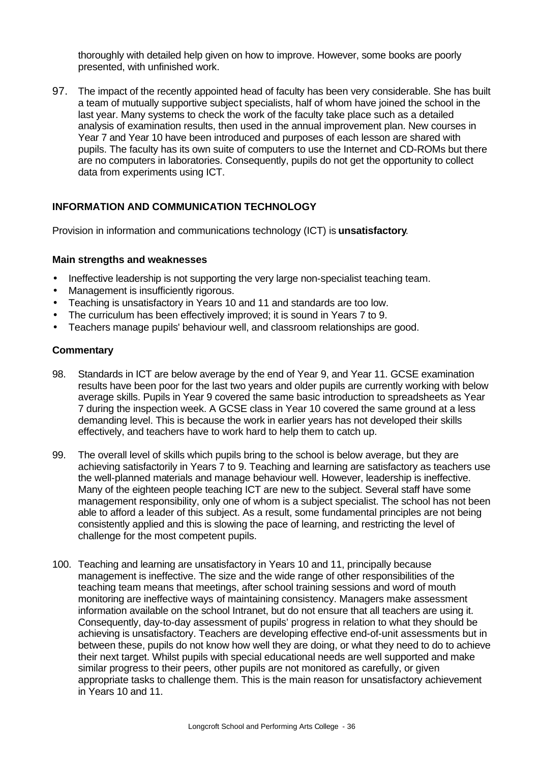thoroughly with detailed help given on how to improve. However, some books are poorly presented, with unfinished work.

97. The impact of the recently appointed head of faculty has been very considerable. She has built a team of mutually supportive subject specialists, half of whom have joined the school in the last year. Many systems to check the work of the faculty take place such as a detailed analysis of examination results, then used in the annual improvement plan. New courses in Year 7 and Year 10 have been introduced and purposes of each lesson are shared with pupils. The faculty has its own suite of computers to use the Internet and CD-ROMs but there are no computers in laboratories. Consequently, pupils do not get the opportunity to collect data from experiments using ICT.

## INFORMATION AND COMMUNICATION TECHNOLOGY

Provision in information and communications technology (ICT) is **unsatisfactory**.

### Main strengths and weaknesses

- Ineffective leadership is not supporting the very large non-specialist teaching team.
- Management is insufficiently rigorous.
- Teaching is unsatisfactory in Years 10 and 11 and standards are too low.
- The curriculum has been effectively improved; it is sound in Years 7 to 9.
- Teachers manage pupils' behaviour well, and classroom relationships are good.

### Commentary

98. Standards in ICT are below average by the end of Year 9, and Year 11. GCSE examination results have been poor for the last two years and older pupils are currently working with below average skills. Pupils in Year 9 covered the same basic introduction to spreadsheets as Year 7 during the inspection week. A GCSE class in Year 10 covered the same ground at a less demanding level. This is because the work in earlier years has not developed their skills effectively, and teachers have to work hard to help them to catch up.

99. The overall level of skills which pupils bring to the school is below average, but they are achieving satisfactorily in Years 7 to 9. Teaching and learning are satisfactory as teachers use the well-planned materials and manage behaviour well. However, leadership is ineffective. Many of the eighteen people teaching ICT are new to the subject. Several staff have some management responsibility, only one of whom is a subject specialist. The school has not been able to afford a leader of this subject. As a result, some fundamental principles are not being consistently applied and this is slowing the pace of learning, and restricting the level of challenge for the most competent pupils.

100. Teaching and learning are unsatisfactory in Years 10 and 11, principally because management is ineffective. The size and the wide range of other responsibilities of the teaching team means that meetings, after school training sessions and word of mouth monitoring are ineffective ways of maintaining consistency. Managers make assessment information available on the school Intranet, but do not ensure that all teachers are using it. Consequently, day-to-day assessment of pupils' progress in relation to what they should be achieving is unsatisfactory. Teachers are developing effective end-of-unit assessments but in between these, pupils do not know how well they are doing, or what they need to do to achieve their next target. Whilst pupils with special educational needs are well supported and make similar progress to their peers, other pupils are not monitored as carefully, or given appropriate tasks to challenge them. This is the main reason for unsatisfactory achievement in Years 10 and 11.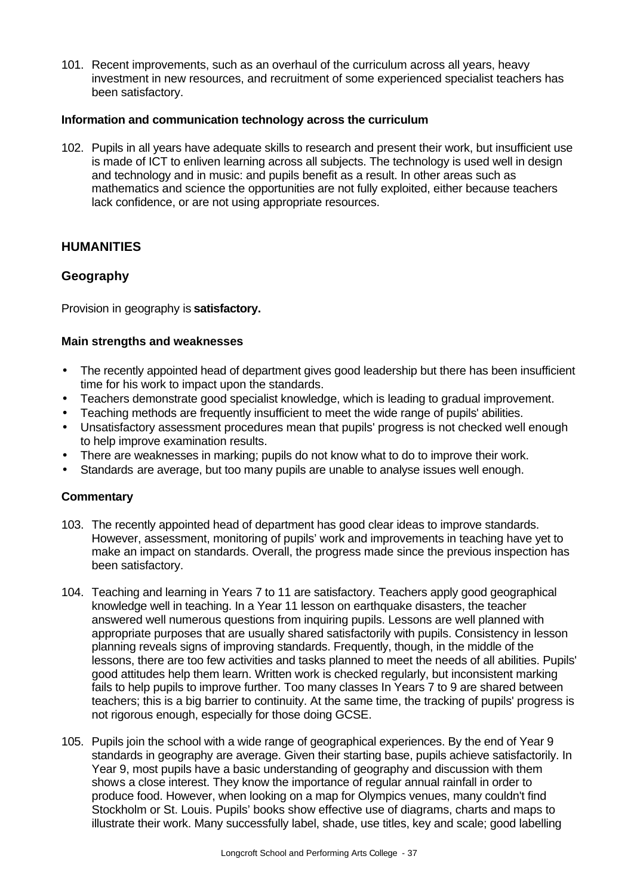101. Recent improvements, such as an overhaul of the curriculum across all years, heavy investment in new resources, and recruitment of some experienced specialist teachers has been satisfactory.

### Information and communication technology across the curriculum

102. Pupils in all years have adequate skills to research and present their work, but insufficient use is made of ICT to enliven learning across all subjects. The technology is used well in design and technology and in music: and pupils benefit as a result. In other areas such as mathematics and science the opportunities are not fully exploited, either because teachers lack confidence, or are not using appropriate resources.

## HUMANITIES

## Geography

Provision in geography is **satisfactory.**

### Main strengths and weaknesses

- The recently appointed head of department gives good leadership but there has been insufficient time for his work to impact upon the standards.
- Teachers demonstrate good specialist knowledge, which is leading to gradual improvement.
- Teaching methods are frequently insufficient to meet the wide range of pupils' abilities.
- Unsatisfactory assessment procedures mean that pupils' progress is not checked well enough to help improve examination results.
- There are weaknesses in marking; pupils do not know what to do to improve their work.
- Standards are average, but too many pupils are unable to analyse issues well enough.

### Commentary

103. The recently appointed head of department has good clear ideas to improve standards. However, assessment, monitoring of pupils' work and improvements in teaching have yet to make an impact on standards. Overall, the progress made since the previous inspection has been satisfactory.

104. Teaching and learning in Years 7 to 11 are satisfactory. Teachers apply good geographical knowledge well in teaching. In a Year 11 lesson on earthquake disasters, the teacher answered well numerous questions from inquiring pupils. Lessons are well planned with appropriate purposes that are usually shared satisfactorily with pupils. Consistency in lesson planning reveals signs of improving standards. Frequently, though, in the middle of the lessons, there are too few activities and tasks planned to meet the needs of all abilities. Pupils' good attitudes help them learn. Written work is checked regularly, but inconsistent marking fails to help pupils to improve further. Too many classes In Years 7 to 9 are shared between teachers; this is a big barrier to continuity. At the same time, the tracking of pupils' progress is not rigorous enough, especially for those doing GCSE.

105. Pupils join the school with a wide range of geographical experiences. By the end of Year 9 standards in geography are average. Given their starting base, pupils achieve satisfactorily. In Year 9, most pupils have a basic understanding of geography and discussion with them shows a close interest. They know the importance of regular annual rainfall in order to produce food. However, when looking on a map for Olympics venues, many couldn't find Stockholm or St. Louis. Pupils' books show effective use of diagrams, charts and maps to illustrate their work. Many successfully label, shade, use titles, key and scale; good labelling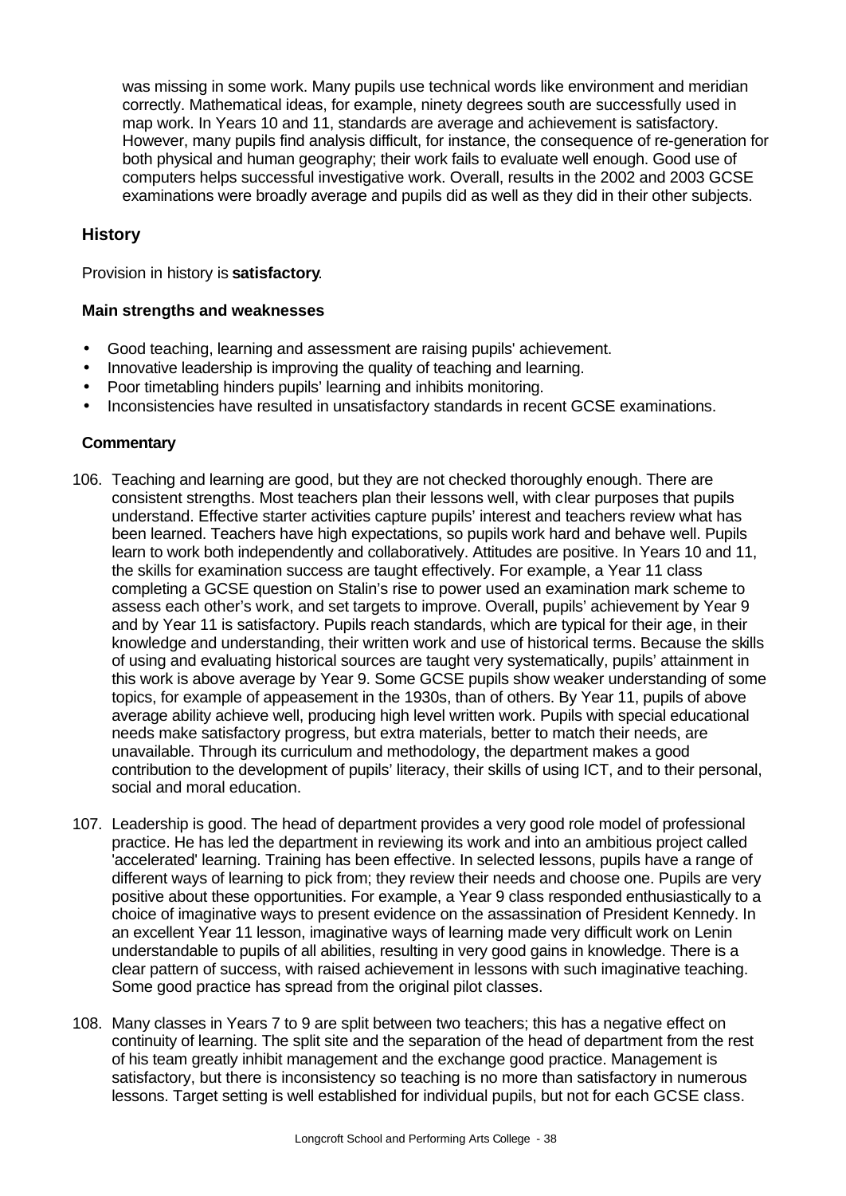was missing in some work. Many pupils use technical words like environment and meridian correctly. Mathematical ideas, for example, ninety degrees south are successfully used in map work. In Years 10 and 11, standards are average and achievement is satisfactory. However, many pupils find analysis difficult, for instance, the consequence of re-generation for both physical and human geography; their work fails to evaluate well enough. Good use of computers helps successful investigative work. Overall, results in the 2002 and 2003 GCSE examinations were broadly average and pupils did as well as they did in their other subjects.

## History

Provision in history is **satisfactory**.

### Main strengths and weaknesses

- Good teaching, learning and assessment are raising pupils' achievement.
- Innovative leadership is improving the quality of teaching and learning.
- Poor timetabling hinders pupils' learning and inhibits monitoring.
- Inconsistencies have resulted in unsatisfactory standards in recent GCSE examinations.

### Commentary

106. Teaching and learning are good, but they are not checked thoroughly enough. There are consistent strengths. Most teachers plan their lessons well, with clear purposes that pupils understand. Effective starter activities capture pupils' interest and teachers review what has been learned. Teachers have high expectations, so pupils work hard and behave well. Pupils learn to work both independently and collaboratively. Attitudes are positive. In Years 10 and 11, the skills for examination success are taught effectively. For example, a Year 11 class completing a GCSE question on Stalin's rise to power used an examination mark scheme to assess each other's work, and set targets to improve. Overall, pupils' achievement by Year 9 and by Year 11 is satisfactory. Pupils reach standards, which are typical for their age, in their knowledge and understanding, their written work and use of historical terms. Because the skills of using and evaluating historical sources are taught very systematically, pupils' attainment in this work is above average by Year 9. Some GCSE pupils show weaker understanding of some topics, for example of appeasement in the 1930s, than of others. By Year 11, pupils of above average ability achieve well, producing high level written work. Pupils with special educational needs make satisfactory progress, but extra materials, better to match their needs, are unavailable. Through its curriculum and methodology, the department makes a good contribution to the development of pupils' literacy, their skills of using ICT, and to their personal, social and moral education.

107. Leadership is good. The head of department provides a very good role model of professional practice. He has led the department in reviewing its work and into an ambitious project called 'accelerated' learning. Training has been effective. In selected lessons, pupils have a range of different ways of learning to pick from; they review their needs and choose one. Pupils are very positive about these opportunities. For example, a Year 9 class responded enthusiastically to a choice of imaginative ways to present evidence on the assassination of President Kennedy. In an excellent Year 11 lesson, imaginative ways of learning made very difficult work on Lenin understandable to pupils of all abilities, resulting in very good gains in knowledge. There is a clear pattern of success, with raised achievement in lessons with such imaginative teaching. Some good practice has spread from the original pilot classes.

108. Many classes in Years 7 to 9 are split between two teachers; this has a negative effect on continuity of learning. The split site and the separation of the head of department from the rest of his team greatly inhibit management and the exchange good practice. Management is satisfactory, but there is inconsistency so teaching is no more than satisfactory in numerous lessons. Target setting is well established for individual pupils, but not for each GCSE class.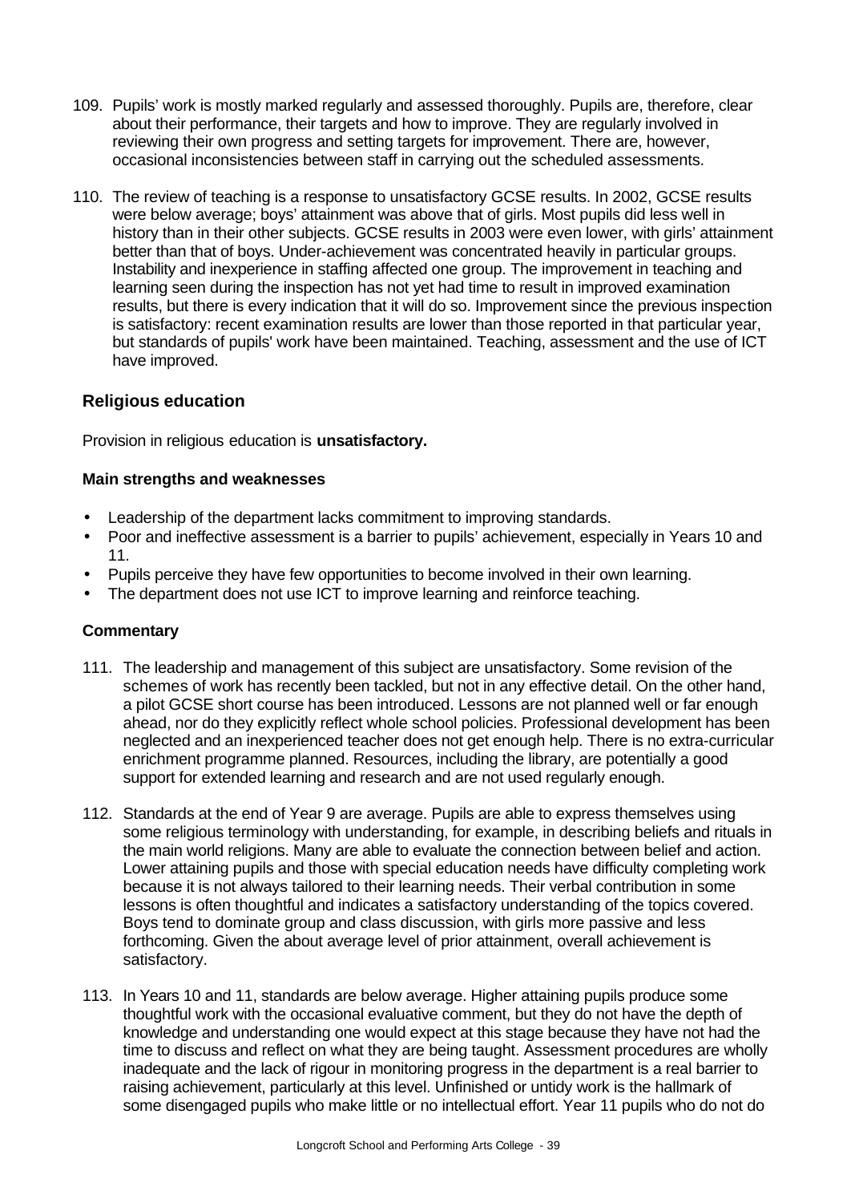109. Pupils' work is mostly marked regularly and assessed thoroughly. Pupils are, therefore, clear about their performance, their targets and how to improve. They are regularly involved in reviewing their own progress and setting targets for improvement. There are, however, occasional inconsistencies between staff in carrying out the scheduled assessments.

110. The review of teaching is a response to unsatisfactory GCSE results. In 2002, GCSE results were below average; boys' attainment was above that of girls. Most pupils did less well in history than in their other subjects. GCSE results in 2003 were even lower, with girls' attainment better than that of boys. Under-achievement was concentrated heavily in particular groups. Instability and inexperience in staffing affected one group. The improvement in teaching and learning seen during the inspection has not yet had time to result in improved examination results, but there is every indication that it will do so. Improvement since the previous inspection is satisfactory: recent examination results are lower than those reported in that particular year, but standards of pupils' work have been maintained. Teaching, assessment and the use of ICT have improved.

### Religious education

Provision in religious education is **unsatisfactory.**

#### Main strengths and weaknesses

- Leadership of the department lacks commitment to improving standards.
- Poor and ineffective assessment is a barrier to pupils' achievement, especially in Years 10 and 11.
- Pupils perceive they have few opportunities to become involved in their own learning.
- The department does not use ICT to improve learning and reinforce teaching.

#### Commentary

111. The leadership and management of this subject are unsatisfactory. Some revision of the schemes of work has recently been tackled, but not in any effective detail. On the other hand, a pilot GCSE short course has been introduced. Lessons are not planned well or far enough ahead, nor do they explicitly reflect whole school policies. Professional development has been neglected and an inexperienced teacher does not get enough help. There is no extra-curricular enrichment programme planned. Resources, including the library, are potentially a good support for extended learning and research and are not used regularly enough.

112. Standards at the end of Year 9 are average. Pupils are able to express themselves using some religious terminology with understanding, for example, in describing beliefs and rituals in the main world religions. Many are able to evaluate the connection between belief and action. Lower attaining pupils and those with special education needs have difficulty completing work because it is not always tailored to their learning needs. Their verbal contribution in some lessons is often thoughtful and indicates a satisfactory understanding of the topics covered. Boys tend to dominate group and class discussion, with girls more passive and less forthcoming. Given the about average level of prior attainment, overall achievement is satisfactory.

113. In Years 10 and 11, standards are below average. Higher attaining pupils produce some thoughtful work with the occasional evaluative comment, but they do not have the depth of knowledge and understanding one would expect at this stage because they have not had the time to discuss and reflect on what they are being taught. Assessment procedures are wholly inadequate and the lack of rigour in monitoring progress in the department is a real barrier to raising achievement, particularly at this level. Unfinished or untidy work is the hallmark of some disengaged pupils who make little or no intellectual effort. Year 11 pupils who do not do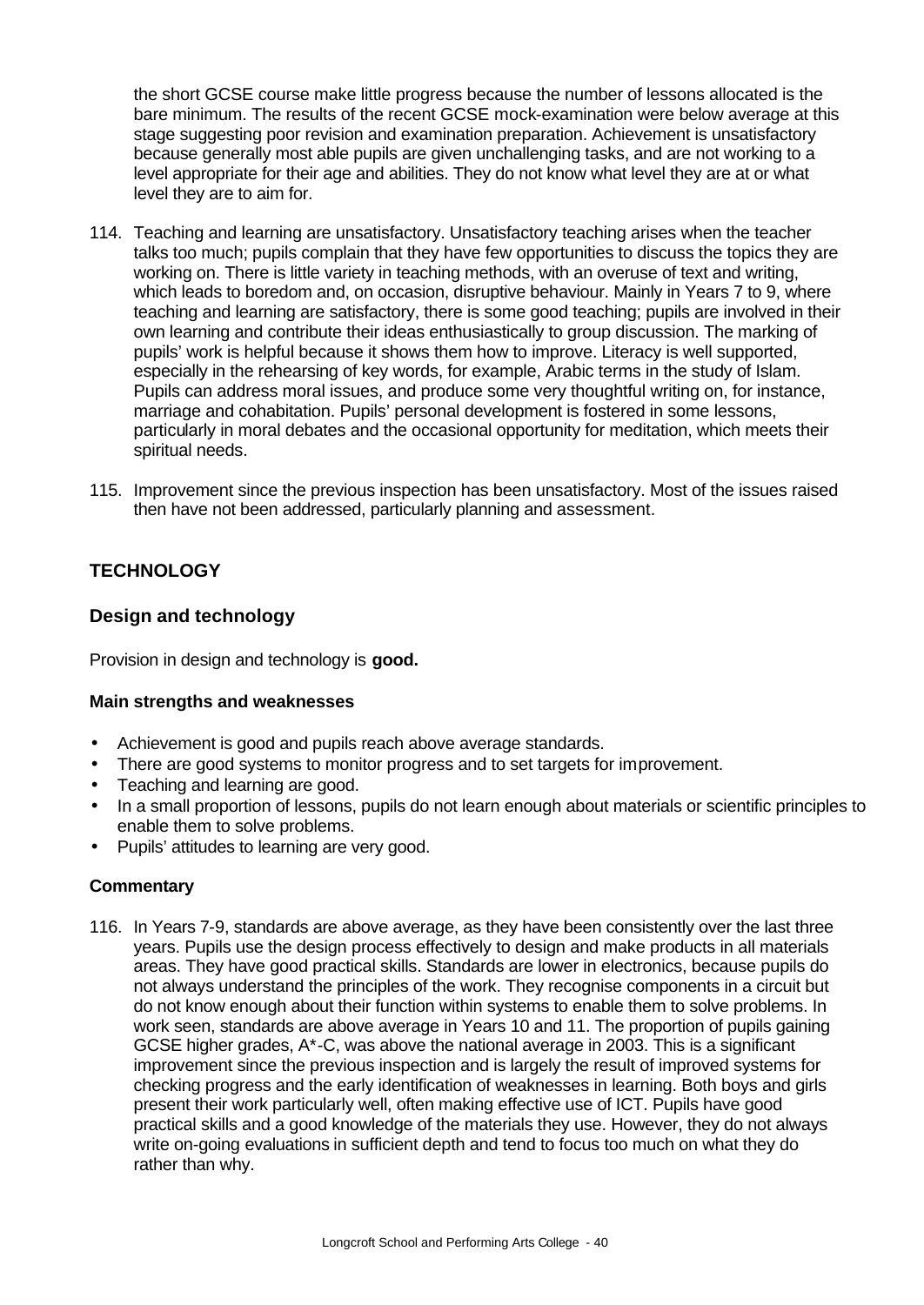the short GCSE course make little progress because the number of lessons allocated is the bare minimum. The results of the recent GCSE mock-examination were below average at this stage suggesting poor revision and examination preparation. Achievement is unsatisfactory because generally most able pupils are given unchallenging tasks, and are not working to a level appropriate for their age and abilities. They do not know what level they are at or what level they are to aim for.

114. Teaching and learning are unsatisfactory. Unsatisfactory teaching arises when the teacher talks too much; pupils complain that they have few opportunities to discuss the topics they are working on. There is little variety in teaching methods, with an overuse of text and writing, which leads to boredom and, on occasion, disruptive behaviour. Mainly in Years 7 to 9, where teaching and learning are satisfactory, there is some good teaching; pupils are involved in their own learning and contribute their ideas enthusiastically to group discussion. The marking of pupils' work is helpful because it shows them how to improve. Literacy is well supported, especially in the rehearsing of key words, for example, Arabic terms in the study of Islam. Pupils can address moral issues, and produce some very thoughtful writing on, for instance, marriage and cohabitation. Pupils' personal development is fostered in some lessons, particularly in moral debates and the occasional opportunity for meditation, which meets their spiritual needs.

115. Improvement since the previous inspection has been unsatisfactory. Most of the issues raised then have not been addressed, particularly planning and assessment.

## TECHNOLOGY

### Design and technology

Provision in design and technology is **good.**

#### Main strengths and weaknesses

- Achievement is good and pupils reach above average standards.
- There are good systems to monitor progress and to set targets for improvement.
- Teaching and learning are good.
- In a small proportion of lessons, pupils do not learn enough about materials or scientific principles to enable them to solve problems.
- Pupils' attitudes to learning are very good.

#### Commentary

116. In Years 7-9, standards are above average, as they have been consistently over the last three years. Pupils use the design process effectively to design and make products in all materials areas. They have good practical skills. Standards are lower in electronics, because pupils do not always understand the principles of the work. They recognise components in a circuit but do not know enough about their function within systems to enable them to solve problems. In work seen, standards are above average in Years 10 and 11. The proportion of pupils gaining GCSE higher grades, A*-C, was above the national average in 2003. This is a significant improvement since the previous inspection and is largely the result of improved systems for checking progress and the early identification of weaknesses in learning. Both boys and girls present their work particularly well, often making effective use of ICT. Pupils have good practical skills and a good knowledge of the materials they use. However, they do not always write on-going evaluations in sufficient depth and tend to focus too much on what they do rather than why.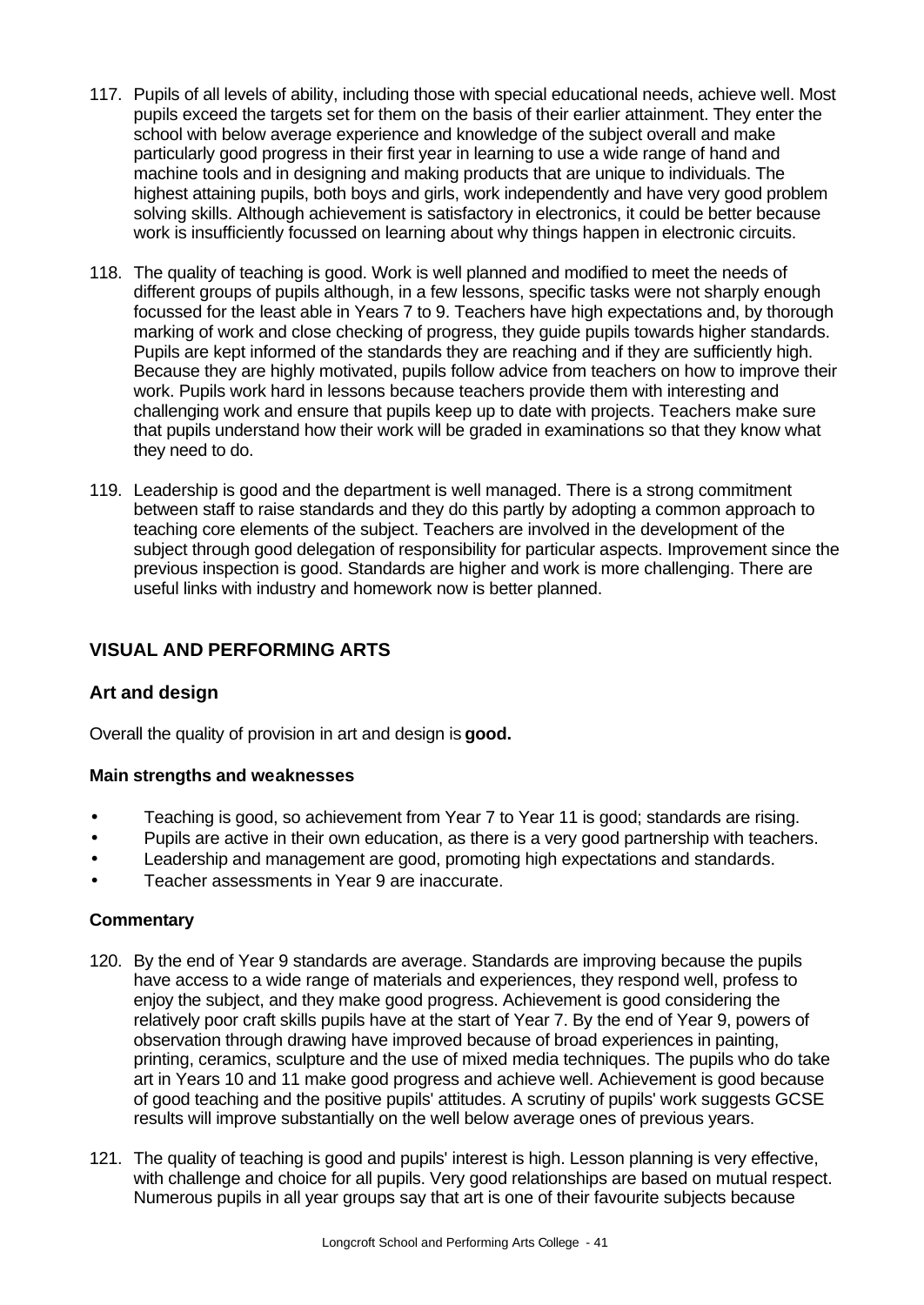117. Pupils of all levels of ability, including those with special educational needs, achieve well. Most pupils exceed the targets set for them on the basis of their earlier attainment. They enter the school with below average experience and knowledge of the subject overall and make particularly good progress in their first year in learning to use a wide range of hand and machine tools and in designing and making products that are unique to individuals. The highest attaining pupils, both boys and girls, work independently and have very good problem solving skills. Although achievement is satisfactory in electronics, it could be better because work is insufficiently focussed on learning about why things happen in electronic circuits.

118. The quality of teaching is good. Work is well planned and modified to meet the needs of different groups of pupils although, in a few lessons, specific tasks were not sharply enough focussed for the least able in Years 7 to 9. Teachers have high expectations and, by thorough marking of work and close checking of progress, they guide pupils towards higher standards. Pupils are kept informed of the standards they are reaching and if they are sufficiently high. Because they are highly motivated, pupils follow advice from teachers on how to improve their work. Pupils work hard in lessons because teachers provide them with interesting and challenging work and ensure that pupils keep up to date with projects. Teachers make sure that pupils understand how their work will be graded in examinations so that they know what they need to do.

119. Leadership is good and the department is well managed. There is a strong commitment between staff to raise standards and they do this partly by adopting a common approach to teaching core elements of the subject. Teachers are involved in the development of the subject through good delegation of responsibility for particular aspects. Improvement since the previous inspection is good. Standards are higher and work is more challenging. There are useful links with industry and homework now is better planned.

## VISUAL AND PERFORMING ARTS

### Art and design

Overall the quality of provision in art and design is **good.**

#### Main strengths and weaknesses

- Teaching is good, so achievement from Year 7 to Year 11 is good; standards are rising.
- Pupils are active in their own education, as there is a very good partnership with teachers.
- Leadership and management are good, promoting high expectations and standards.
- Teacher assessments in Year 9 are inaccurate.

#### Commentary

120. By the end of Year 9 standards are average. Standards are improving because the pupils have access to a wide range of materials and experiences, they respond well, profess to enjoy the subject, and they make good progress. Achievement is good considering the relatively poor craft skills pupils have at the start of Year 7. By the end of Year 9, powers of observation through drawing have improved because of broad experiences in painting, printing, ceramics, sculpture and the use of mixed media techniques. The pupils who do take art in Years 10 and 11 make good progress and achieve well. Achievement is good because of good teaching and the positive pupils' attitudes. A scrutiny of pupils' work suggests GCSE results will improve substantially on the well below average ones of previous years.

121. The quality of teaching is good and pupils' interest is high. Lesson planning is very effective, with challenge and choice for all pupils. Very good relationships are based on mutual respect. Numerous pupils in all year groups say that art is one of their favourite subjects because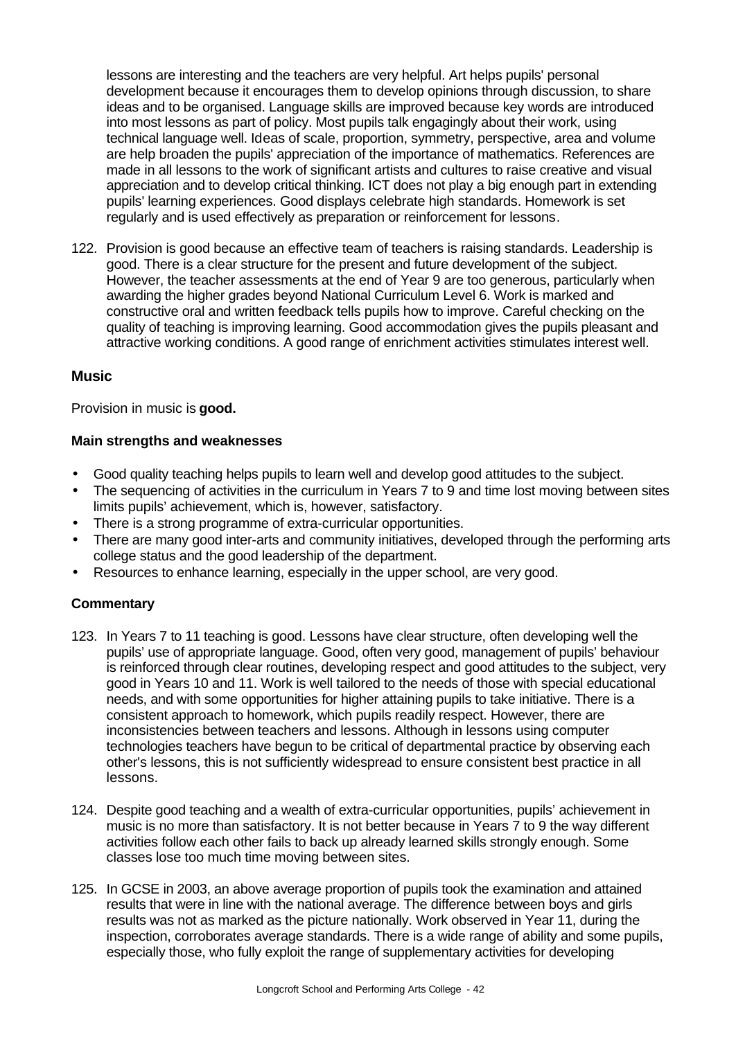lessons are interesting and the teachers are very helpful. Art helps pupils' personal development because it encourages them to develop opinions through discussion, to share ideas and to be organised. Language skills are improved because key words are introduced into most lessons as part of policy. Most pupils talk engagingly about their work, using technical language well. Ideas of scale, proportion, symmetry, perspective, area and volume are help broaden the pupils' appreciation of the importance of mathematics. References are made in all lessons to the work of significant artists and cultures to raise creative and visual appreciation and to develop critical thinking. ICT does not play a big enough part in extending pupils' learning experiences. Good displays celebrate high standards. Homework is set regularly and is used effectively as preparation or reinforcement for lessons.

122. Provision is good because an effective team of teachers is raising standards. Leadership is good. There is a clear structure for the present and future development of the subject. However, the teacher assessments at the end of Year 9 are too generous, particularly when awarding the higher grades beyond National Curriculum Level 6. Work is marked and constructive oral and written feedback tells pupils how to improve. Careful checking on the quality of teaching is improving learning. Good accommodation gives the pupils pleasant and attractive working conditions. A good range of enrichment activities stimulates interest well.

### Music

Provision in music is **good.**

#### Main strengths and weaknesses

- Good quality teaching helps pupils to learn well and develop good attitudes to the subject.
- The sequencing of activities in the curriculum in Years 7 to 9 and time lost moving between sites limits pupils' achievement, which is, however, satisfactory.
- There is a strong programme of extra-curricular opportunities.
- There are many good inter-arts and community initiatives, developed through the performing arts college status and the good leadership of the department.
- Resources to enhance learning, especially in the upper school, are very good.

#### Commentary

123. In Years 7 to 11 teaching is good. Lessons have clear structure, often developing well the pupils' use of appropriate language. Good, often very good, management of pupils' behaviour is reinforced through clear routines, developing respect and good attitudes to the subject, very good in Years 10 and 11. Work is well tailored to the needs of those with special educational needs, and with some opportunities for higher attaining pupils to take initiative. There is a consistent approach to homework, which pupils readily respect. However, there are inconsistencies between teachers and lessons. Although in lessons using computer technologies teachers have begun to be critical of departmental practice by observing each other's lessons, this is not sufficiently widespread to ensure consistent best practice in all lessons.

124. Despite good teaching and a wealth of extra-curricular opportunities, pupils' achievement in music is no more than satisfactory. It is not better because in Years 7 to 9 the way different activities follow each other fails to back up already learned skills strongly enough. Some classes lose too much time moving between sites.

125. In GCSE in 2003, an above average proportion of pupils took the examination and attained results that were in line with the national average. The difference between boys and girls results was not as marked as the picture nationally. Work observed in Year 11, during the inspection, corroborates average standards. There is a wide range of ability and some pupils, especially those, who fully exploit the range of supplementary activities for developing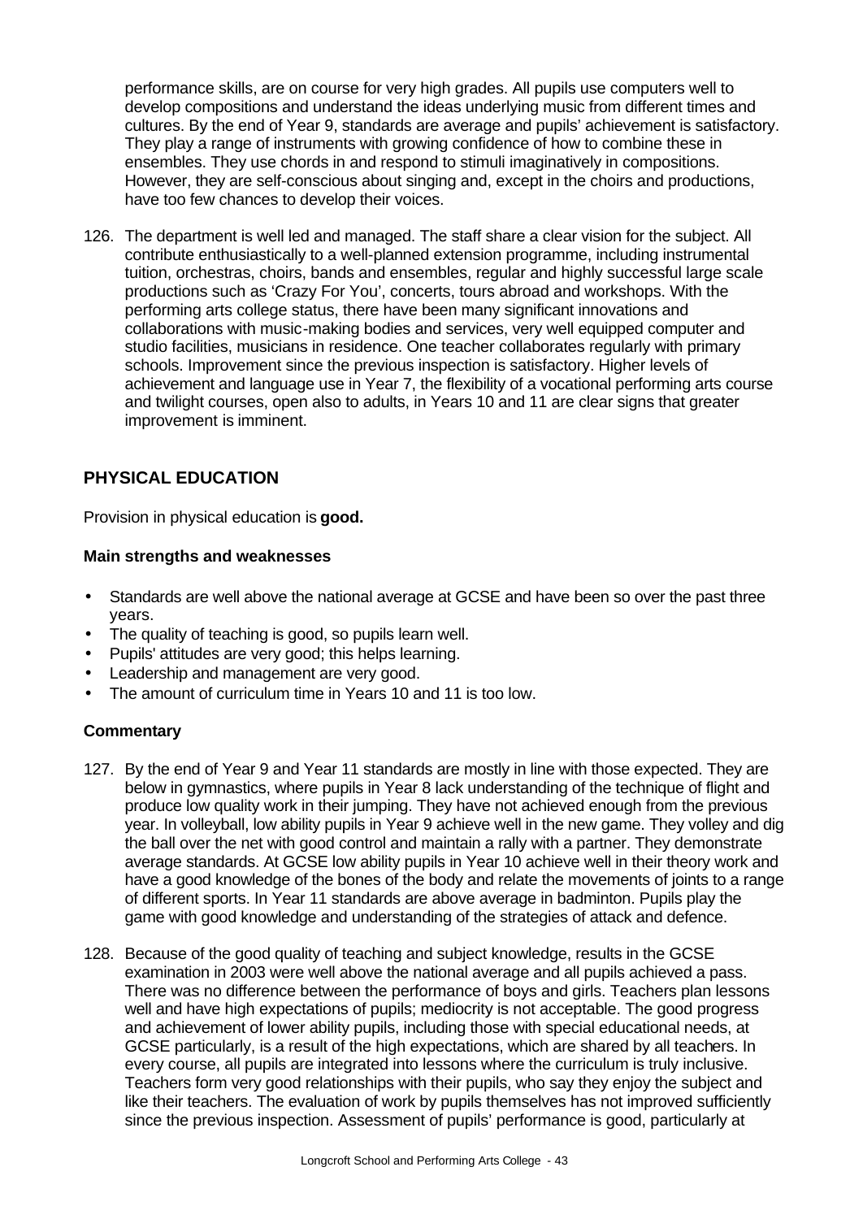performance skills, are on course for very high grades. All pupils use computers well to develop compositions and understand the ideas underlying music from different times and cultures. By the end of Year 9, standards are average and pupils' achievement is satisfactory. They play a range of instruments with growing confidence of how to combine these in ensembles. They use chords in and respond to stimuli imaginatively in compositions. However, they are self-conscious about singing and, except in the choirs and productions, have too few chances to develop their voices.

126. The department is well led and managed. The staff share a clear vision for the subject. All contribute enthusiastically to a well-planned extension programme, including instrumental tuition, orchestras, choirs, bands and ensembles, regular and highly successful large scale productions such as 'Crazy For You', concerts, tours abroad and workshops. With the performing arts college status, there have been many significant innovations and collaborations with music-making bodies and services, very well equipped computer and studio facilities, musicians in residence. One teacher collaborates regularly with primary schools. Improvement since the previous inspection is satisfactory. Higher levels of achievement and language use in Year 7, the flexibility of a vocational performing arts course and twilight courses, open also to adults, in Years 10 and 11 are clear signs that greater improvement is imminent.

## PHYSICAL EDUCATION

Provision in physical education is **good.**

### Main strengths and weaknesses

- Standards are well above the national average at GCSE and have been so over the past three years.
- The quality of teaching is good, so pupils learn well.
- Pupils' attitudes are very good; this helps learning.
- Leadership and management are very good.
- The amount of curriculum time in Years 10 and 11 is too low.

### Commentary

127. By the end of Year 9 and Year 11 standards are mostly in line with those expected. They are below in gymnastics, where pupils in Year 8 lack understanding of the technique of flight and produce low quality work in their jumping. They have not achieved enough from the previous year. In volleyball, low ability pupils in Year 9 achieve well in the new game. They volley and dig the ball over the net with good control and maintain a rally with a partner. They demonstrate average standards. At GCSE low ability pupils in Year 10 achieve well in their theory work and have a good knowledge of the bones of the body and relate the movements of joints to a range of different sports. In Year 11 standards are above average in badminton. Pupils play the game with good knowledge and understanding of the strategies of attack and defence.

128. Because of the good quality of teaching and subject knowledge, results in the GCSE examination in 2003 were well above the national average and all pupils achieved a pass. There was no difference between the performance of boys and girls. Teachers plan lessons well and have high expectations of pupils; mediocrity is not acceptable. The good progress and achievement of lower ability pupils, including those with special educational needs, at GCSE particularly, is a result of the high expectations, which are shared by all teachers. In every course, all pupils are integrated into lessons where the curriculum is truly inclusive. Teachers form very good relationships with their pupils, who say they enjoy the subject and like their teachers. The evaluation of work by pupils themselves has not improved sufficiently since the previous inspection. Assessment of pupils' performance is good, particularly at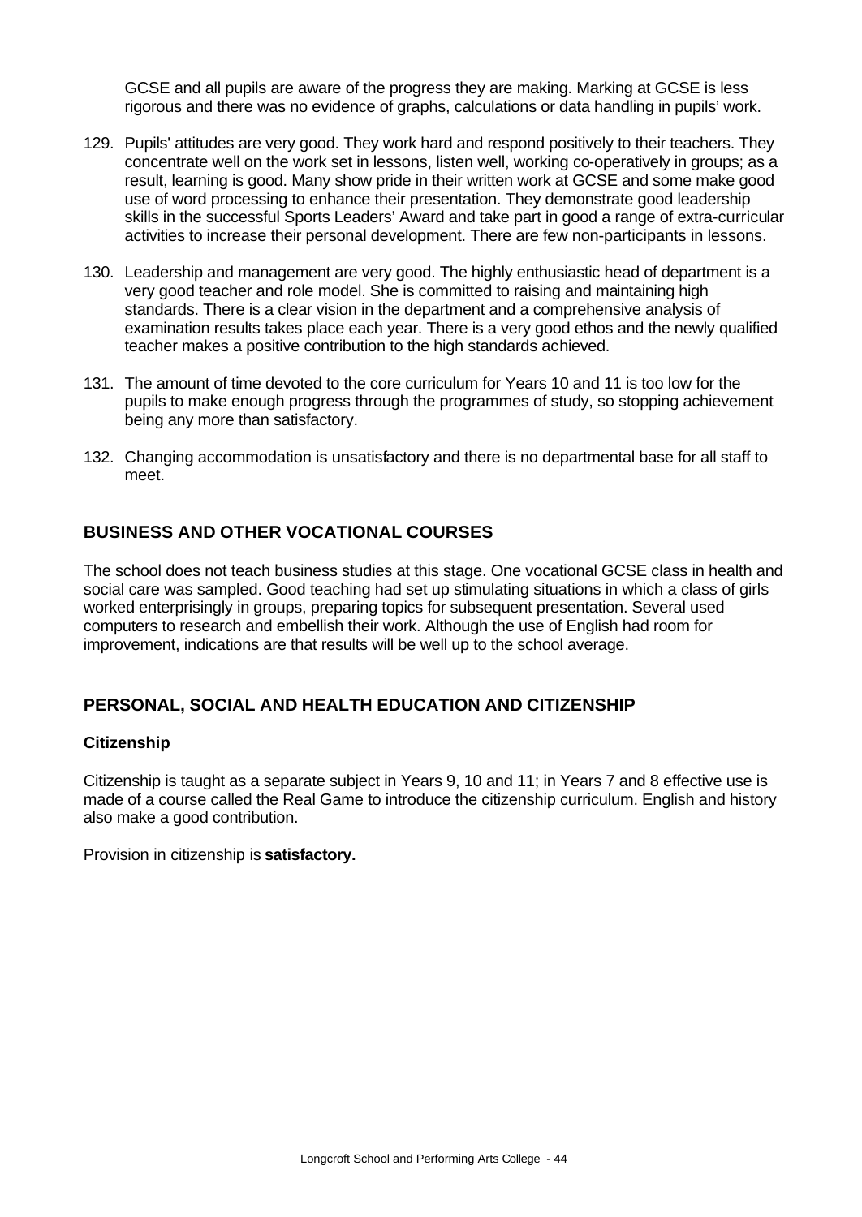GCSE and all pupils are aware of the progress they are making. Marking at GCSE is less rigorous and there was no evidence of graphs, calculations or data handling in pupils' work.

129. Pupils' attitudes are very good. They work hard and respond positively to their teachers. They concentrate well on the work set in lessons, listen well, working co-operatively in groups; as a result, learning is good. Many show pride in their written work at GCSE and some make good use of word processing to enhance their presentation. They demonstrate good leadership skills in the successful Sports Leaders' Award and take part in good a range of extra-curricular activities to increase their personal development. There are few non-participants in lessons.

130. Leadership and management are very good. The highly enthusiastic head of department is a very good teacher and role model. She is committed to raising and maintaining high standards. There is a clear vision in the department and a comprehensive analysis of examination results takes place each year. There is a very good ethos and the newly qualified teacher makes a positive contribution to the high standards achieved.

131. The amount of time devoted to the core curriculum for Years 10 and 11 is too low for the pupils to make enough progress through the programmes of study, so stopping achievement being any more than satisfactory.

132. Changing accommodation is unsatisfactory and there is no departmental base for all staff to meet.

## BUSINESS AND OTHER VOCATIONAL COURSES

The school does not teach business studies at this stage. One vocational GCSE class in health and social care was sampled. Good teaching had set up stimulating situations in which a class of girls worked enterprisingly in groups, preparing topics for subsequent presentation. Several used computers to research and embellish their work. Although the use of English had room for improvement, indications are that results will be well up to the school average.

## PERSONAL, SOCIAL AND HEALTH EDUCATION AND CITIZENSHIP

### Citizenship

Citizenship is taught as a separate subject in Years 9, 10 and 11; in Years 7 and 8 effective use is made of a course called the Real Game to introduce the citizenship curriculum. English and history also make a good contribution.

Provision in citizenship is **satisfactory.**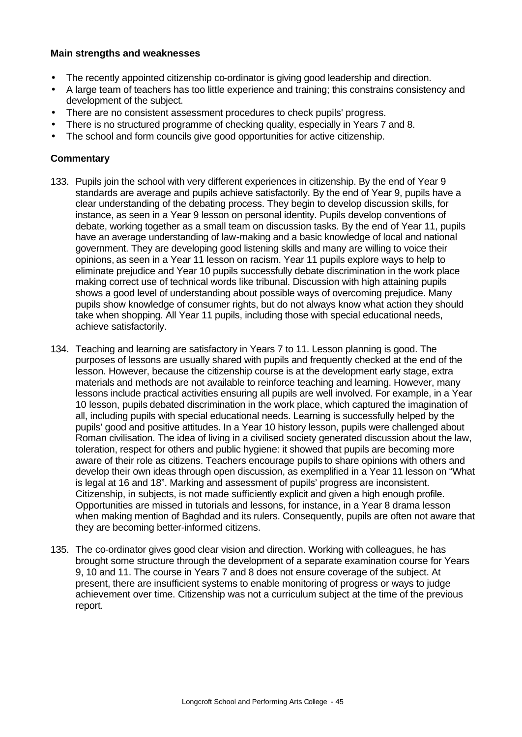**Main strengths and weaknesses**

- The recently appointed citizenship co-ordinator is giving good leadership and direction.
- A large team of teachers has too little experience and training; this constrains consistency and development of the subject.
- There are no consistent assessment procedures to check pupils' progress.
- There is no structured programme of checking quality, especially in Years 7 and 8.
- The school and form councils give good opportunities for active citizenship.

**Commentary**

133. Pupils join the school with very different experiences in citizenship. By the end of Year 9 standards are average and pupils achieve satisfactorily. By the end of Year 9, pupils have a clear understanding of the debating process. They begin to develop discussion skills, for instance, as seen in a Year 9 lesson on personal identity. Pupils develop conventions of debate, working together as a small team on discussion tasks. By the end of Year 11, pupils have an average understanding of law-making and a basic knowledge of local and national government. They are developing good listening skills and many are willing to voice their opinions, as seen in a Year 11 lesson on racism. Year 11 pupils explore ways to help to eliminate prejudice and Year 10 pupils successfully debate discrimination in the work place making correct use of technical words like tribunal. Discussion with high attaining pupils shows a good level of understanding about possible ways of overcoming prejudice. Many pupils show knowledge of consumer rights, but do not always know what action they should take when shopping. All Year 11 pupils, including those with special educational needs, achieve satisfactorily.

134. Teaching and learning are satisfactory in Years 7 to 11. Lesson planning is good. The purposes of lessons are usually shared with pupils and frequently checked at the end of the lesson. However, because the citizenship course is at the development early stage, extra materials and methods are not available to reinforce teaching and learning. However, many lessons include practical activities ensuring all pupils are well involved. For example, in a Year 10 lesson, pupils debated discrimination in the work place, which captured the imagination of all, including pupils with special educational needs. Learning is successfully helped by the pupils' good and positive attitudes. In a Year 10 history lesson, pupils were challenged about Roman civilisation. The idea of living in a civilised society generated discussion about the law, toleration, respect for others and public hygiene: it showed that pupils are becoming more aware of their role as citizens. Teachers encourage pupils to share opinions with others and develop their own ideas through open discussion, as exemplified in a Year 11 lesson on "What is legal at 16 and 18". Marking and assessment of pupils' progress are inconsistent. Citizenship, in subjects, is not made sufficiently explicit and given a high enough profile. Opportunities are missed in tutorials and lessons, for instance, in a Year 8 drama lesson when making mention of Baghdad and its rulers. Consequently, pupils are often not aware that they are becoming better-informed citizens.

135. The co-ordinator gives good clear vision and direction. Working with colleagues, he has brought some structure through the development of a separate examination course for Years 9, 10 and 11. The course in Years 7 and 8 does not ensure coverage of the subject. At present, there are insufficient systems to enable monitoring of progress or ways to judge achievement over time. Citizenship was not a curriculum subject at the time of the previous report.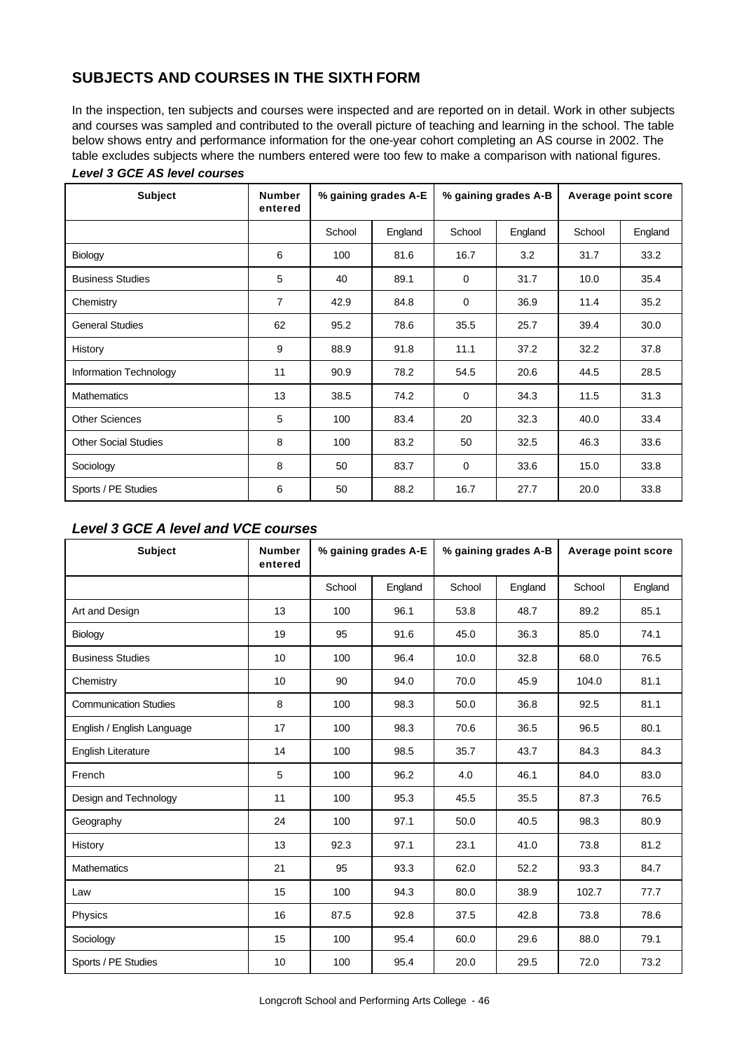## SUBJECTS AND COURSES IN THE SIXTH FORM

In the inspection, ten subjects and courses were inspected and are reported on in detail. Work in other subjects and courses was sampled and contributed to the overall picture of teaching and learning in the school. The table below shows entry and performance information for the one-year cohort completing an AS course in 2002. The table excludes subjects where the numbers entered were too few to make a comparison with national figures.

### *Level 3 GCE AS level courses*

| Subject | Number entered | % gaining grades A-E | | % gaining grades A-B | | Average point score | |
|---|---|---|---|---|---|---|---|
| | | School | England | School | England | School | England |
| Biology | 6 | 100 | 81.6 | 16.7 | 3.2 | 31.7 | 33.2 |
| Business Studies | 5 | 40 | 89.1 | 0 | 31.7 | 10.0 | 35.4 |
| Chemistry | 7 | 42.9 | 84.8 | 0 | 36.9 | 11.4 | 35.2 |
| General Studies | 62 | 95.2 | 78.6 | 35.5 | 25.7 | 39.4 | 30.0 |
| History | 9 | 88.9 | 91.8 | 11.1 | 37.2 | 32.2 | 37.8 |
| Information Technology | 11 | 90.9 | 78.2 | 54.5 | 20.6 | 44.5 | 28.5 |
| Mathematics | 13 | 38.5 | 74.2 | 0 | 34.3 | 11.5 | 31.3 |
| Other Sciences | 5 | 100 | 83.4 | 20 | 32.3 | 40.0 | 33.4 |
| Other Social Studies | 8 | 100 | 83.2 | 50 | 32.5 | 46.3 | 33.6 |
| Sociology | 8 | 50 | 83.7 | 0 | 33.6 | 15.0 | 33.8 |
| Sports / PE Studies | 6 | 50 | 88.2 | 16.7 | 27.7 | 20.0 | 33.8 |

### *Level 3 GCE A level and VCE courses*

| Subject | Number entered | % gaining grades A-E | | % gaining grades A-B | | Average point score | |
|---|---|---|---|---|---|---|---|
| | | School | England | School | England | School | England |
| Art and Design | 13 | 100 | 96.1 | 53.8 | 48.7 | 89.2 | 85.1 |
| Biology | 19 | 95 | 91.6 | 45.0 | 36.3 | 85.0 | 74.1 |
| Business Studies | 10 | 100 | 96.4 | 10.0 | 32.8 | 68.0 | 76.5 |
| Chemistry | 10 | 90 | 94.0 | 70.0 | 45.9 | 104.0 | 81.1 |
| Communication Studies | 8 | 100 | 98.3 | 50.0 | 36.8 | 92.5 | 81.1 |
| English / English Language | 17 | 100 | 98.3 | 70.6 | 36.5 | 96.5 | 80.1 |
| English Literature | 14 | 100 | 98.5 | 35.7 | 43.7 | 84.3 | 84.3 |
| French | 5 | 100 | 96.2 | 4.0 | 46.1 | 84.0 | 83.0 |
| Design and Technology | 11 | 100 | 95.3 | 45.5 | 35.5 | 87.3 | 76.5 |
| Geography | 24 | 100 | 97.1 | 50.0 | 40.5 | 98.3 | 80.9 |
| History | 13 | 92.3 | 97.1 | 23.1 | 41.0 | 73.8 | 81.2 |
| Mathematics | 21 | 95 | 93.3 | 62.0 | 52.2 | 93.3 | 84.7 |
| Law | 15 | 100 | 94.3 | 80.0 | 38.9 | 102.7 | 77.7 |
| Physics | 16 | 87.5 | 92.8 | 37.5 | 42.8 | 73.8 | 78.6 |
| Sociology | 15 | 100 | 95.4 | 60.0 | 29.6 | 88.0 | 79.1 |
| Sports / PE Studies | 10 | 100 | 95.4 | 20.0 | 29.5 | 72.0 | 73.2 |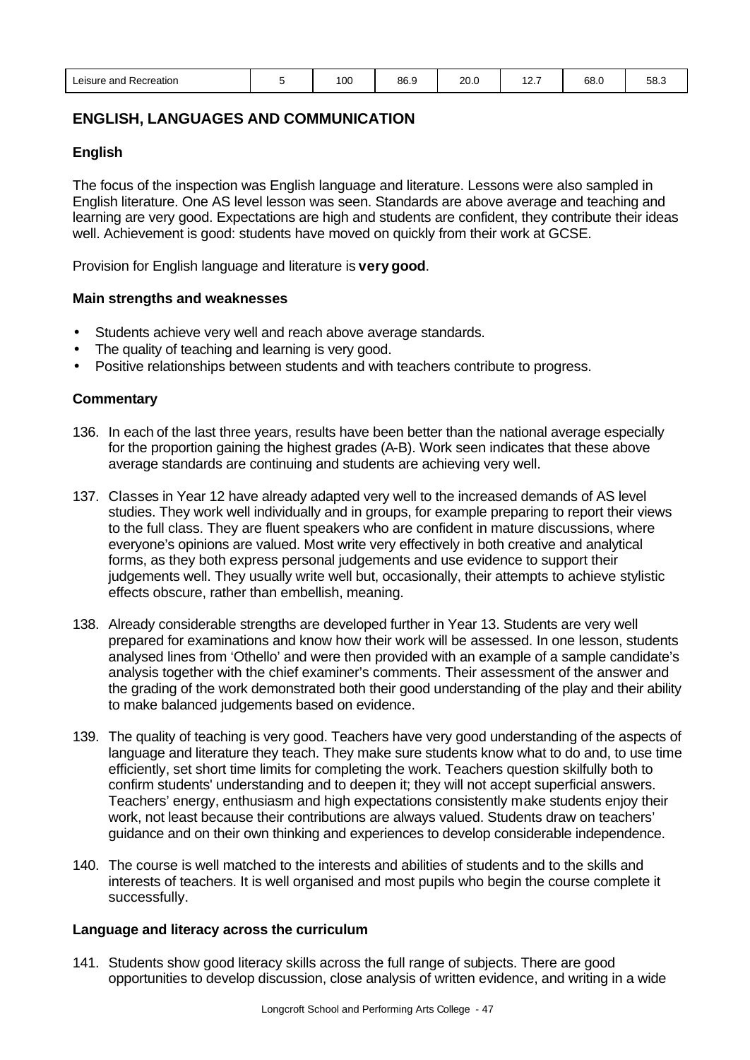| Leisure and Recreation | 5 | 100 | 86.9 | 20.0 | 12.7 | 68.0 | 58.3 |
|---|---|---|---|---|---|---|---|

## ENGLISH, LANGUAGES AND COMMUNICATION

### English

The focus of the inspection was English language and literature. Lessons were also sampled in English literature. One AS level lesson was seen. Standards are above average and teaching and learning are very good. Expectations are high and students are confident, they contribute their ideas well. Achievement is good: students have moved on quickly from their work at GCSE.

Provision for English language and literature is **very good**.

### Main strengths and weaknesses

- Students achieve very well and reach above average standards.
- The quality of teaching and learning is very good.
- Positive relationships between students and with teachers contribute to progress.

### Commentary

136. In each of the last three years, results have been better than the national average especially for the proportion gaining the highest grades (A-B). Work seen indicates that these above average standards are continuing and students are achieving very well.

137. Classes in Year 12 have already adapted very well to the increased demands of AS level studies. They work well individually and in groups, for example preparing to report their views to the full class. They are fluent speakers who are confident in mature discussions, where everyone's opinions are valued. Most write very effectively in both creative and analytical forms, as they both express personal judgements and use evidence to support their judgements well. They usually write well but, occasionally, their attempts to achieve stylistic effects obscure, rather than embellish, meaning.

138. Already considerable strengths are developed further in Year 13. Students are very well prepared for examinations and know how their work will be assessed. In one lesson, students analysed lines from 'Othello' and were then provided with an example of a sample candidate's analysis together with the chief examiner's comments. Their assessment of the answer and the grading of the work demonstrated both their good understanding of the play and their ability to make balanced judgements based on evidence.

139. The quality of teaching is very good. Teachers have very good understanding of the aspects of language and literature they teach. They make sure students know what to do and, to use time efficiently, set short time limits for completing the work. Teachers question skilfully both to confirm students' understanding and to deepen it; they will not accept superficial answers. Teachers' energy, enthusiasm and high expectations consistently make students enjoy their work, not least because their contributions are always valued. Students draw on teachers' guidance and on their own thinking and experiences to develop considerable independence.

140. The course is well matched to the interests and abilities of students and to the skills and interests of teachers. It is well organised and most pupils who begin the course complete it successfully.

### Language and literacy across the curriculum

141. Students show good literacy skills across the full range of subjects. There are good opportunities to develop discussion, close analysis of written evidence, and writing in a wide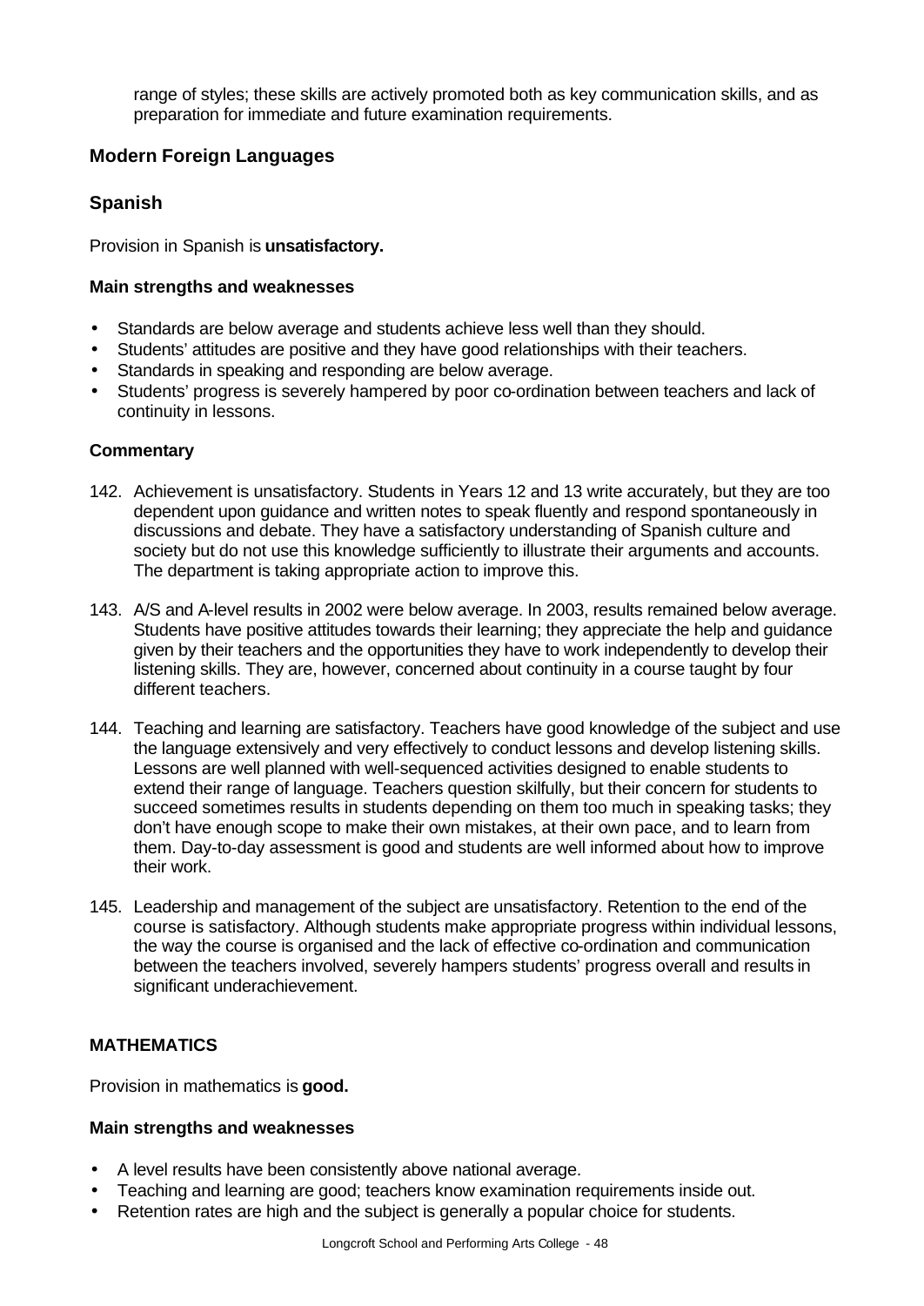range of styles; these skills are actively promoted both as key communication skills, and as preparation for immediate and future examination requirements.

### Modern Foreign Languages

### Spanish

Provision in Spanish is **unsatisfactory.**

**Main strengths and weaknesses**

- Standards are below average and students achieve less well than they should.
- Students' attitudes are positive and they have good relationships with their teachers.
- Standards in speaking and responding are below average.
- Students' progress is severely hampered by poor co-ordination between teachers and lack of continuity in lessons.

**Commentary**

142. Achievement is unsatisfactory. Students in Years 12 and 13 write accurately, but they are too dependent upon guidance and written notes to speak fluently and respond spontaneously in discussions and debate. They have a satisfactory understanding of Spanish culture and society but do not use this knowledge sufficiently to illustrate their arguments and accounts. The department is taking appropriate action to improve this.

143. A/S and A-level results in 2002 were below average. In 2003, results remained below average. Students have positive attitudes towards their learning; they appreciate the help and guidance given by their teachers and the opportunities they have to work independently to develop their listening skills. They are, however, concerned about continuity in a course taught by four different teachers.

144. Teaching and learning are satisfactory. Teachers have good knowledge of the subject and use the language extensively and very effectively to conduct lessons and develop listening skills. Lessons are well planned with well-sequenced activities designed to enable students to extend their range of language. Teachers question skilfully, but their concern for students to succeed sometimes results in students depending on them too much in speaking tasks; they don't have enough scope to make their own mistakes, at their own pace, and to learn from them. Day-to-day assessment is good and students are well informed about how to improve their work.

145. Leadership and management of the subject are unsatisfactory. Retention to the end of the course is satisfactory. Although students make appropriate progress within individual lessons, the way the course is organised and the lack of effective co-ordination and communication between the teachers involved, severely hampers students' progress overall and results in significant underachievement.

### MATHEMATICS

Provision in mathematics is **good.**

**Main strengths and weaknesses**

- A level results have been consistently above national average.
- Teaching and learning are good; teachers know examination requirements inside out.
- Retention rates are high and the subject is generally a popular choice for students.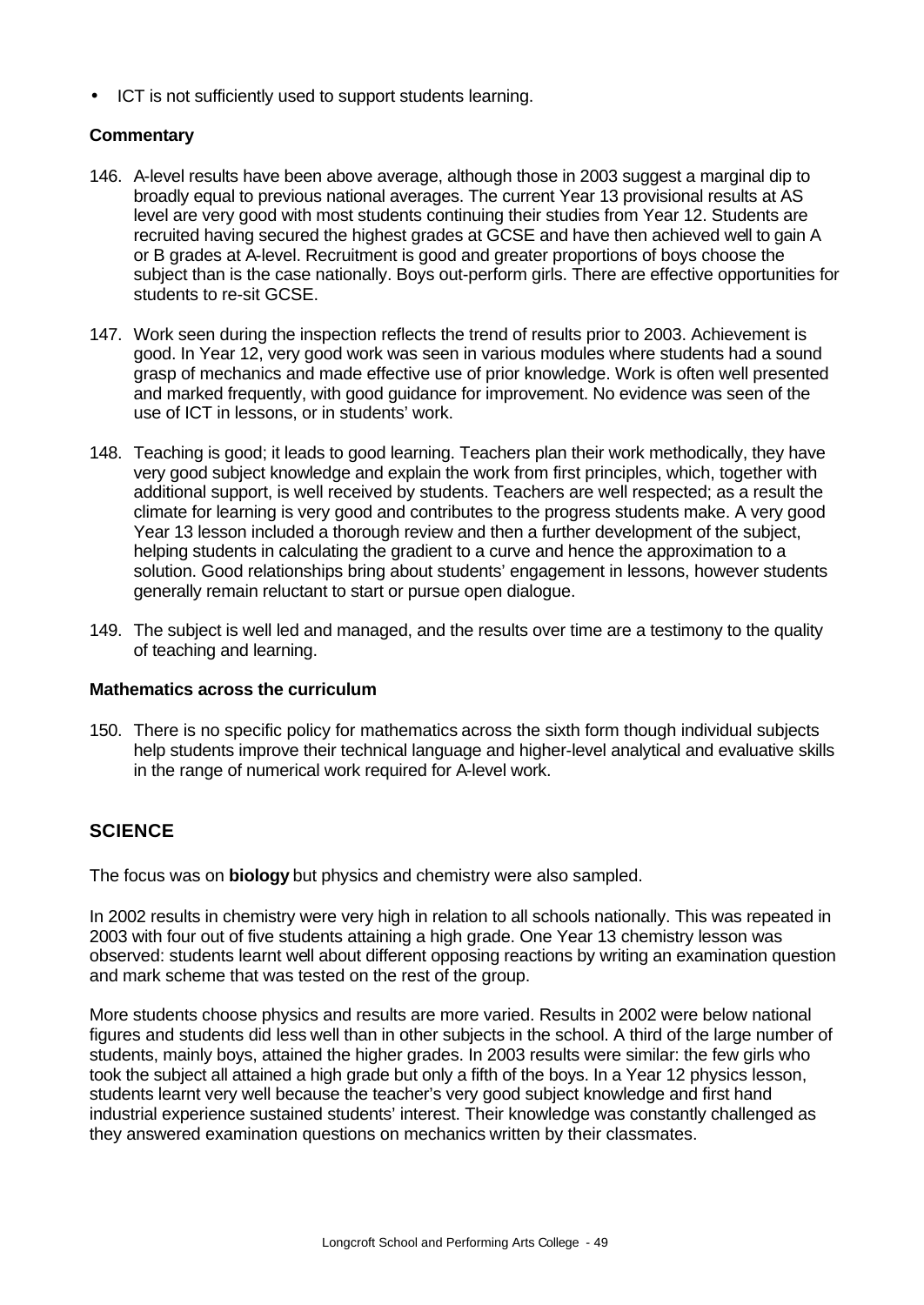- ICT is not sufficiently used to support students learning.

**Commentary**

146. A-level results have been above average, although those in 2003 suggest a marginal dip to broadly equal to previous national averages. The current Year 13 provisional results at AS level are very good with most students continuing their studies from Year 12. Students are recruited having secured the highest grades at GCSE and have then achieved well to gain A or B grades at A-level. Recruitment is good and greater proportions of boys choose the subject than is the case nationally. Boys out-perform girls. There are effective opportunities for students to re-sit GCSE.

147. Work seen during the inspection reflects the trend of results prior to 2003. Achievement is good. In Year 12, very good work was seen in various modules where students had a sound grasp of mechanics and made effective use of prior knowledge. Work is often well presented and marked frequently, with good guidance for improvement. No evidence was seen of the use of ICT in lessons, or in students' work.

148. Teaching is good; it leads to good learning. Teachers plan their work methodically, they have very good subject knowledge and explain the work from first principles, which, together with additional support, is well received by students. Teachers are well respected; as a result the climate for learning is very good and contributes to the progress students make. A very good Year 13 lesson included a thorough review and then a further development of the subject, helping students in calculating the gradient to a curve and hence the approximation to a solution. Good relationships bring about students' engagement in lessons, however students generally remain reluctant to start or pursue open dialogue.

149. The subject is well led and managed, and the results over time are a testimony to the quality of teaching and learning.

**Mathematics across the curriculum**

150. There is no specific policy for mathematics across the sixth form though individual subjects help students improve their technical language and higher-level analytical and evaluative skills in the range of numerical work required for A-level work.

## SCIENCE

The focus was on **biology** but physics and chemistry were also sampled.

In 2002 results in chemistry were very high in relation to all schools nationally. This was repeated in 2003 with four out of five students attaining a high grade. One Year 13 chemistry lesson was observed: students learnt well about different opposing reactions by writing an examination question and mark scheme that was tested on the rest of the group.

More students choose physics and results are more varied. Results in 2002 were below national figures and students did less well than in other subjects in the school. A third of the large number of students, mainly boys, attained the higher grades. In 2003 results were similar: the few girls who took the subject all attained a high grade but only a fifth of the boys. In a Year 12 physics lesson, students learnt very well because the teacher's very good subject knowledge and first hand industrial experience sustained students' interest. Their knowledge was constantly challenged as they answered examination questions on mechanics written by their classmates.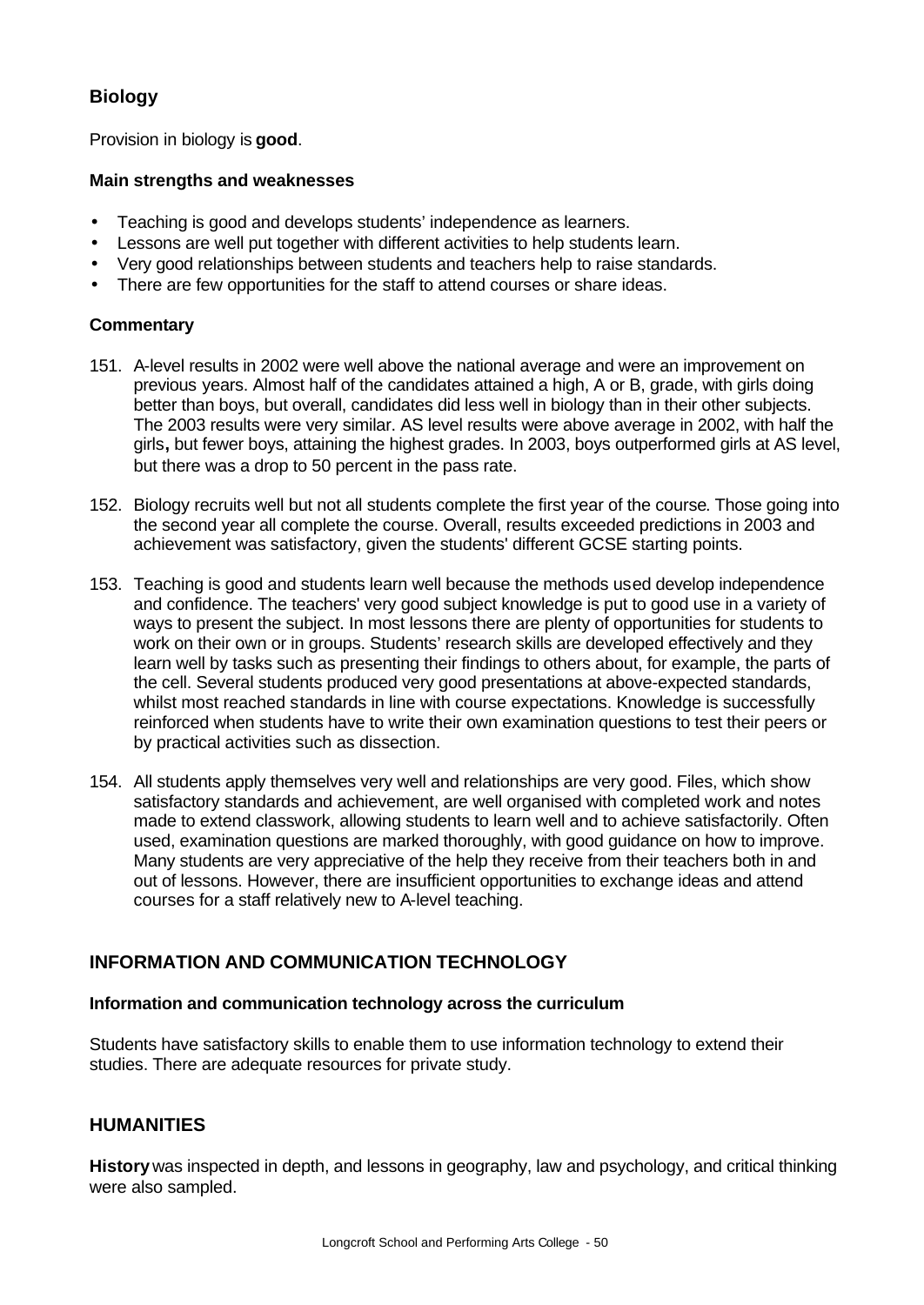### Biology

Provision in biology is **good**.

**Main strengths and weaknesses**

- Teaching is good and develops students' independence as learners.
- Lessons are well put together with different activities to help students learn.
- Very good relationships between students and teachers help to raise standards.
- There are few opportunities for the staff to attend courses or share ideas.

**Commentary**

151. A-level results in 2002 were well above the national average and were an improvement on previous years. Almost half of the candidates attained a high, A or B, grade, with girls doing better than boys, but overall, candidates did less well in biology than in their other subjects. The 2003 results were very similar. AS level results were above average in 2002, with half the girls**,** but fewer boys, attaining the highest grades. In 2003, boys outperformed girls at AS level, but there was a drop to 50 percent in the pass rate.

152. Biology recruits well but not all students complete the first year of the course. Those going into the second year all complete the course. Overall, results exceeded predictions in 2003 and achievement was satisfactory, given the students' different GCSE starting points.

153. Teaching is good and students learn well because the methods used develop independence and confidence. The teachers' very good subject knowledge is put to good use in a variety of ways to present the subject. In most lessons there are plenty of opportunities for students to work on their own or in groups. Students' research skills are developed effectively and they learn well by tasks such as presenting their findings to others about, for example, the parts of the cell. Several students produced very good presentations at above-expected standards, whilst most reached standards in line with course expectations. Knowledge is successfully reinforced when students have to write their own examination questions to test their peers or by practical activities such as dissection.

154. All students apply themselves very well and relationships are very good. Files, which show satisfactory standards and achievement, are well organised with completed work and notes made to extend classwork, allowing students to learn well and to achieve satisfactorily. Often used, examination questions are marked thoroughly, with good guidance on how to improve. Many students are very appreciative of the help they receive from their teachers both in and out of lessons. However, there are insufficient opportunities to exchange ideas and attend courses for a staff relatively new to A-level teaching.

## INFORMATION AND COMMUNICATION TECHNOLOGY

**Information and communication technology across the curriculum**

Students have satisfactory skills to enable them to use information technology to extend their studies. There are adequate resources for private study.

## HUMANITIES

**History** was inspected in depth, and lessons in geography, law and psychology, and critical thinking were also sampled.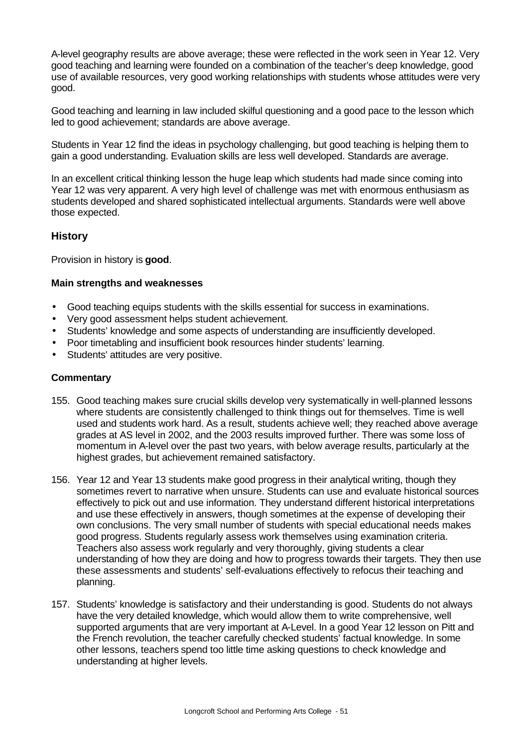A-level geography results are above average; these were reflected in the work seen in Year 12. Very good teaching and learning were founded on a combination of the teacher's deep knowledge, good use of available resources, very good working relationships with students whose attitudes were very good.

Good teaching and learning in law included skilful questioning and a good pace to the lesson which led to good achievement; standards are above average.

Students in Year 12 find the ideas in psychology challenging, but good teaching is helping them to gain a good understanding. Evaluation skills are less well developed. Standards are average.

In an excellent critical thinking lesson the huge leap which students had made since coming into Year 12 was very apparent. A very high level of challenge was met with enormous enthusiasm as students developed and shared sophisticated intellectual arguments. Standards were well above those expected.

## History

Provision in history is **good**.

### Main strengths and weaknesses

- Good teaching equips students with the skills essential for success in examinations.
- Very good assessment helps student achievement.
- Students' knowledge and some aspects of understanding are insufficiently developed.
- Poor timetabling and insufficient book resources hinder students' learning.
- Students' attitudes are very positive.

### Commentary

155. Good teaching makes sure crucial skills develop very systematically in well-planned lessons where students are consistently challenged to think things out for themselves. Time is well used and students work hard. As a result, students achieve well; they reached above average grades at AS level in 2002, and the 2003 results improved further. There was some loss of momentum in A-level over the past two years, with below average results, particularly at the highest grades, but achievement remained satisfactory.

156. Year 12 and Year 13 students make good progress in their analytical writing, though they sometimes revert to narrative when unsure. Students can use and evaluate historical sources effectively to pick out and use information. They understand different historical interpretations and use these effectively in answers, though sometimes at the expense of developing their own conclusions. The very small number of students with special educational needs makes good progress. Students regularly assess work themselves using examination criteria. Teachers also assess work regularly and very thoroughly, giving students a clear understanding of how they are doing and how to progress towards their targets. They then use these assessments and students' self-evaluations effectively to refocus their teaching and planning.

157. Students' knowledge is satisfactory and their understanding is good. Students do not always have the very detailed knowledge, which would allow them to write comprehensive, well supported arguments that are very important at A-Level. In a good Year 12 lesson on Pitt and the French revolution, the teacher carefully checked students' factual knowledge. In some other lessons, teachers spend too little time asking questions to check knowledge and understanding at higher levels.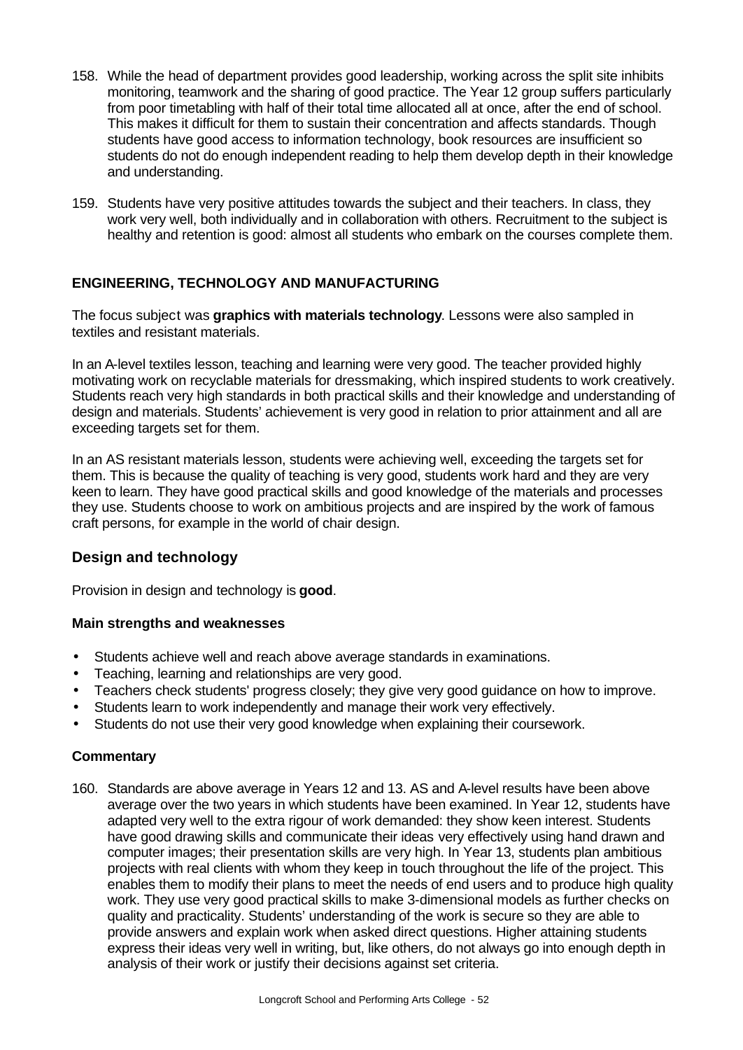158. While the head of department provides good leadership, working across the split site inhibits monitoring, teamwork and the sharing of good practice. The Year 12 group suffers particularly from poor timetabling with half of their total time allocated all at once, after the end of school. This makes it difficult for them to sustain their concentration and affects standards. Though students have good access to information technology, book resources are insufficient so students do not do enough independent reading to help them develop depth in their knowledge and understanding.

159. Students have very positive attitudes towards the subject and their teachers. In class, they work very well, both individually and in collaboration with others. Recruitment to the subject is healthy and retention is good: almost all students who embark on the courses complete them.

### ENGINEERING, TECHNOLOGY AND MANUFACTURING

The focus subject was **graphics with materials technology**. Lessons were also sampled in textiles and resistant materials.

In an A-level textiles lesson, teaching and learning were very good. The teacher provided highly motivating work on recyclable materials for dressmaking, which inspired students to work creatively. Students reach very high standards in both practical skills and their knowledge and understanding of design and materials. Students' achievement is very good in relation to prior attainment and all are exceeding targets set for them.

In an AS resistant materials lesson, students were achieving well, exceeding the targets set for them. This is because the quality of teaching is very good, students work hard and they are very keen to learn. They have good practical skills and good knowledge of the materials and processes they use. Students choose to work on ambitious projects and are inspired by the work of famous craft persons, for example in the world of chair design.

## Design and technology

Provision in design and technology is **good**.

#### Main strengths and weaknesses

- Students achieve well and reach above average standards in examinations.
- Teaching, learning and relationships are very good.
- Teachers check students' progress closely; they give very good guidance on how to improve.
- Students learn to work independently and manage their work very effectively.
- Students do not use their very good knowledge when explaining their coursework.

#### Commentary

160. Standards are above average in Years 12 and 13. AS and A-level results have been above average over the two years in which students have been examined. In Year 12, students have adapted very well to the extra rigour of work demanded: they show keen interest. Students have good drawing skills and communicate their ideas very effectively using hand drawn and computer images; their presentation skills are very high. In Year 13, students plan ambitious projects with real clients with whom they keep in touch throughout the life of the project. This enables them to modify their plans to meet the needs of end users and to produce high quality work. They use very good practical skills to make 3-dimensional models as further checks on quality and practicality. Students' understanding of the work is secure so they are able to provide answers and explain work when asked direct questions. Higher attaining students express their ideas very well in writing, but, like others, do not always go into enough depth in analysis of their work or justify their decisions against set criteria.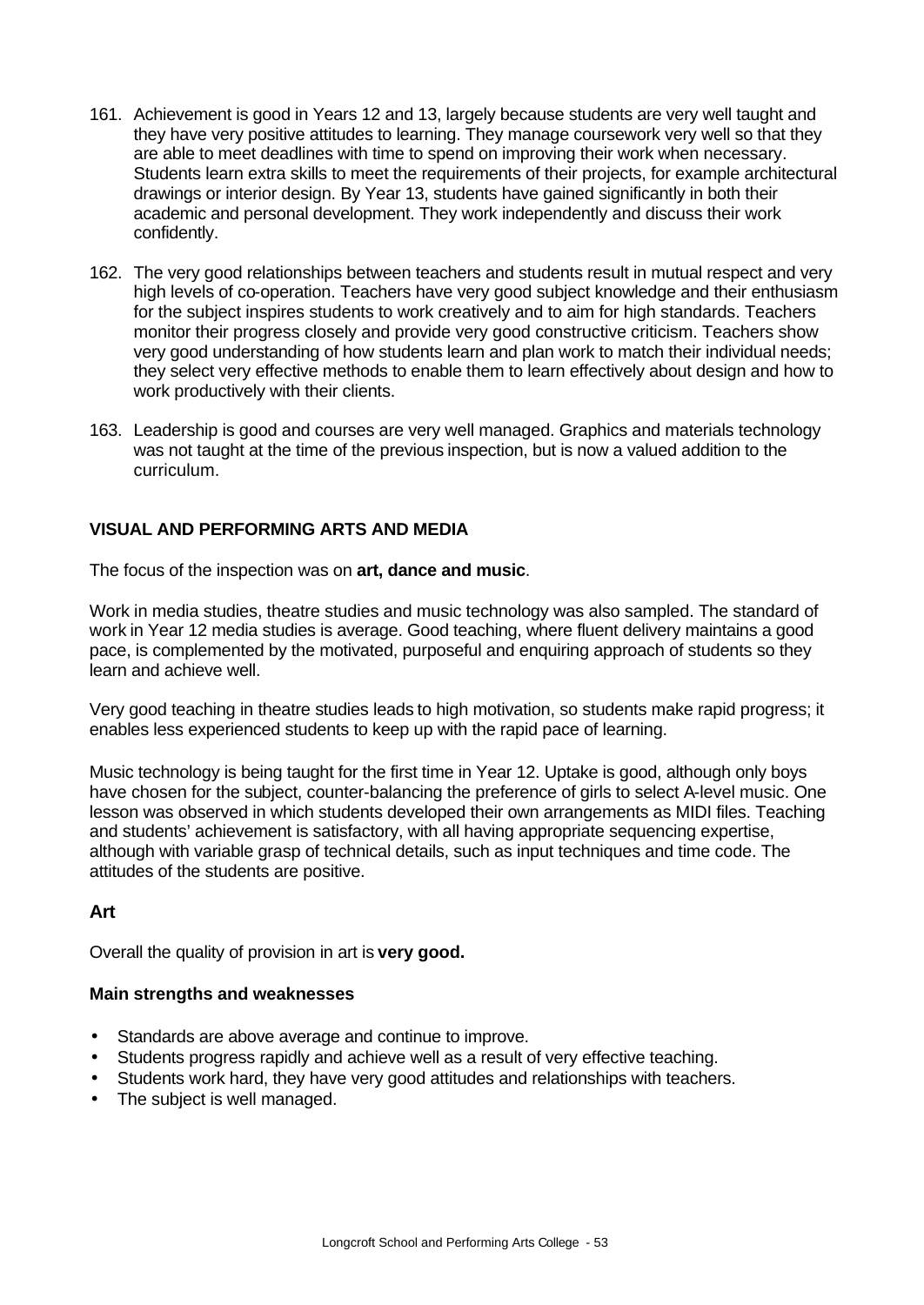161. Achievement is good in Years 12 and 13, largely because students are very well taught and they have very positive attitudes to learning. They manage coursework very well so that they are able to meet deadlines with time to spend on improving their work when necessary. Students learn extra skills to meet the requirements of their projects, for example architectural drawings or interior design. By Year 13, students have gained significantly in both their academic and personal development. They work independently and discuss their work confidently.

162. The very good relationships between teachers and students result in mutual respect and very high levels of co-operation. Teachers have very good subject knowledge and their enthusiasm for the subject inspires students to work creatively and to aim for high standards. Teachers monitor their progress closely and provide very good constructive criticism. Teachers show very good understanding of how students learn and plan work to match their individual needs; they select very effective methods to enable them to learn effectively about design and how to work productively with their clients.

163. Leadership is good and courses are very well managed. Graphics and materials technology was not taught at the time of the previous inspection, but is now a valued addition to the curriculum.

## VISUAL AND PERFORMING ARTS AND MEDIA

The focus of the inspection was on **art, dance and music**.

Work in media studies, theatre studies and music technology was also sampled. The standard of work in Year 12 media studies is average. Good teaching, where fluent delivery maintains a good pace, is complemented by the motivated, purposeful and enquiring approach of students so they learn and achieve well.

Very good teaching in theatre studies leads to high motivation, so students make rapid progress; it enables less experienced students to keep up with the rapid pace of learning.

Music technology is being taught for the first time in Year 12. Uptake is good, although only boys have chosen for the subject, counter-balancing the preference of girls to select A-level music. One lesson was observed in which students developed their own arrangements as MIDI files. Teaching and students' achievement is satisfactory, with all having appropriate sequencing expertise, although with variable grasp of technical details, such as input techniques and time code. The attitudes of the students are positive.

### Art

Overall the quality of provision in art is **very good.**

#### Main strengths and weaknesses

- Standards are above average and continue to improve.
- Students progress rapidly and achieve well as a result of very effective teaching.
- Students work hard, they have very good attitudes and relationships with teachers.
- The subject is well managed.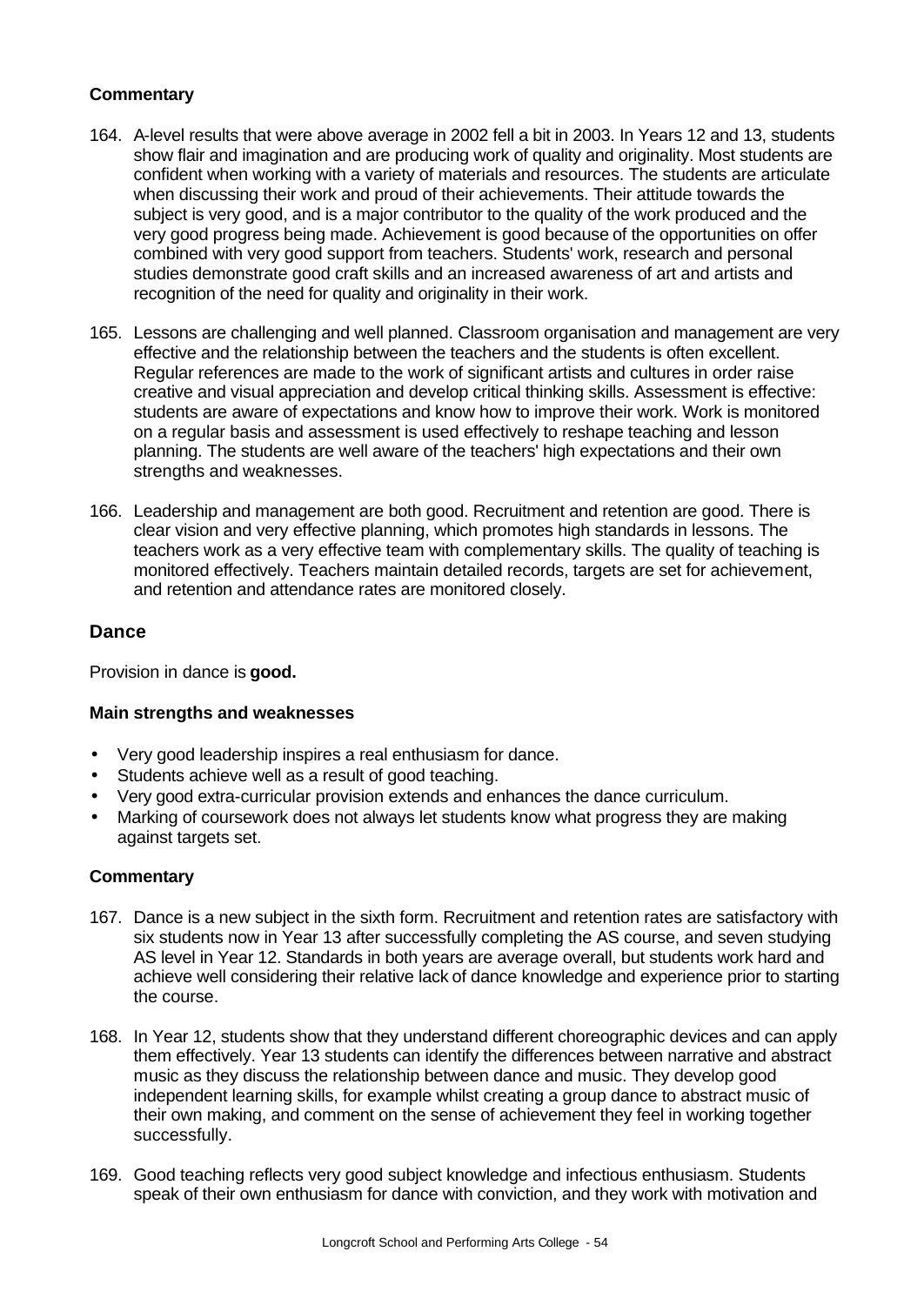**Commentary**

164. A-level results that were above average in 2002 fell a bit in 2003. In Years 12 and 13, students show flair and imagination and are producing work of quality and originality. Most students are confident when working with a variety of materials and resources. The students are articulate when discussing their work and proud of their achievements. Their attitude towards the subject is very good, and is a major contributor to the quality of the work produced and the very good progress being made. Achievement is good because of the opportunities on offer combined with very good support from teachers. Students' work, research and personal studies demonstrate good craft skills and an increased awareness of art and artists and recognition of the need for quality and originality in their work.

165. Lessons are challenging and well planned. Classroom organisation and management are very effective and the relationship between the teachers and the students is often excellent. Regular references are made to the work of significant artists and cultures in order raise creative and visual appreciation and develop critical thinking skills. Assessment is effective: students are aware of expectations and know how to improve their work. Work is monitored on a regular basis and assessment is used effectively to reshape teaching and lesson planning. The students are well aware of the teachers' high expectations and their own strengths and weaknesses.

166. Leadership and management are both good. Recruitment and retention are good. There is clear vision and very effective planning, which promotes high standards in lessons. The teachers work as a very effective team with complementary skills. The quality of teaching is monitored effectively. Teachers maintain detailed records, targets are set for achievement, and retention and attendance rates are monitored closely.

## Dance

Provision in dance is **good.**

**Main strengths and weaknesses**

- Very good leadership inspires a real enthusiasm for dance.
- Students achieve well as a result of good teaching.
- Very good extra-curricular provision extends and enhances the dance curriculum.
- Marking of coursework does not always let students know what progress they are making against targets set.

**Commentary**

167. Dance is a new subject in the sixth form. Recruitment and retention rates are satisfactory with six students now in Year 13 after successfully completing the AS course, and seven studying AS level in Year 12. Standards in both years are average overall, but students work hard and achieve well considering their relative lack of dance knowledge and experience prior to starting the course.

168. In Year 12, students show that they understand different choreographic devices and can apply them effectively. Year 13 students can identify the differences between narrative and abstract music as they discuss the relationship between dance and music. They develop good independent learning skills, for example whilst creating a group dance to abstract music of their own making, and comment on the sense of achievement they feel in working together successfully.

169. Good teaching reflects very good subject knowledge and infectious enthusiasm. Students speak of their own enthusiasm for dance with conviction, and they work with motivation and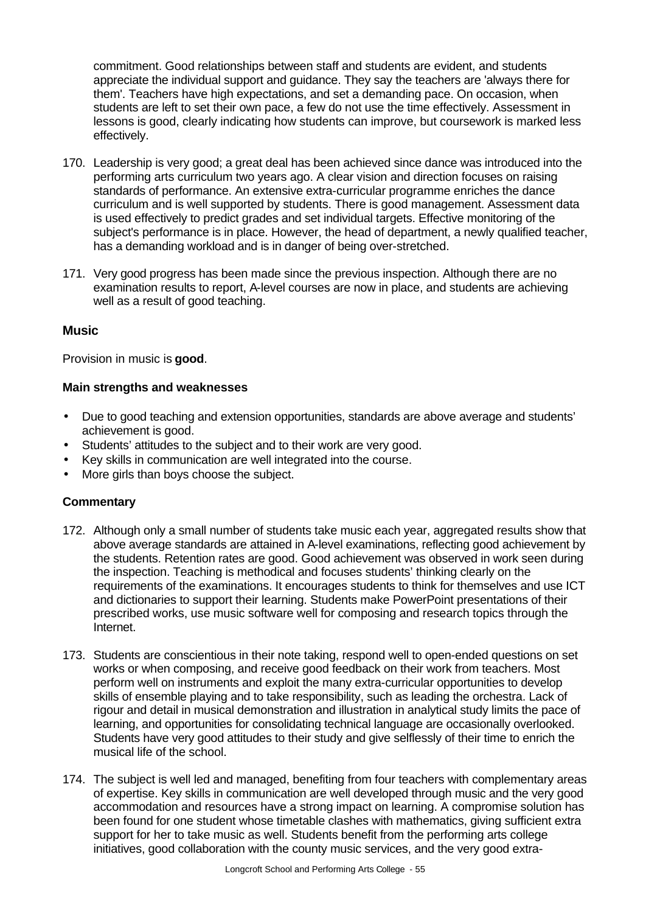commitment. Good relationships between staff and students are evident, and students appreciate the individual support and guidance. They say the teachers are 'always there for them'. Teachers have high expectations, and set a demanding pace. On occasion, when students are left to set their own pace, a few do not use the time effectively. Assessment in lessons is good, clearly indicating how students can improve, but coursework is marked less effectively.

170. Leadership is very good; a great deal has been achieved since dance was introduced into the performing arts curriculum two years ago. A clear vision and direction focuses on raising standards of performance. An extensive extra-curricular programme enriches the dance curriculum and is well supported by students. There is good management. Assessment data is used effectively to predict grades and set individual targets. Effective monitoring of the subject's performance is in place. However, the head of department, a newly qualified teacher, has a demanding workload and is in danger of being over-stretched.

171. Very good progress has been made since the previous inspection. Although there are no examination results to report, A-level courses are now in place, and students are achieving well as a result of good teaching.

### Music

Provision in music is **good**.

#### Main strengths and weaknesses

- Due to good teaching and extension opportunities, standards are above average and students' achievement is good.
- Students' attitudes to the subject and to their work are very good.
- Key skills in communication are well integrated into the course.
- More girls than boys choose the subject.

#### Commentary

172. Although only a small number of students take music each year, aggregated results show that above average standards are attained in A-level examinations, reflecting good achievement by the students. Retention rates are good. Good achievement was observed in work seen during the inspection. Teaching is methodical and focuses students' thinking clearly on the requirements of the examinations. It encourages students to think for themselves and use ICT and dictionaries to support their learning. Students make PowerPoint presentations of their prescribed works, use music software well for composing and research topics through the Internet.

173. Students are conscientious in their note taking, respond well to open-ended questions on set works or when composing, and receive good feedback on their work from teachers. Most perform well on instruments and exploit the many extra-curricular opportunities to develop skills of ensemble playing and to take responsibility, such as leading the orchestra. Lack of rigour and detail in musical demonstration and illustration in analytical study limits the pace of learning, and opportunities for consolidating technical language are occasionally overlooked. Students have very good attitudes to their study and give selflessly of their time to enrich the musical life of the school.

174. The subject is well led and managed, benefiting from four teachers with complementary areas of expertise. Key skills in communication are well developed through music and the very good accommodation and resources have a strong impact on learning. A compromise solution has been found for one student whose timetable clashes with mathematics, giving sufficient extra support for her to take music as well. Students benefit from the performing arts college initiatives, good collaboration with the county music services, and the very good extra-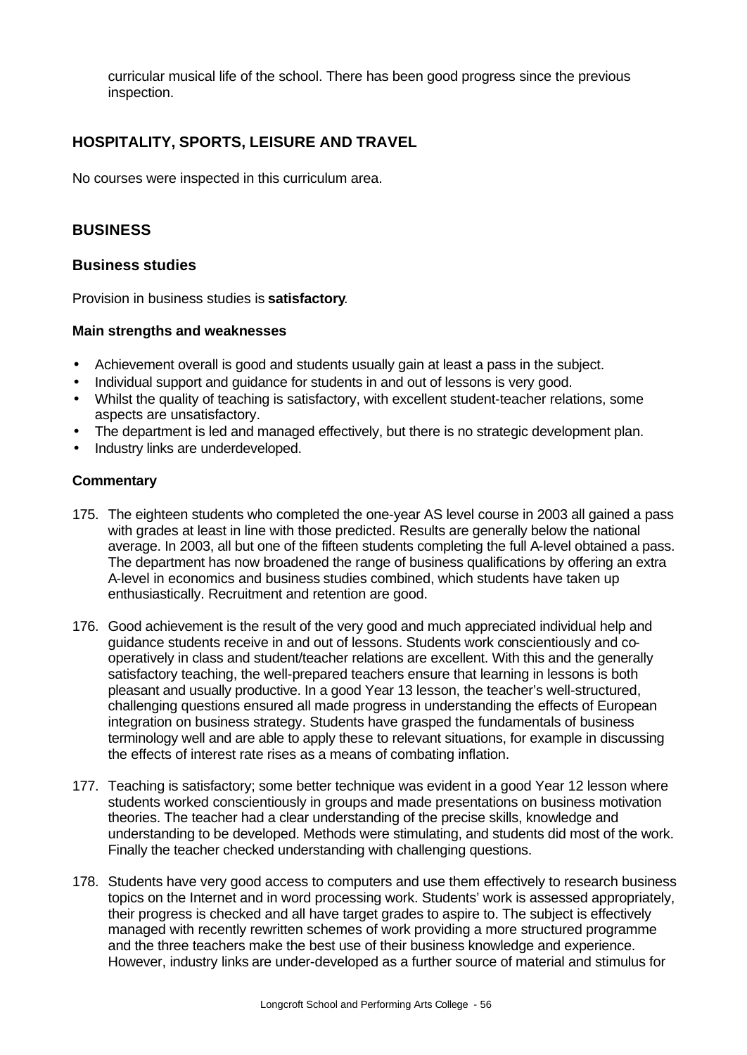curricular musical life of the school. There has been good progress since the previous inspection.

## HOSPITALITY, SPORTS, LEISURE AND TRAVEL

No courses were inspected in this curriculum area.

## BUSINESS

### Business studies

Provision in business studies is **satisfactory**.

#### Main strengths and weaknesses

- Achievement overall is good and students usually gain at least a pass in the subject.
- Individual support and guidance for students in and out of lessons is very good.
- Whilst the quality of teaching is satisfactory, with excellent student-teacher relations, some aspects are unsatisfactory.
- The department is led and managed effectively, but there is no strategic development plan.
- Industry links are underdeveloped.

#### Commentary

175. The eighteen students who completed the one-year AS level course in 2003 all gained a pass with grades at least in line with those predicted. Results are generally below the national average. In 2003, all but one of the fifteen students completing the full A-level obtained a pass. The department has now broadened the range of business qualifications by offering an extra A-level in economics and business studies combined, which students have taken up enthusiastically. Recruitment and retention are good.

176. Good achievement is the result of the very good and much appreciated individual help and guidance students receive in and out of lessons. Students work conscientiously and co-operatively in class and student/teacher relations are excellent. With this and the generally satisfactory teaching, the well-prepared teachers ensure that learning in lessons is both pleasant and usually productive. In a good Year 13 lesson, the teacher's well-structured, challenging questions ensured all made progress in understanding the effects of European integration on business strategy. Students have grasped the fundamentals of business terminology well and are able to apply these to relevant situations, for example in discussing the effects of interest rate rises as a means of combating inflation.

177. Teaching is satisfactory; some better technique was evident in a good Year 12 lesson where students worked conscientiously in groups and made presentations on business motivation theories. The teacher had a clear understanding of the precise skills, knowledge and understanding to be developed. Methods were stimulating, and students did most of the work. Finally the teacher checked understanding with challenging questions.

178. Students have very good access to computers and use them effectively to research business topics on the Internet and in word processing work. Students' work is assessed appropriately, their progress is checked and all have target grades to aspire to. The subject is effectively managed with recently rewritten schemes of work providing a more structured programme and the three teachers make the best use of their business knowledge and experience. However, industry links are under-developed as a further source of material and stimulus for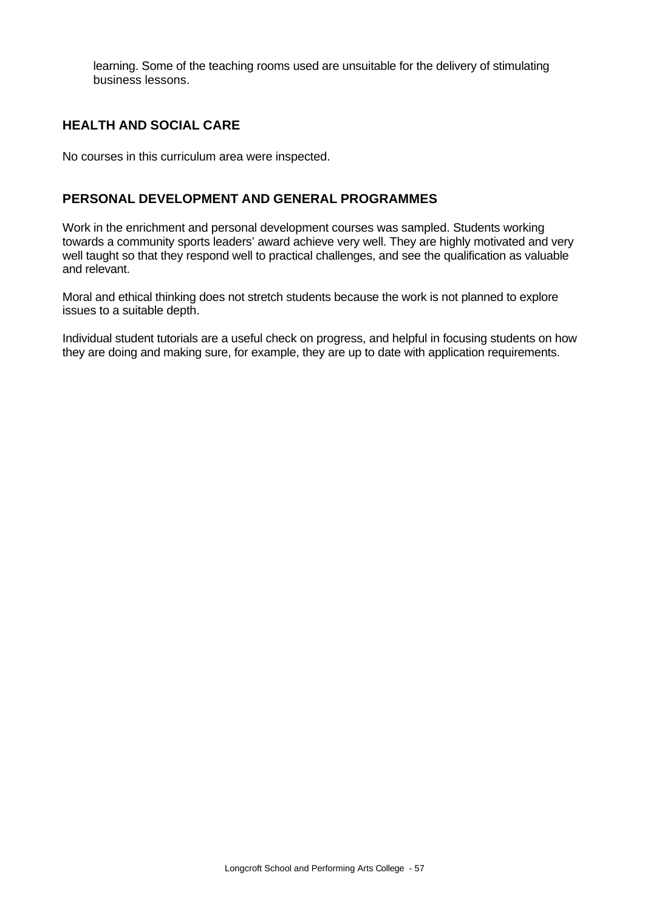learning. Some of the teaching rooms used are unsuitable for the delivery of stimulating business lessons.

## HEALTH AND SOCIAL CARE

No courses in this curriculum area were inspected.

## PERSONAL DEVELOPMENT AND GENERAL PROGRAMMES

Work in the enrichment and personal development courses was sampled. Students working towards a community sports leaders' award achieve very well. They are highly motivated and very well taught so that they respond well to practical challenges, and see the qualification as valuable and relevant.

Moral and ethical thinking does not stretch students because the work is not planned to explore issues to a suitable depth.

Individual student tutorials are a useful check on progress, and helpful in focusing students on how they are doing and making sure, for example, they are up to date with application requirements.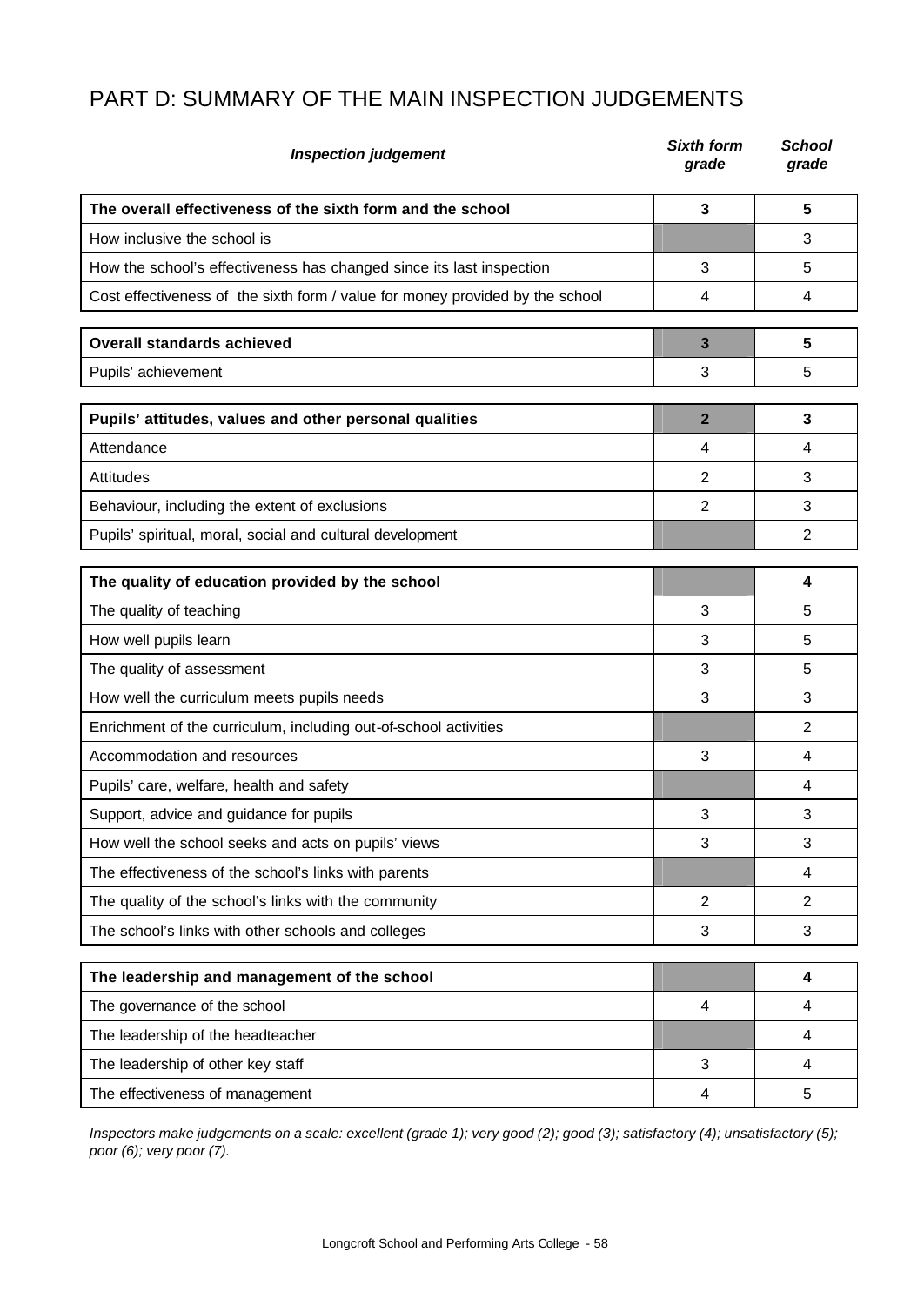# PART D: SUMMARY OF THE MAIN INSPECTION JUDGEMENTS

| *Inspection judgement* | *Sixth form grade* | *School grade* |
|---|---|---|
| **The overall effectiveness of the sixth form and the school** | **3** | **5** |
| How inclusive the school is | | 3 |
| How the school's effectiveness has changed since its last inspection | 3 | 5 |
| Cost effectiveness of the sixth form / value for money provided by the school | 4 | 4 |
| **Overall standards achieved** | **3** | **5** |
| Pupils' achievement | 3 | 5 |
| **Pupils' attitudes, values and other personal qualities** | **2** | **3** |
| Attendance | 4 | 4 |
| Attitudes | 2 | 3 |
| Behaviour, including the extent of exclusions | 2 | 3 |
| Pupils' spiritual, moral, social and cultural development | | 2 |
| **The quality of education provided by the school** | | **4** |
| The quality of teaching | 3 | 5 |
| How well pupils learn | 3 | 5 |
| The quality of assessment | 3 | 5 |
| How well the curriculum meets pupils needs | 3 | 3 |
| Enrichment of the curriculum, including out-of-school activities | | 2 |
| Accommodation and resources | 3 | 4 |
| Pupils' care, welfare, health and safety | | 4 |
| Support, advice and guidance for pupils | 3 | 3 |
| How well the school seeks and acts on pupils' views | 3 | 3 |
| The effectiveness of the school's links with parents | | 4 |
| The quality of the school's links with the community | 2 | 2 |
| The school's links with other schools and colleges | 3 | 3 |
| **The leadership and management of the school** | | **4** |
| The governance of the school | 4 | 4 |
| The leadership of the headteacher | | 4 |
| The leadership of other key staff | 3 | 4 |
| The effectiveness of management | 4 | 5 |

*Inspectors make judgements on a scale: excellent (grade 1); very good (2); good (3); satisfactory (4); unsatisfactory (5); poor (6); very poor (7).*